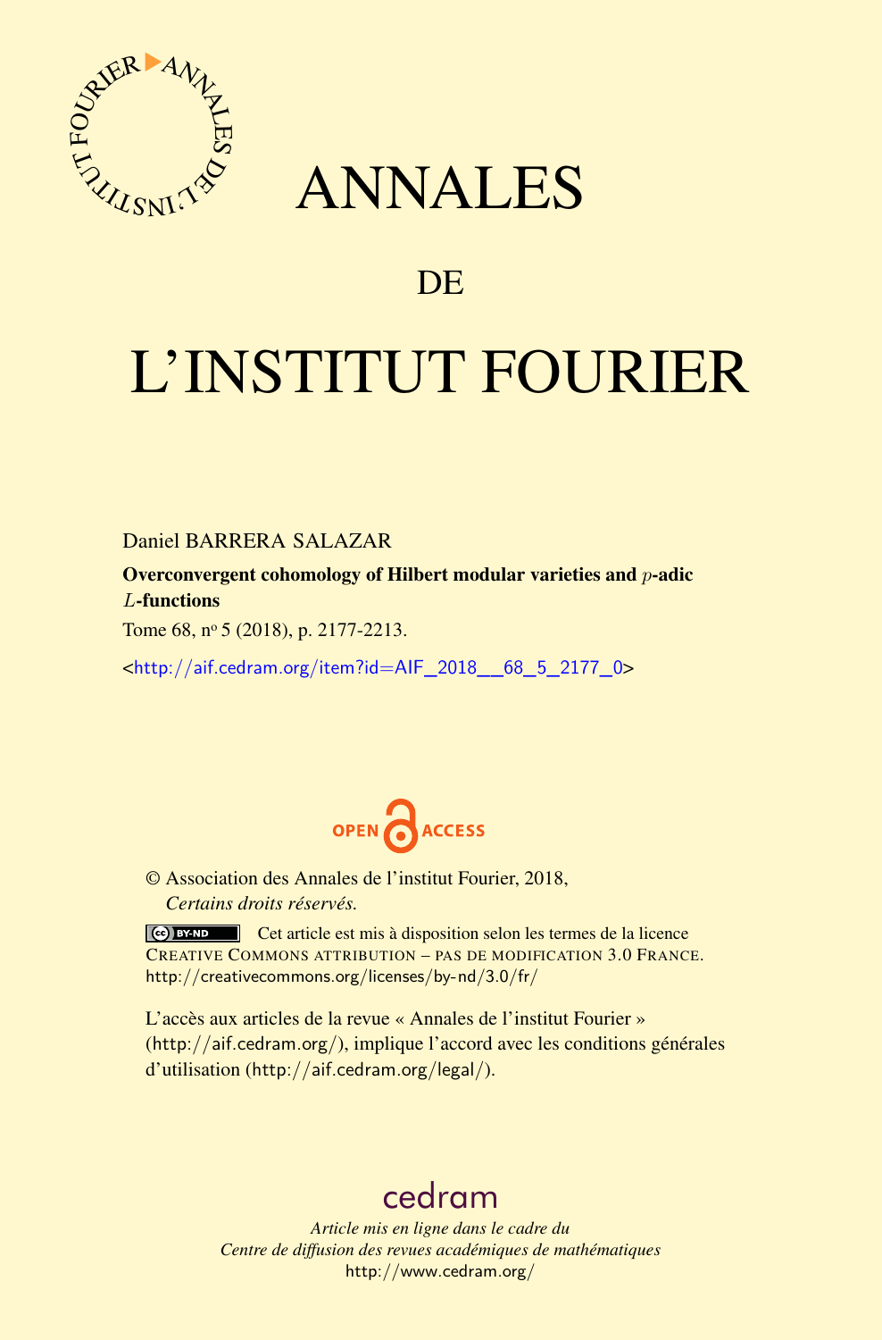# ANNALES

# DE

# L'INSTITUT FOURIER

Daniel BARRERA SALAZAR

**Overconvergent cohomology of Hilbert modular varieties and $p$-adic $L$-functions**

Tome 68, nº 5 (2018), p. 2177-2213.

<http://aif.cedram.org/item?id=AIF_2018__68_5_2177_0>

OPEN ACCESS

© Association des Annales de l'institut Fourier, 2018,
*Certains droits réservés.*

Cet article est mis à disposition selon les termes de la licence CREATIVE COMMONS ATTRIBUTION – PAS DE MODIFICATION 3.0 FRANCE.
http://creativecommons.org/licenses/by-nd/3.0/fr/

L'accès aux articles de la revue « Annales de l'institut Fourier » (http://aif.cedram.org/), implique l'accord avec les conditions générales d'utilisation (http://aif.cedram.org/legal/).

cedram

*Article mis en ligne dans le cadre du*
*Centre de diffusion des revues académiques de mathématiques*
http://www.cedram.org/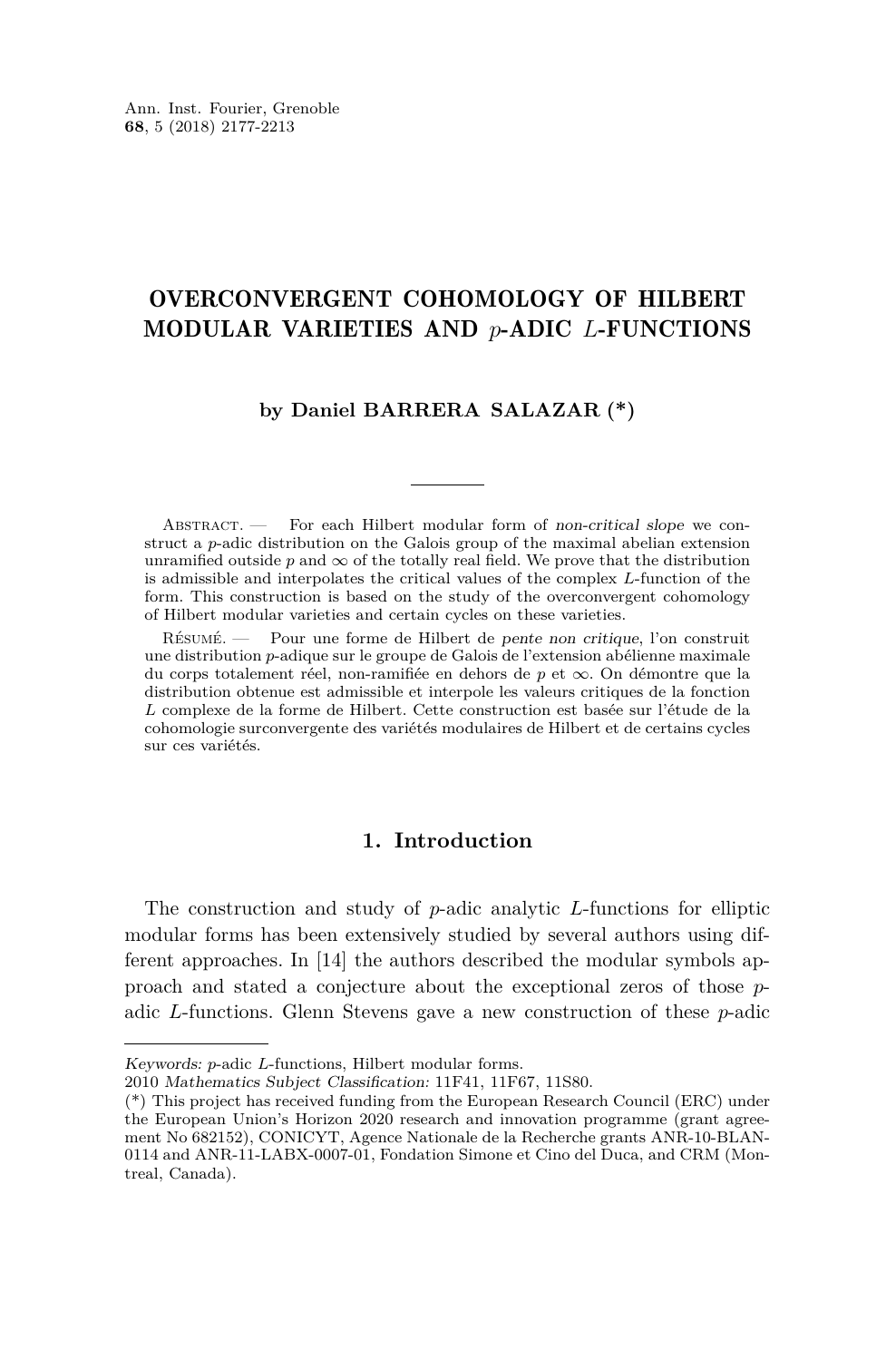# OVERCONVERGENT COHOMOLOGY OF HILBERT MODULAR VARIETIES AND $p$-ADIC $L$-FUNCTIONS

**by Daniel BARRERA SALAZAR (\*)**

Abstract. — For each Hilbert modular form of *non-critical slope* we construct a $p$-adic distribution on the Galois group of the maximal abelian extension unramified outside $p$ and $\infty$ of the totally real field. We prove that the distribution is admissible and interpolates the critical values of the complex $L$-function of the form. This construction is based on the study of the overconvergent cohomology of Hilbert modular varieties and certain cycles on these varieties.

Résumé. — Pour une forme de Hilbert de *pente non critique*, l'on construit une distribution $p$-adique sur le groupe de Galois de l'extension abélienne maximale du corps totalement réel, non-ramifiée en dehors de $p$ et $\infty$. On démontre que la distribution obtenue est admissible et interpole les valeurs critiques de la fonction $L$ complexe de la forme de Hilbert. Cette construction est basée sur l'étude de la cohomologie surconvergente des variétés modulaires de Hilbert et de certains cycles sur ces variétés.

## 1. Introduction

The construction and study of $p$-adic analytic $L$-functions for elliptic modular forms has been extensively studied by several authors using different approaches. In [14] the authors described the modular symbols approach and stated a conjecture about the exceptional zeros of those $p$-adic $L$-functions. Glenn Stevens gave a new construction of these $p$-adic

---

*Keywords:* $p$-adic $L$-functions, Hilbert modular forms.
2010 *Mathematics Subject Classification:* 11F41, 11F67, 11S80.
(\*) This project has received funding from the European Research Council (ERC) under the European Union's Horizon 2020 research and innovation programme (grant agreement No 682152), CONICYT, Agence Nationale de la Recherche grants ANR-10-BLAN-0114 and ANR-11-LABX-0007-01, Fondation Simone et Cino del Duca, and CRM (Montreal, Canada).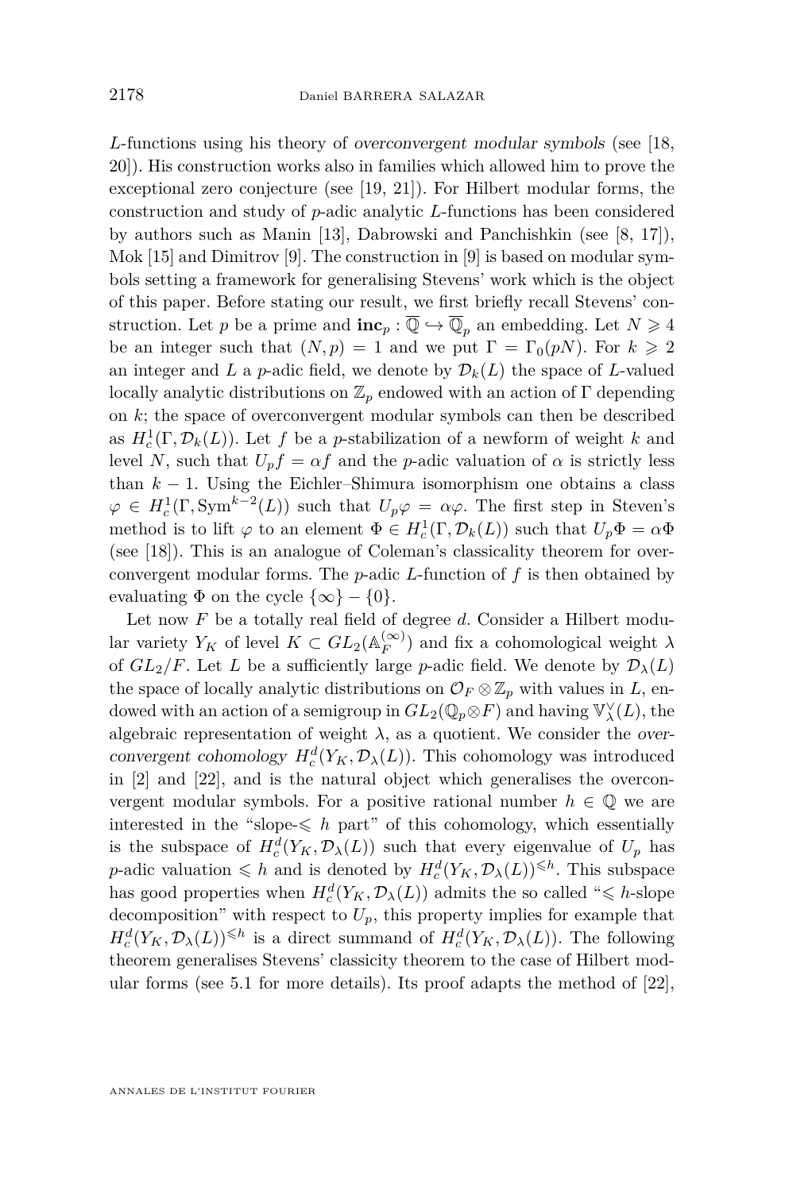$L$-functions using his theory of *overconvergent modular symbols* (see [18, 20]). His construction works also in families which allowed him to prove the exceptional zero conjecture (see [19, 21]). For Hilbert modular forms, the construction and study of $p$-adic analytic $L$-functions has been considered by authors such as Manin [13], Dabrowski and Panchishkin (see [8, 17]), Mok [15] and Dimitrov [9]. The construction in [9] is based on modular symbols setting a framework for generalising Stevens' work which is the object of this paper. Before stating our result, we first briefly recall Stevens' construction. Let $p$ be a prime and $\mathbf{inc}_p : \overline{\mathbb{Q}} \hookrightarrow \overline{\mathbb{Q}}_p$ an embedding. Let $N \geqslant 4$ be an integer such that $(N, p) = 1$ and we put $\Gamma = \Gamma_0(pN)$. For $k \geqslant 2$ an integer and $L$ a $p$-adic field, we denote by $\mathcal{D}_k(L)$ the space of $L$-valued locally analytic distributions on $\mathbb{Z}_p$ endowed with an action of $\Gamma$ depending on $k$; the space of overconvergent modular symbols can then be described as $H^1_c(\Gamma, \mathcal{D}_k(L))$. Let $f$ be a $p$-stabilization of a newform of weight $k$ and level $N$, such that $U_p f = \alpha f$ and the $p$-adic valuation of $\alpha$ is strictly less than $k-1$. Using the Eichler–Shimura isomorphism one obtains a class $\varphi \in H^1_c(\Gamma, \mathrm{Sym}^{k-2}(L))$ such that $U_p \varphi = \alpha \varphi$. The first step in Steven's method is to lift $\varphi$ to an element $\Phi \in H^1_c(\Gamma, \mathcal{D}_k(L))$ such that $U_p \Phi = \alpha \Phi$ (see [18]). This is an analogue of Coleman's classicality theorem for overconvergent modular forms. The $p$-adic $L$-function of $f$ is then obtained by evaluating $\Phi$ on the cycle $\{\infty\} - \{0\}$.

Let now $F$ be a totally real field of degree $d$. Consider a Hilbert modular variety $Y_K$ of level $K \subset GL_2(\mathbb{A}_F^{(\infty)})$ and fix a cohomological weight $\lambda$ of $GL_2/F$. Let $L$ be a sufficiently large $p$-adic field. We denote by $\mathcal{D}_\lambda(L)$ the space of locally analytic distributions on $\mathcal{O}_F \otimes \mathbb{Z}_p$ with values in $L$, endowed with an action of a semigroup in $GL_2(\mathbb{Q}_p \otimes F)$ and having $\mathbb{V}^\vee_\lambda(L)$, the algebraic representation of weight $\lambda$, as a quotient. We consider the *overconvergent cohomology* $H^d_c(Y_K, \mathcal{D}_\lambda(L))$. This cohomology was introduced in [2] and [22], and is the natural object which generalises the overconvergent modular symbols. For a positive rational number $h \in \mathbb{Q}$ we are interested in the "slope-$\leqslant h$ part" of this cohomology, which essentially is the subspace of $H^d_c(Y_K, \mathcal{D}_\lambda(L))$ such that every eigenvalue of $U_p$ has $p$-adic valuation $\leqslant h$ and is denoted by $H^d_c(Y_K, \mathcal{D}_\lambda(L))^{\leqslant h}$. This subspace has good properties when $H^d_c(Y_K, \mathcal{D}_\lambda(L))$ admits the so called "$\leqslant h$-slope decomposition" with respect to $U_p$, this property implies for example that $H^d_c(Y_K, \mathcal{D}_\lambda(L))^{\leqslant h}$ is a direct summand of $H^d_c(Y_K, \mathcal{D}_\lambda(L))$. The following theorem generalises Stevens' classicity theorem to the case of Hilbert modular forms (see 5.1 for more details). Its proof adapts the method of [22],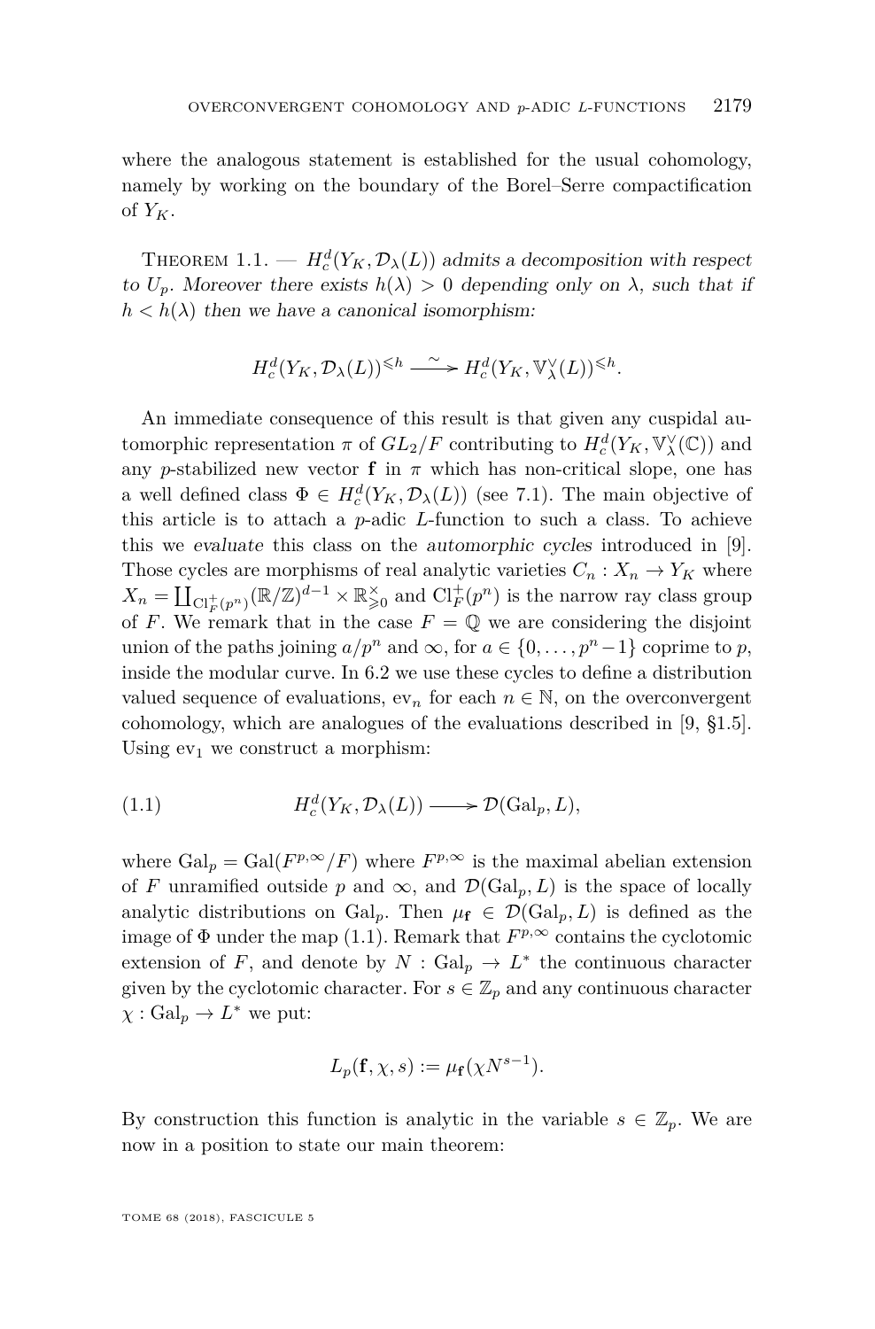where the analogous statement is established for the usual cohomology, namely by working on the boundary of the Borel–Serre compactification of $Y_K$.

Theorem 1.1. — *$H^d_c(Y_K, \mathcal{D}_\lambda(L))$ admits a decomposition with respect to $U_p$. Moreover there exists $h(\lambda) > 0$ depending only on $\lambda$, such that if $h < h(\lambda)$ then we have a canonical isomorphism:*

$$H^d_c(Y_K, \mathcal{D}_\lambda(L))^{\leqslant h} \xrightarrow{\sim} H^d_c(Y_K, \mathbb{V}^\vee_\lambda(L))^{\leqslant h}.$$

An immediate consequence of this result is that given any cuspidal automorphic representation $\pi$ of $GL_2/F$ contributing to $H^d_c(Y_K, \mathbb{V}^\vee_\lambda(\mathbb{C}))$ and any $p$-stabilized new vector $\mathbf{f}$ in $\pi$ which has non-critical slope, one has a well defined class $\Phi \in H^d_c(Y_K, \mathcal{D}_\lambda(L))$ (see 7.1). The main objective of this article is to attach a $p$-adic $L$-function to such a class. To achieve this we *evaluate* this class on the *automorphic cycles* introduced in [9]. Those cycles are morphisms of real analytic varieties $C_n : X_n \to Y_K$ where $X_n = \coprod_{\mathrm{Cl}^+_F(p^n)} (\mathbb{R}/\mathbb{Z})^{d-1} \times \mathbb{R}^\times_{\geqslant 0}$ and $\mathrm{Cl}^+_F(p^n)$ is the narrow ray class group of $F$. We remark that in the case $F = \mathbb{Q}$ we are considering the disjoint union of the paths joining $a/p^n$ and $\infty$, for $a \in \{0, \dots, p^n - 1\}$ coprime to $p$, inside the modular curve. In 6.2 we use these cycles to define a distribution valued sequence of evaluations, $\mathrm{ev}_n$ for each $n \in \mathbb{N}$, on the overconvergent cohomology, which are analogues of the evaluations described in [9, §1.5]. Using $\mathrm{ev}_1$ we construct a morphism:

$$H^d_c(Y_K, \mathcal{D}_\lambda(L)) \longrightarrow \mathcal{D}(\mathrm{Gal}_p, L), \tag{1.1}$$

where $\mathrm{Gal}_p = \mathrm{Gal}(F^{p,\infty}/F)$ where $F^{p,\infty}$ is the maximal abelian extension of $F$ unramified outside $p$ and $\infty$, and $\mathcal{D}(\mathrm{Gal}_p, L)$ is the space of locally analytic distributions on $\mathrm{Gal}_p$. Then $\mu_{\mathbf{f}} \in \mathcal{D}(\mathrm{Gal}_p, L)$ is defined as the image of $\Phi$ under the map (1.1). Remark that $F^{p,\infty}$ contains the cyclotomic extension of $F$, and denote by $N : \mathrm{Gal}_p \to L^*$ the continuous character given by the cyclotomic character. For $s \in \mathbb{Z}_p$ and any continuous character $\chi : \mathrm{Gal}_p \to L^*$ we put:

$$L_p(\mathbf{f}, \chi, s) := \mu_{\mathbf{f}}(\chi N^{s-1}).$$

By construction this function is analytic in the variable $s \in \mathbb{Z}_p$. We are now in a position to state our main theorem: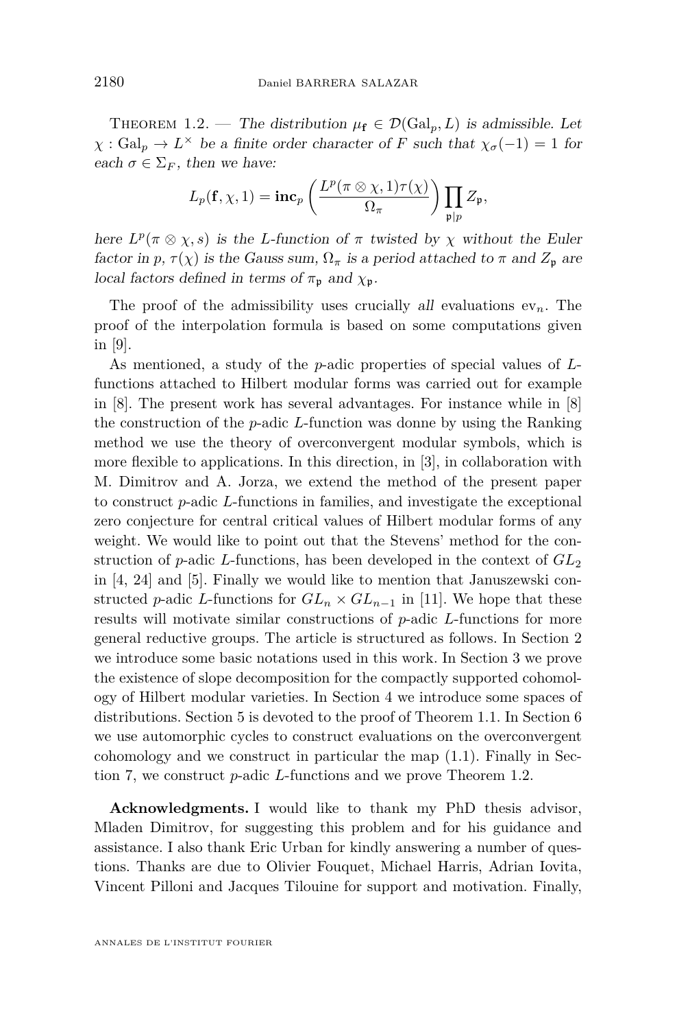Theorem 1.2. — *The distribution $\mu_{\mathbf{f}} \in \mathcal{D}(\mathrm{Gal}_p, L)$ is admissible. Let $\chi : \mathrm{Gal}_p \to L^\times$ be a finite order character of $F$ such that $\chi_\sigma(-1) = 1$ for each $\sigma \in \Sigma_F$, then we have:*

$$L_p(\mathbf{f}, \chi, 1) = \mathbf{inc}_p\left(\frac{L^p(\pi \otimes \chi, 1)\tau(\chi)}{\Omega_\pi}\right)\prod_{\mathfrak{p}|p} Z_{\mathfrak{p}},$$

*here $L^p(\pi \otimes \chi, s)$ is the $L$-function of $\pi$ twisted by $\chi$ without the Euler factor in $p$, $\tau(\chi)$ is the Gauss sum, $\Omega_\pi$ is a period attached to $\pi$ and $Z_{\mathfrak{p}}$ are local factors defined in terms of $\pi_{\mathfrak{p}}$ and $\chi_{\mathfrak{p}}$.*

The proof of the admissibility uses crucially *all* evaluations $\mathrm{ev}_n$. The proof of the interpolation formula is based on some computations given in [9].

As mentioned, a study of the $p$-adic properties of special values of $L$-functions attached to Hilbert modular forms was carried out for example in [8]. The present work has several advantages. For instance while in [8] the construction of the $p$-adic $L$-function was donne by using the Ranking method we use the theory of overconvergent modular symbols, which is more flexible to applications. In this direction, in [3], in collaboration with M. Dimitrov and A. Jorza, we extend the method of the present paper to construct $p$-adic $L$-functions in families, and investigate the exceptional zero conjecture for central critical values of Hilbert modular forms of any weight. We would like to point out that the Stevens' method for the construction of $p$-adic $L$-functions, has been developed in the context of $GL_2$ in [4, 24] and [5]. Finally we would like to mention that Januszewski constructed $p$-adic $L$-functions for $GL_n \times GL_{n-1}$ in [11]. We hope that these results will motivate similar constructions of $p$-adic $L$-functions for more general reductive groups. The article is structured as follows. In Section 2 we introduce some basic notations used in this work. In Section 3 we prove the existence of slope decomposition for the compactly supported cohomology of Hilbert modular varieties. In Section 4 we introduce some spaces of distributions. Section 5 is devoted to the proof of Theorem 1.1. In Section 6 we use automorphic cycles to construct evaluations on the overconvergent cohomology and we construct in particular the map (1.1). Finally in Section 7, we construct $p$-adic $L$-functions and we prove Theorem 1.2.

**Acknowledgments.** I would like to thank my PhD thesis advisor, Mladen Dimitrov, for suggesting this problem and for his guidance and assistance. I also thank Eric Urban for kindly answering a number of questions. Thanks are due to Olivier Fouquet, Michael Harris, Adrian Iovita, Vincent Pilloni and Jacques Tilouine for support and motivation. Finally,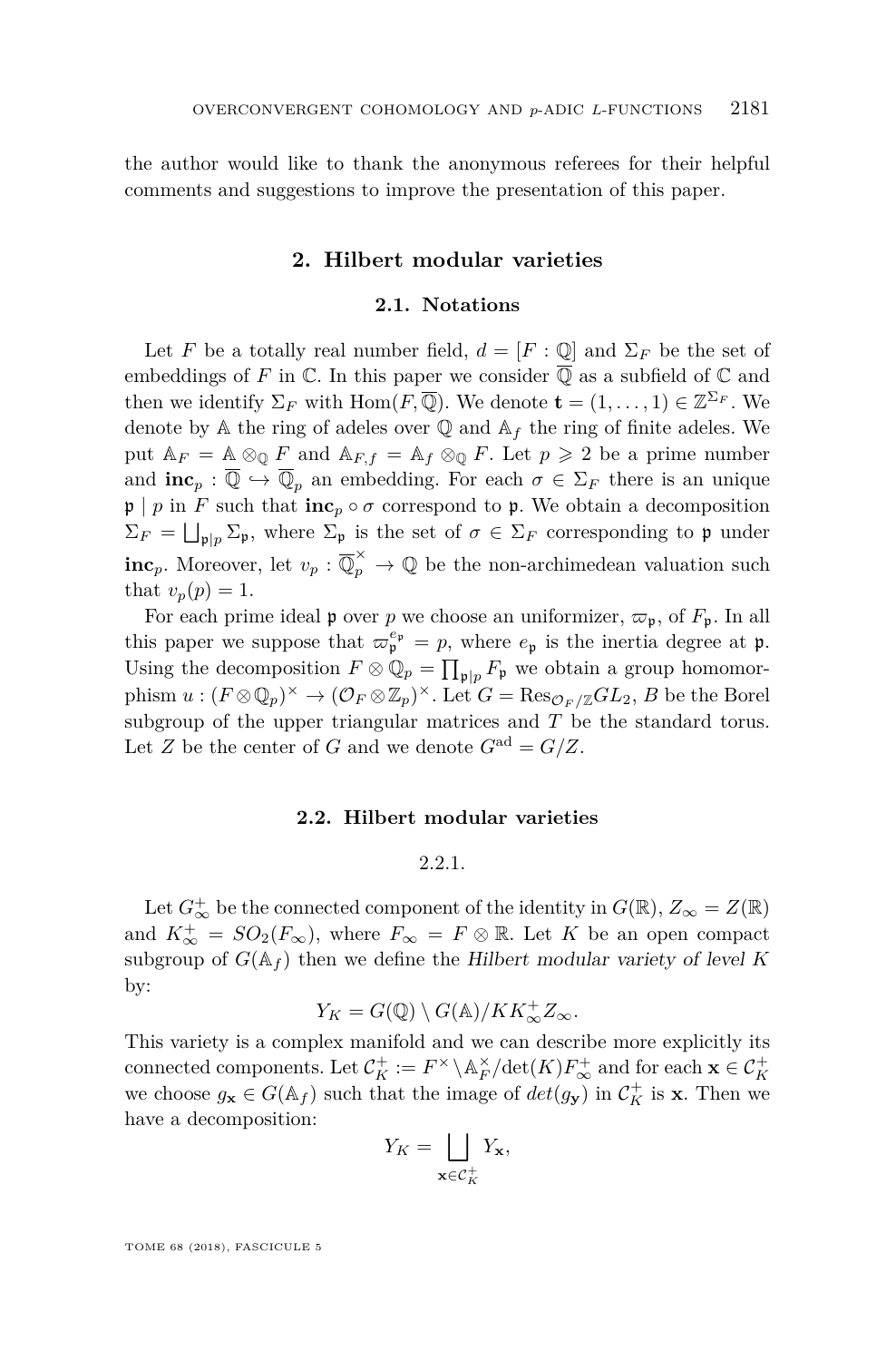the author would like to thank the anonymous referees for their helpful comments and suggestions to improve the presentation of this paper.

## 2. Hilbert modular varieties

### 2.1. Notations

Let $F$ be a totally real number field, $d = [F : \mathbb{Q}]$ and $\Sigma_F$ be the set of embeddings of $F$ in $\mathbb{C}$. In this paper we consider $\overline{\mathbb{Q}}$ as a subfield of $\mathbb{C}$ and then we identify $\Sigma_F$ with $\mathrm{Hom}(F, \overline{\mathbb{Q}})$. We denote $\mathbf{t} = (1, \ldots, 1) \in \mathbb{Z}^{\Sigma_F}$. We denote by $\mathbb{A}$ the ring of adeles over $\mathbb{Q}$ and $\mathbb{A}_f$ the ring of finite adeles. We put $\mathbb{A}_F = \mathbb{A} \otimes_{\mathbb{Q}} F$ and $\mathbb{A}_{F,f} = \mathbb{A}_f \otimes_{\mathbb{Q}} F$. Let $p \geqslant 2$ be a prime number and $\mathbf{inc}_p : \overline{\mathbb{Q}} \hookrightarrow \overline{\mathbb{Q}}_p$ an embedding. For each $\sigma \in \Sigma_F$ there is an unique $\mathfrak{p} \mid p$ in $F$ such that $\mathbf{inc}_p \circ \sigma$ correspond to $\mathfrak{p}$. We obtain a decomposition $\Sigma_F = \bigsqcup_{\mathfrak{p}|p} \Sigma_{\mathfrak{p}}$, where $\Sigma_{\mathfrak{p}}$ is the set of $\sigma \in \Sigma_F$ corresponding to $\mathfrak{p}$ under $\mathbf{inc}_p$. Moreover, let $v_p : \overline{\mathbb{Q}}_p^{\times} \to \mathbb{Q}$ be the non-archimedean valuation such that $v_p(p) = 1$.

For each prime ideal $\mathfrak{p}$ over $p$ we choose an uniformizer, $\varpi_{\mathfrak{p}}$, of $F_{\mathfrak{p}}$. In all this paper we suppose that $\varpi_{\mathfrak{p}}^{e_{\mathfrak{p}}} = p$, where $e_{\mathfrak{p}}$ is the inertia degree at $\mathfrak{p}$. Using the decomposition $F \otimes \mathbb{Q}_p = \prod_{\mathfrak{p}|p} F_{\mathfrak{p}}$ we obtain a group homomorphism $u : (F \otimes \mathbb{Q}_p)^{\times} \to (\mathcal{O}_F \otimes \mathbb{Z}_p)^{\times}$. Let $G = \mathrm{Res}_{\mathcal{O}_F/\mathbb{Z}} GL_2$, $B$ be the Borel subgroup of the upper triangular matrices and $T$ be the standard torus. Let $Z$ be the center of $G$ and we denote $G^{\mathrm{ad}} = G/Z$.

### 2.2. Hilbert modular varieties

2.2.1.

Let $G_{\infty}^{+}$ be the connected component of the identity in $G(\mathbb{R})$, $Z_{\infty} = Z(\mathbb{R})$ and $K_{\infty}^{+} = SO_2(F_{\infty})$, where $F_{\infty} = F \otimes \mathbb{R}$. Let $K$ be an open compact subgroup of $G(\mathbb{A}_f)$ then we define the *Hilbert modular variety of level K* by:

$$Y_K = G(\mathbb{Q}) \setminus G(\mathbb{A})/KK_{\infty}^{+}Z_{\infty}.$$

This variety is a complex manifold and we can describe more explicitly its connected components. Let $\mathcal{C}_K^{+} := F^{\times} \setminus \mathbb{A}_F^{\times}/\det(K)F_{\infty}^{+}$ and for each $\mathbf{x} \in \mathcal{C}_K^{+}$ we choose $g_{\mathbf{x}} \in G(\mathbb{A}_f)$ such that the image of $det(g_{\mathbf{y}})$ in $\mathcal{C}_K^{+}$ is $\mathbf{x}$. Then we have a decomposition:

$$Y_K = \bigsqcup_{\mathbf{x} \in \mathcal{C}_K^{+}} Y_{\mathbf{x}},$$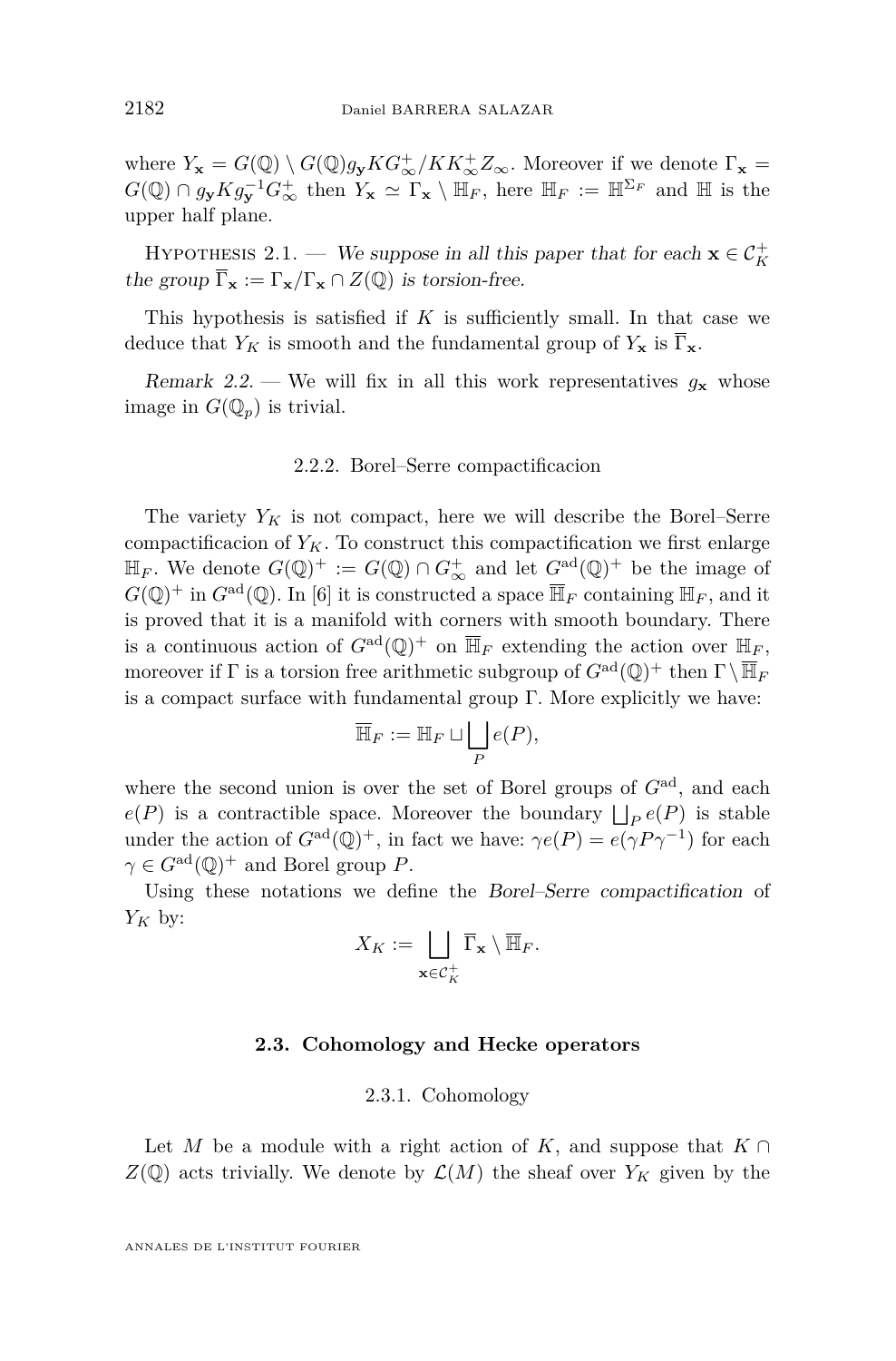where $Y_{\mathbf{x}} = G(\mathbb{Q}) \setminus G(\mathbb{Q}) g_{\mathbf{y}} K G_\infty^+ / K K_\infty^+ Z_\infty$. Moreover if we denote $\Gamma_{\mathbf{x}} = G(\mathbb{Q}) \cap g_{\mathbf{y}} K g_{\mathbf{y}}^{-1} G_\infty^+$ then $Y_{\mathbf{x}} \simeq \Gamma_{\mathbf{x}} \setminus \mathbb{H}_F$, here $\mathbb{H}_F := \mathbb{H}^{\Sigma_F}$ and $\mathbb{H}$ is the upper half plane.

Hypothesis 2.1. — *We suppose in all this paper that for each $\mathbf{x} \in \mathcal{C}_K^+$ the group $\overline{\Gamma}_{\mathbf{x}} := \Gamma_{\mathbf{x}} / \Gamma_{\mathbf{x}} \cap Z(\mathbb{Q})$ is torsion-free.*

This hypothesis is satisfied if $K$ is sufficiently small. In that case we deduce that $Y_K$ is smooth and the fundamental group of $Y_{\mathbf{x}}$ is $\overline{\Gamma}_{\mathbf{x}}$.

*Remark 2.2.* — We will fix in all this work representatives $g_{\mathbf{x}}$ whose image in $G(\mathbb{Q}_p)$ is trivial.

### 2.2.2. Borel–Serre compactificacion

The variety $Y_K$ is not compact, here we will describe the Borel–Serre compactificacion of $Y_K$. To construct this compactification we first enlarge $\mathbb{H}_F$. We denote $G(\mathbb{Q})^+ := G(\mathbb{Q}) \cap G_\infty^+$ and let $G^{\mathrm{ad}}(\mathbb{Q})^+$ be the image of $G(\mathbb{Q})^+$ in $G^{\mathrm{ad}}(\mathbb{Q})$. In [6] it is constructed a space $\overline{\mathbb{H}}_F$ containing $\mathbb{H}_F$, and it is proved that it is a manifold with corners with smooth boundary. There is a continuous action of $G^{\mathrm{ad}}(\mathbb{Q})^+$ on $\overline{\mathbb{H}}_F$ extending the action over $\mathbb{H}_F$, moreover if $\Gamma$ is a torsion free arithmetic subgroup of $G^{\mathrm{ad}}(\mathbb{Q})^+$ then $\Gamma \setminus \overline{\mathbb{H}}_F$ is a compact surface with fundamental group $\Gamma$. More explicitly we have:

$$\overline{\mathbb{H}}_F := \mathbb{H}_F \sqcup \bigsqcup_P e(P),$$

where the second union is over the set of Borel groups of $G^{\mathrm{ad}}$, and each $e(P)$ is a contractible space. Moreover the boundary $\bigsqcup_P e(P)$ is stable under the action of $G^{\mathrm{ad}}(\mathbb{Q})^+$, in fact we have: $\gamma e(P) = e(\gamma P \gamma^{-1})$ for each $\gamma \in G^{\mathrm{ad}}(\mathbb{Q})^+$ and Borel group $P$.

Using these notations we define the *Borel–Serre compactification* of $Y_K$ by:

$$X_K := \bigsqcup_{\mathbf{x} \in \mathcal{C}_K^+} \overline{\Gamma}_{\mathbf{x}} \setminus \overline{\mathbb{H}}_F.$$

## 2.3. Cohomology and Hecke operators

### 2.3.1. Cohomology

Let $M$ be a module with a right action of $K$, and suppose that $K \cap Z(\mathbb{Q})$ acts trivially. We denote by $\mathcal{L}(M)$ the sheaf over $Y_K$ given by the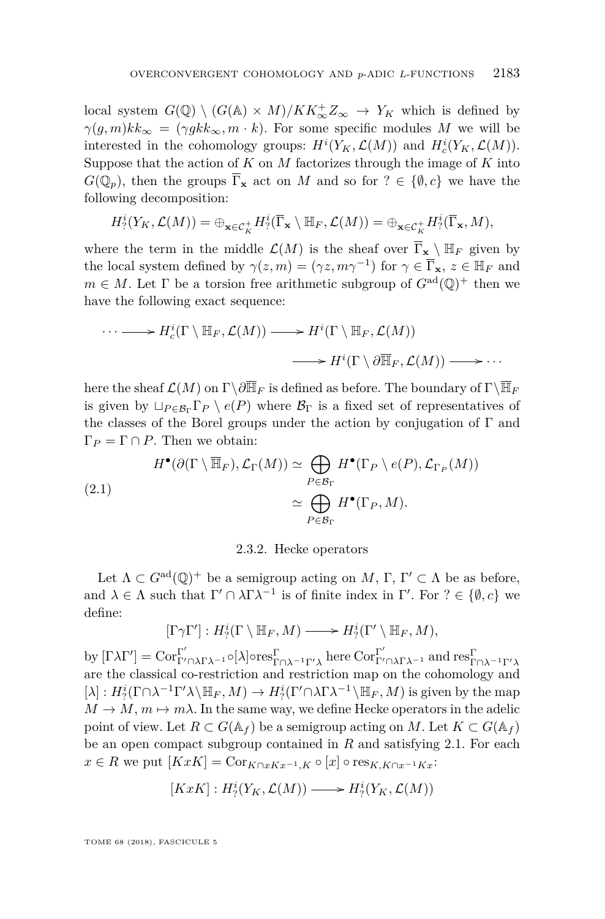local system $G(\mathbb{Q}) \setminus (G(\mathbb{A}) \times M)/KK_\infty^+ Z_\infty \to Y_K$ which is defined by $\gamma(g,m)kk_\infty = (\gamma g k k_\infty, m \cdot k)$. For some specific modules $M$ we will be interested in the cohomology groups: $H^i(Y_K, \mathcal{L}(M))$ and $H^i_c(Y_K, \mathcal{L}(M))$. Suppose that the action of $K$ on $M$ factorizes through the image of $K$ into $G(\mathbb{Q}_p)$, then the groups $\overline{\Gamma}_{\mathbf{x}}$ act on $M$ and so for $? \in \{\emptyset, c\}$ we have the following decomposition:

$$H^i_?(Y_K, \mathcal{L}(M)) = \oplus_{\mathbf{x}\in \mathcal{C}_K^+} H^i_?(\overline{\Gamma}_{\mathbf{x}} \setminus \mathbb{H}_F, \mathcal{L}(M)) = \oplus_{\mathbf{x}\in \mathcal{C}_K^+} H^i_?(\overline{\Gamma}_{\mathbf{x}}, M),$$

where the term in the middle $\mathcal{L}(M)$ is the sheaf over $\overline{\Gamma}_{\mathbf{x}} \setminus \mathbb{H}_F$ given by the local system defined by $\gamma(z,m) = (\gamma z, m\gamma^{-1})$ for $\gamma \in \overline{\Gamma}_{\mathbf{x}}$, $z \in \mathbb{H}_F$ and $m \in M$. Let $\Gamma$ be a torsion free arithmetic subgroup of $G^{\mathrm{ad}}(\mathbb{Q})^+$ then we have the following exact sequence:

$$\cdots \longrightarrow H^i_c(\Gamma \setminus \mathbb{H}_F, \mathcal{L}(M)) \longrightarrow H^i(\Gamma \setminus \mathbb{H}_F, \mathcal{L}(M)) \longrightarrow H^i(\Gamma \setminus \partial\overline{\mathbb{H}}_F, \mathcal{L}(M)) \longrightarrow \cdots$$

here the sheaf $\mathcal{L}(M)$ on $\Gamma\setminus\partial\overline{\mathbb{H}}_F$ is defined as before. The boundary of $\Gamma\setminus\overline{\mathbb{H}}_F$ is given by $\sqcup_{P\in\mathcal{B}_\Gamma}\Gamma_P \setminus e(P)$ where $\mathcal{B}_\Gamma$ is a fixed set of representatives of the classes of the Borel groups under the action by conjugation of $\Gamma$ and $\Gamma_P = \Gamma \cap P$. Then we obtain:

$$\begin{aligned} H^\bullet(\partial(\Gamma \setminus \overline{\mathbb{H}}_F), \mathcal{L}_\Gamma(M)) &\simeq \bigoplus_{P\in\mathcal{B}_\Gamma} H^\bullet(\Gamma_P \setminus e(P), \mathcal{L}_{\Gamma_P}(M)) \\ &\simeq \bigoplus_{P\in\mathcal{B}_\Gamma} H^\bullet(\Gamma_P, M). \end{aligned} \tag{2.1}$$

### 2.3.2. Hecke operators

Let $\Lambda \subset G^{\mathrm{ad}}(\mathbb{Q})^+$ be a semigroup acting on $M$, $\Gamma$, $\Gamma' \subset \Lambda$ be as before, and $\lambda \in \Lambda$ such that $\Gamma' \cap \lambda\Gamma\lambda^{-1}$ is of finite index in $\Gamma'$. For $? \in \{\emptyset, c\}$ we define:

$$[\Gamma\gamma\Gamma'] : H^i_?(\Gamma \setminus \mathbb{H}_F, M) \longrightarrow H^i_?(\Gamma' \setminus \mathbb{H}_F, M),$$

by $[\Gamma\lambda\Gamma'] = \mathrm{Cor}^{\Gamma'}_{\Gamma'\cap\lambda\Gamma\lambda^{-1}} \circ [\lambda] \circ \mathrm{res}^{\Gamma}_{\Gamma\cap\lambda^{-1}\Gamma'\lambda}$ here $\mathrm{Cor}^{\Gamma'}_{\Gamma'\cap\lambda\Gamma\lambda^{-1}}$ and $\mathrm{res}^{\Gamma}_{\Gamma\cap\lambda^{-1}\Gamma'\lambda}$ are the classical co-restriction and restriction map on the cohomology and $[\lambda] : H^i_?(\Gamma\cap\lambda^{-1}\Gamma'\lambda\setminus\mathbb{H}_F, M) \to H^i_?(\Gamma'\cap\lambda\Gamma\lambda^{-1}\setminus\mathbb{H}_F, M)$ is given by the map $M \to M$, $m \mapsto m\lambda$. In the same way, we define Hecke operators in the adelic point of view. Let $R \subset G(\mathbb{A}_f)$ be a semigroup acting on $M$. Let $K \subset G(\mathbb{A}_f)$ be an open compact subgroup contained in $R$ and satisfying 2.1. For each $x \in R$ we put $[KxK] = \mathrm{Cor}_{K\cap xKx^{-1},K} \circ [x] \circ \mathrm{res}_{K,K\cap x^{-1}Kx}$:

$$[KxK] : H^i_?(Y_K, \mathcal{L}(M)) \longrightarrow H^i_?(Y_K, \mathcal{L}(M))$$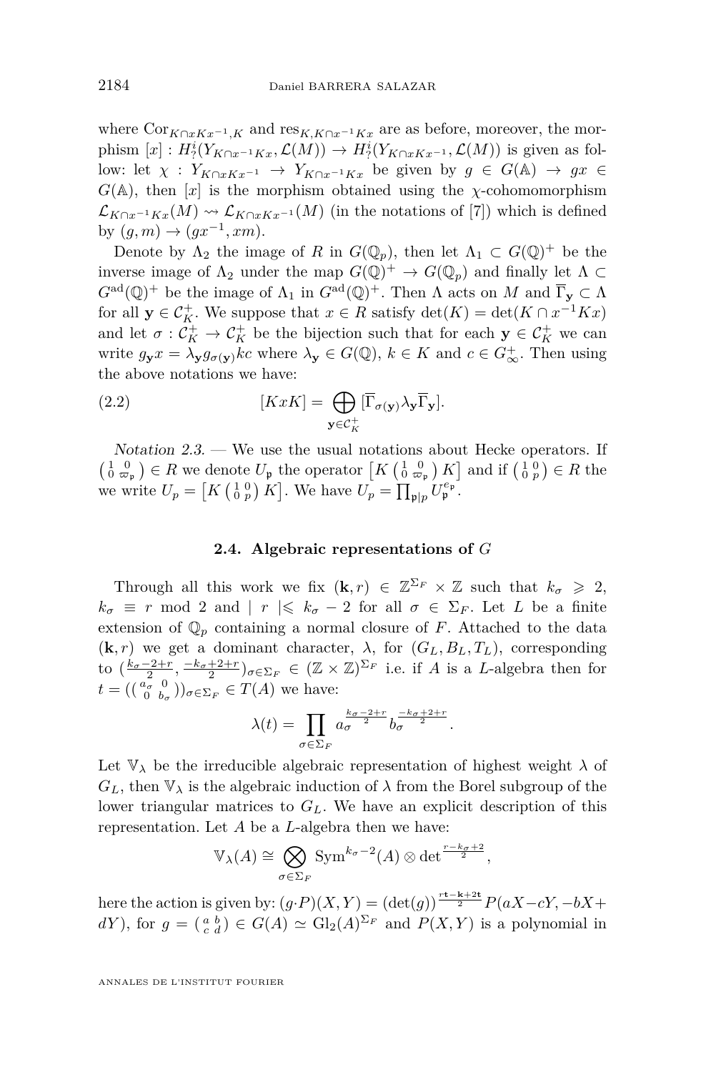where $\mathrm{Cor}_{K\cap xKx^{-1},K}$ and $\mathrm{res}_{K,K\cap x^{-1}Kx}$ are as before, moreover, the morphism $[x] : H^i_?(Y_{K\cap x^{-1}Kx}, \mathcal{L}(M)) \to H^i_?(Y_{K\cap xKx^{-1}}, \mathcal{L}(M))$ is given as follow: let $\chi : Y_{K\cap xKx^{-1}} \to Y_{K\cap x^{-1}Kx}$ be given by $g \in G(\mathbb{A}) \to gx \in G(\mathbb{A})$, then $[x]$ is the morphism obtained using the $\chi$-cohomomorphism $\mathcal{L}_{K\cap x^{-1}Kx}(M) \rightsquigarrow \mathcal{L}_{K\cap xKx^{-1}}(M)$ (in the notations of [7]) which is defined by $(g, m) \to (gx^{-1}, xm)$.

Denote by $\Lambda_2$ the image of $R$ in $G(\mathbb{Q}_p)$, then let $\Lambda_1 \subset G(\mathbb{Q})^+$ be the inverse image of $\Lambda_2$ under the map $G(\mathbb{Q})^+ \to G(\mathbb{Q}_p)$ and finally let $\Lambda \subset G^{\mathrm{ad}}(\mathbb{Q})^+$ be the image of $\Lambda_1$ in $G^{\mathrm{ad}}(\mathbb{Q})^+$. Then $\Lambda$ acts on $M$ and $\overline{\Gamma}_{\mathbf{y}} \subset \Lambda$ for all $\mathbf{y} \in \mathcal{C}_K^+$. We suppose that $x \in R$ satisfy $\det(K) = \det(K \cap x^{-1}Kx)$ and let $\sigma : \mathcal{C}_K^+ \to \mathcal{C}_K^+$ be the bijection such that for each $\mathbf{y} \in \mathcal{C}_K^+$ we can write $g_{\mathbf{y}}x = \lambda_{\mathbf{y}} g_{\sigma(\mathbf{y})} kc$ where $\lambda_{\mathbf{y}} \in G(\mathbb{Q})$, $k \in K$ and $c \in G_\infty^+$. Then using the above notations we have:

$$[KxK] = \bigoplus_{\mathbf{y}\in\mathcal{C}_K^+} [\overline{\Gamma}_{\sigma(\mathbf{y})}\lambda_{\mathbf{y}}\overline{\Gamma}_{\mathbf{y}}]. \tag{2.2}$$

*Notation 2.3.* — We use the usual notations about Hecke operators. If $\left(\begin{smallmatrix} 1 & 0 \\ 0 & \varpi_{\mathfrak{p}} \end{smallmatrix}\right) \in R$ we denote $U_{\mathfrak{p}}$ the operator $\left[K \left(\begin{smallmatrix} 1 & 0 \\ 0 & \varpi_{\mathfrak{p}} \end{smallmatrix}\right) K\right]$ and if $\left(\begin{smallmatrix} 1 & 0 \\ 0 & p \end{smallmatrix}\right) \in R$ the we write $U_p = \left[K \left(\begin{smallmatrix} 1 & 0 \\ 0 & p \end{smallmatrix}\right) K\right]$. We have $U_p = \prod_{\mathfrak{p}|p} U_{\mathfrak{p}}^{e_{\mathfrak{p}}}$.

### 2.4. Algebraic representations of $G$

Through all this work we fix $(\mathbf{k}, r) \in \mathbb{Z}^{\Sigma_F} \times \mathbb{Z}$ such that $k_\sigma \geqslant 2$, $k_\sigma \equiv r \bmod 2$ and $| \; r \; |\leqslant k_\sigma - 2$ for all $\sigma \in \Sigma_F$. Let $L$ be a finite extension of $\mathbb{Q}_p$ containing a normal closure of $F$. Attached to the data $(\mathbf{k}, r)$ we get a dominant character, $\lambda$, for $(G_L, B_L, T_L)$, corresponding to $(\frac{k_\sigma-2+r}{2}, \frac{-k_\sigma+2+r}{2})_{\sigma\in\Sigma_F} \in (\mathbb{Z}\times\mathbb{Z})^{\Sigma_F}$ i.e. if $A$ is a $L$-algebra then for $t = (\left(\begin{smallmatrix} a_\sigma & 0 \\ 0 & b_\sigma \end{smallmatrix}\right))_{\sigma\in\Sigma_F} \in T(A)$ we have:

$$\lambda(t) = \prod_{\sigma\in\Sigma_F} a_\sigma^{\frac{k_\sigma-2+r}{2}} b_\sigma^{\frac{-k_\sigma+2+r}{2}}.$$

Let $\mathbb{V}_\lambda$ be the irreducible algebraic representation of highest weight $\lambda$ of $G_L$, then $\mathbb{V}_\lambda$ is the algebraic induction of $\lambda$ from the Borel subgroup of the lower triangular matrices to $G_L$. We have an explicit description of this representation. Let $A$ be a $L$-algebra then we have:

$$\mathbb{V}_\lambda(A) \cong \bigotimes_{\sigma\in\Sigma_F} \mathrm{Sym}^{k_\sigma-2}(A) \otimes \det^{\frac{r-k_\sigma+2}{2}},$$

here the action is given by: $(g \cdot P)(X, Y) = (\det(g))^{\frac{r\mathbf{t}-\mathbf{k}+2\mathbf{t}}{2}} P(aX - cY, -bX + dY)$, for $g = \left(\begin{smallmatrix} a & b \\ c & d \end{smallmatrix}\right) \in G(A) \simeq \mathrm{Gl}_2(A)^{\Sigma_F}$ and $P(X, Y)$ is a polynomial in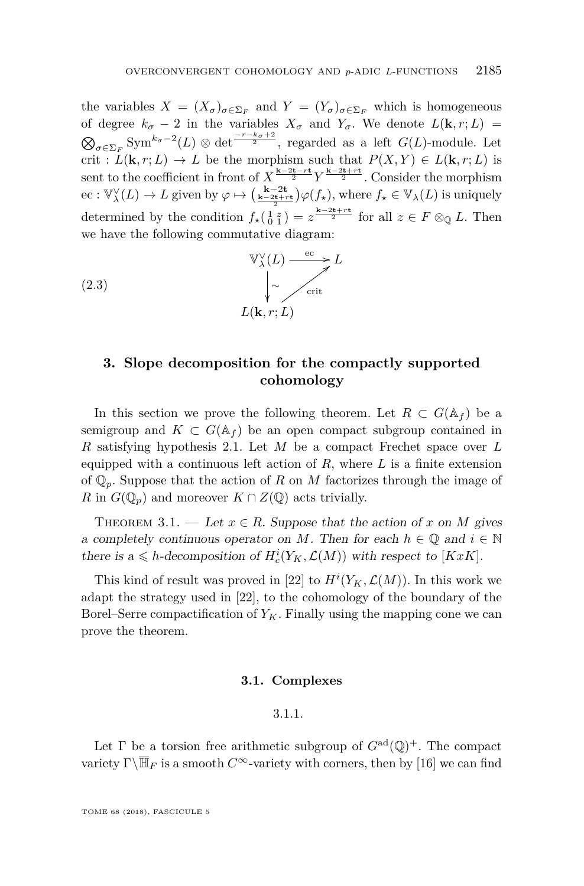the variables $X = (X_\sigma)_{\sigma\in\Sigma_F}$ and $Y = (Y_\sigma)_{\sigma\in\Sigma_F}$ which is homogeneous of degree $k_\sigma - 2$ in the variables $X_\sigma$ and $Y_\sigma$. We denote $L(\mathbf{k}, r; L) = \bigotimes_{\sigma\in\Sigma_F} \mathrm{Sym}^{k_\sigma-2}(L) \otimes \det^{\frac{-r-k_\sigma+2}{2}}$, regarded as a left $G(L)$-module. Let $\mathrm{crit} : L(\mathbf{k}, r; L) \to L$ be the morphism such that $P(X, Y) \in L(\mathbf{k}, r; L)$ is sent to the coefficient in front of $X^{\frac{\mathbf{k}-2\mathbf{t}-r\mathbf{t}}{2}} Y^{\frac{\mathbf{k}-2\mathbf{t}+r\mathbf{t}}{2}}$. Consider the morphism $\mathrm{ec} : \mathbb{V}_\lambda^\vee(L) \to L$ given by $\varphi \mapsto \binom{\mathbf{k}-2\mathbf{t}}{\frac{\mathbf{k}-2\mathbf{t}+r\mathbf{t}}{2}}\varphi(f_\star)$, where $f_\star \in \mathbb{V}_\lambda(L)$ is uniquely determined by the condition $f_\star\left(\begin{smallmatrix} 1 & z \\ 0 & 1\end{smallmatrix}\right) = z^{\frac{\mathbf{k}-2\mathbf{t}+r\mathbf{t}}{2}}$ for all $z \in F \otimes_{\mathbb{Q}} L$. Then we have the following commutative diagram:

$$\begin{array}{ccc} \mathbb{V}_\lambda^\vee(L) & \xrightarrow{\mathrm{ec}} & L \\ \big\downarrow \sim & \nearrow_{\mathrm{crit}} & \\ L(\mathbf{k}, r; L) & & \end{array} \tag{2.3}$$

## 3. Slope decomposition for the compactly supported cohomology

In this section we prove the following theorem. Let $R \subset G(\mathbb{A}_f)$ be a semigroup and $K \subset G(\mathbb{A}_f)$ be an open compact subgroup contained in $R$ satisfying hypothesis 2.1. Let $M$ be a compact Frechet space over $L$ equipped with a continuous left action of $R$, where $L$ is a finite extension of $\mathbb{Q}_p$. Suppose that the action of $R$ on $M$ factorizes through the image of $R$ in $G(\mathbb{Q}_p)$ and moreover $K \cap Z(\mathbb{Q})$ acts trivially.

Theorem 3.1. — *Let $x \in R$. Suppose that the action of $x$ on $M$ gives a completely continuous operator on $M$. Then for each $h \in \mathbb{Q}$ and $i \in \mathbb{N}$ there is a $\leqslant h$-decomposition of $H_c^i(Y_K, \mathcal{L}(M))$ with respect to $[KxK]$.*

This kind of result was proved in [22] to $H^i(Y_K, \mathcal{L}(M))$. In this work we adapt the strategy used in [22], to the cohomology of the boundary of the Borel–Serre compactification of $Y_K$. Finally using the mapping cone we can prove the theorem.

### 3.1. Complexes

3.1.1.

Let $\Gamma$ be a torsion free arithmetic subgroup of $G^{\mathrm{ad}}(\mathbb{Q})^+$. The compact variety $\Gamma\backslash\overline{\mathbb{H}}_F$ is a smooth $C^\infty$-variety with corners, then by [16] we can find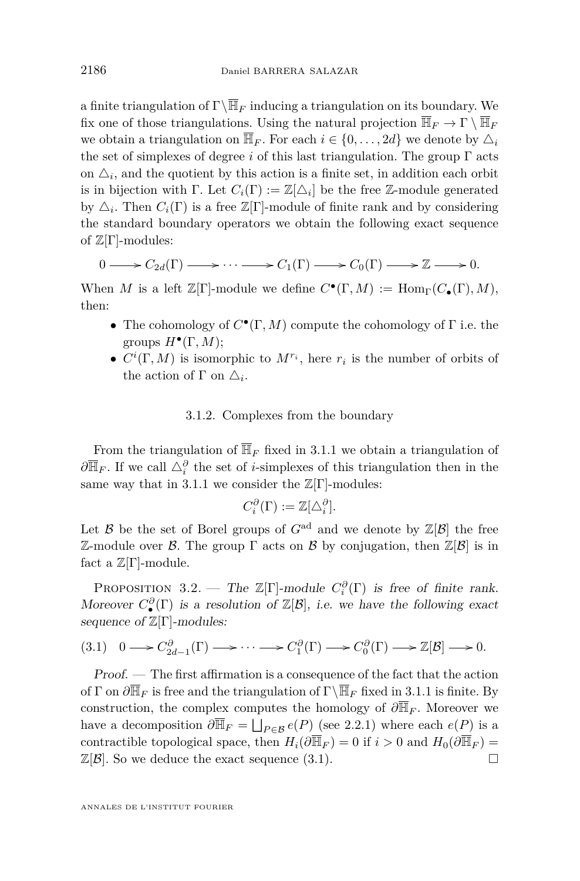a finite triangulation of $\Gamma\backslash\overline{\mathbb{H}}_F$ inducing a triangulation on its boundary. We fix one of those triangulations. Using the natural projection $\overline{\mathbb{H}}_F \to \Gamma \backslash \overline{\mathbb{H}}_F$ we obtain a triangulation on $\overline{\mathbb{H}}_F$. For each $i \in \{0, \dots, 2d\}$ we denote by $\triangle_i$ the set of simplexes of degree $i$ of this last triangulation. The group $\Gamma$ acts on $\triangle_i$, and the quotient by this action is a finite set, in addition each orbit is in bijection with $\Gamma$. Let $C_i(\Gamma) := \mathbb{Z}[\triangle_i]$ be the free $\mathbb{Z}$-module generated by $\triangle_i$. Then $C_i(\Gamma)$ is a free $\mathbb{Z}[\Gamma]$-module of finite rank and by considering the standard boundary operators we obtain the following exact sequence of $\mathbb{Z}[\Gamma]$-modules:

$$0 \longrightarrow C_{2d}(\Gamma) \longrightarrow \cdots \longrightarrow C_1(\Gamma) \longrightarrow C_0(\Gamma) \longrightarrow \mathbb{Z} \longrightarrow 0.$$

When $M$ is a left $\mathbb{Z}[\Gamma]$-module we define $C^\bullet(\Gamma, M) := \mathrm{Hom}_\Gamma(C_\bullet(\Gamma), M)$, then:

- The cohomology of $C^\bullet(\Gamma, M)$ compute the cohomology of $\Gamma$ i.e. the groups $H^\bullet(\Gamma, M)$;
- $C^i(\Gamma, M)$ is isomorphic to $M^{r_i}$, here $r_i$ is the number of orbits of the action of $\Gamma$ on $\triangle_i$.

### 3.1.2. Complexes from the boundary

From the triangulation of $\overline{\mathbb{H}}_F$ fixed in 3.1.1 we obtain a triangulation of $\partial\overline{\mathbb{H}}_F$. If we call $\triangle_i^\partial$ the set of $i$-simplexes of this triangulation then in the same way that in 3.1.1 we consider the $\mathbb{Z}[\Gamma]$-modules:

$$C_i^\partial(\Gamma) := \mathbb{Z}[\triangle_i^\partial].$$

Let $\mathcal{B}$ be the set of Borel groups of $G^{\mathrm{ad}}$ and we denote by $\mathbb{Z}[\mathcal{B}]$ the free $\mathbb{Z}$-module over $\mathcal{B}$. The group $\Gamma$ acts on $\mathcal{B}$ by conjugation, then $\mathbb{Z}[\mathcal{B}]$ is in fact a $\mathbb{Z}[\Gamma]$-module.

Proposition 3.2. — *The $\mathbb{Z}[\Gamma]$-module $C_i^\partial(\Gamma)$ is free of finite rank. Moreover $C_\bullet^\partial(\Gamma)$ is a resolution of $\mathbb{Z}[\mathcal{B}]$, i.e. we have the following exact sequence of $\mathbb{Z}[\Gamma]$-modules:*

$$(3.1)\quad 0 \longrightarrow C_{2d-1}^\partial(\Gamma) \longrightarrow \cdots \longrightarrow C_1^\partial(\Gamma) \longrightarrow C_0^\partial(\Gamma) \longrightarrow \mathbb{Z}[\mathcal{B}] \longrightarrow 0.$$

*Proof.* — The first affirmation is a consequence of the fact that the action of $\Gamma$ on $\partial\overline{\mathbb{H}}_F$ is free and the triangulation of $\Gamma\backslash\overline{\mathbb{H}}_F$ fixed in 3.1.1 is finite. By construction, the complex computes the homology of $\partial\overline{\mathbb{H}}_F$. Moreover we have a decomposition $\partial\overline{\mathbb{H}}_F = \bigsqcup_{P\in\mathcal{B}} e(P)$ (see 2.2.1) where each $e(P)$ is a contractible topological space, then $H_i(\partial\overline{\mathbb{H}}_F) = 0$ if $i > 0$ and $H_0(\partial\overline{\mathbb{H}}_F) = \mathbb{Z}[\mathcal{B}]$. So we deduce the exact sequence (3.1). $\square$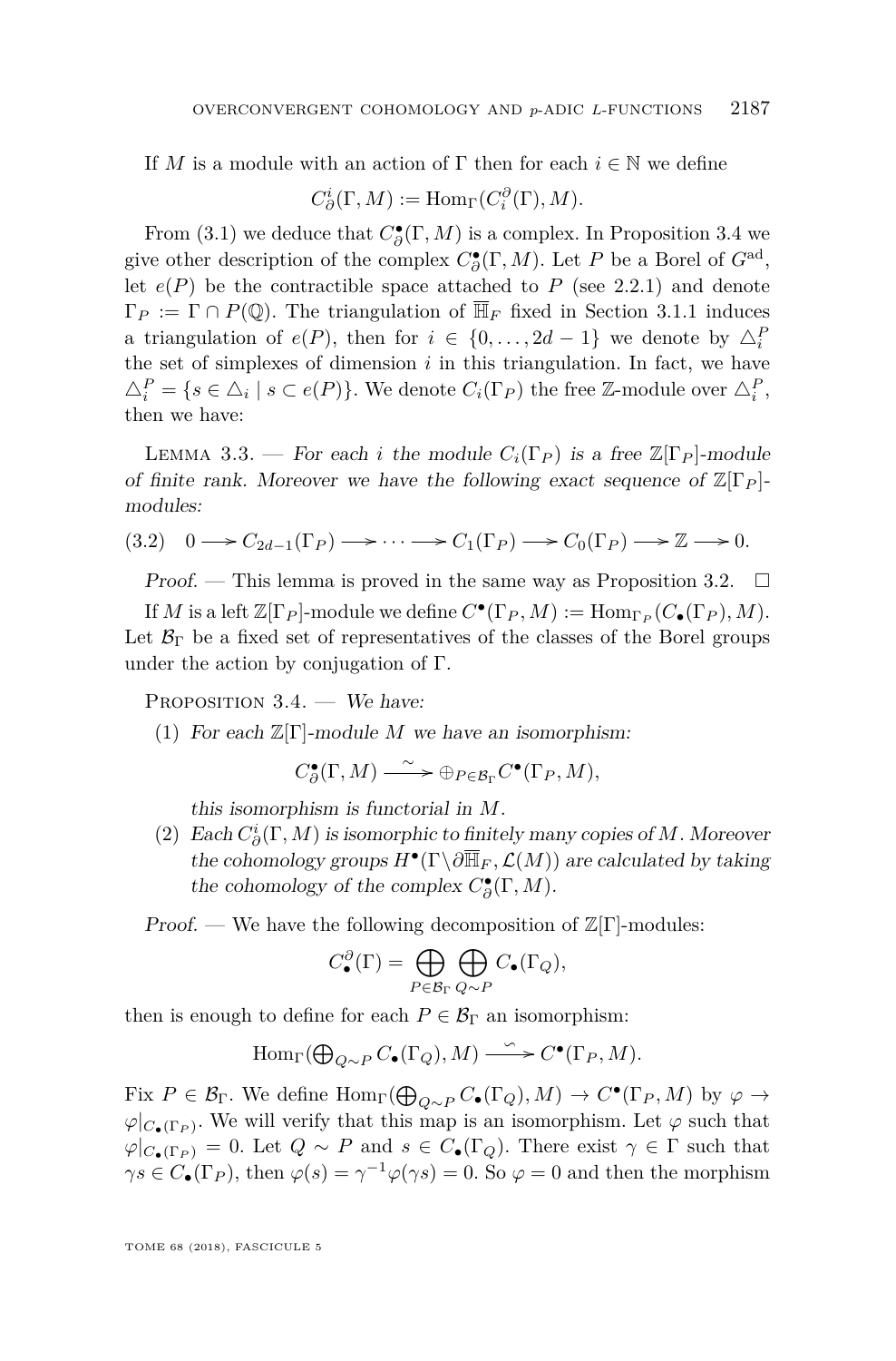If $M$ is a module with an action of $\Gamma$ then for each $i \in \mathbb{N}$ we define

$$C^i_\partial(\Gamma, M) := \mathrm{Hom}_\Gamma(C^\partial_i(\Gamma), M).$$

From (3.1) we deduce that $C^\bullet_\partial(\Gamma, M)$ is a complex. In Proposition 3.4 we give other description of the complex $C^\bullet_\partial(\Gamma, M)$. Let $P$ be a Borel of $G^{\mathrm{ad}}$, let $e(P)$ be the contractible space attached to $P$ (see 2.2.1) and denote $\Gamma_P := \Gamma \cap P(\mathbb{Q})$. The triangulation of $\overline{\mathbb{H}}_F$ fixed in Section 3.1.1 induces a triangulation of $e(P)$, then for $i \in \{0, \dots, 2d-1\}$ we denote by $\triangle_i^P$ the set of simplexes of dimension $i$ in this triangulation. In fact, we have $\triangle_i^P = \{s \in \triangle_i \mid s \subset e(P)\}$. We denote $C_i(\Gamma_P)$ the free $\mathbb{Z}$-module over $\triangle_i^P$, then we have:

Lemma 3.3. — *For each $i$ the module $C_i(\Gamma_P)$ is a free $\mathbb{Z}[\Gamma_P]$-module of finite rank. Moreover we have the following exact sequence of $\mathbb{Z}[\Gamma_P]$-modules:*

$$0 \longrightarrow C_{2d-1}(\Gamma_P) \longrightarrow \cdots \longrightarrow C_1(\Gamma_P) \longrightarrow C_0(\Gamma_P) \longrightarrow \mathbb{Z} \longrightarrow 0. \tag{3.2}$$

*Proof.* — This lemma is proved in the same way as Proposition 3.2. □

If $M$ is a left $\mathbb{Z}[\Gamma_P]$-module we define $C^\bullet(\Gamma_P, M) := \mathrm{Hom}_{\Gamma_P}(C_\bullet(\Gamma_P), M)$. Let $\mathcal{B}_\Gamma$ be a fixed set of representatives of the classes of the Borel groups under the action by conjugation of $\Gamma$.

Proposition 3.4. — *We have:*

1. *For each $\mathbb{Z}[\Gamma]$-module $M$ we have an isomorphism:*

$$C^\bullet_\partial(\Gamma, M) \xrightarrow{\sim} \oplus_{P \in \mathcal{B}_\Gamma} C^\bullet(\Gamma_P, M),$$

*this isomorphism is functorial in $M$.*

2. *Each $C^i_\partial(\Gamma, M)$ is isomorphic to finitely many copies of $M$. Moreover the cohomology groups $H^\bullet(\Gamma \backslash \partial \overline{\mathbb{H}}_F, \mathcal{L}(M))$ are calculated by taking the cohomology of the complex $C^\bullet_\partial(\Gamma, M)$.*

*Proof.* — We have the following decomposition of $\mathbb{Z}[\Gamma]$-modules:

$$C^\partial_\bullet(\Gamma) = \bigoplus_{P \in \mathcal{B}_\Gamma} \bigoplus_{Q \sim P} C_\bullet(\Gamma_Q),$$

then is enough to define for each $P \in \mathcal{B}_\Gamma$ an isomorphism:

$$\mathrm{Hom}_\Gamma(\textstyle\bigoplus_{Q \sim P} C_\bullet(\Gamma_Q), M) \xrightarrow{\sim} C^\bullet(\Gamma_P, M).$$

Fix $P \in \mathcal{B}_\Gamma$. We define $\mathrm{Hom}_\Gamma(\bigoplus_{Q \sim P} C_\bullet(\Gamma_Q), M) \to C^\bullet(\Gamma_P, M)$ by $\varphi \to \varphi|_{C_\bullet(\Gamma_P)}$. We will verify that this map is an isomorphism. Let $\varphi$ such that $\varphi|_{C_\bullet(\Gamma_P)} = 0$. Let $Q \sim P$ and $s \in C_\bullet(\Gamma_Q)$. There exist $\gamma \in \Gamma$ such that $\gamma s \in C_\bullet(\Gamma_P)$, then $\varphi(s) = \gamma^{-1}\varphi(\gamma s) = 0$. So $\varphi = 0$ and then the morphism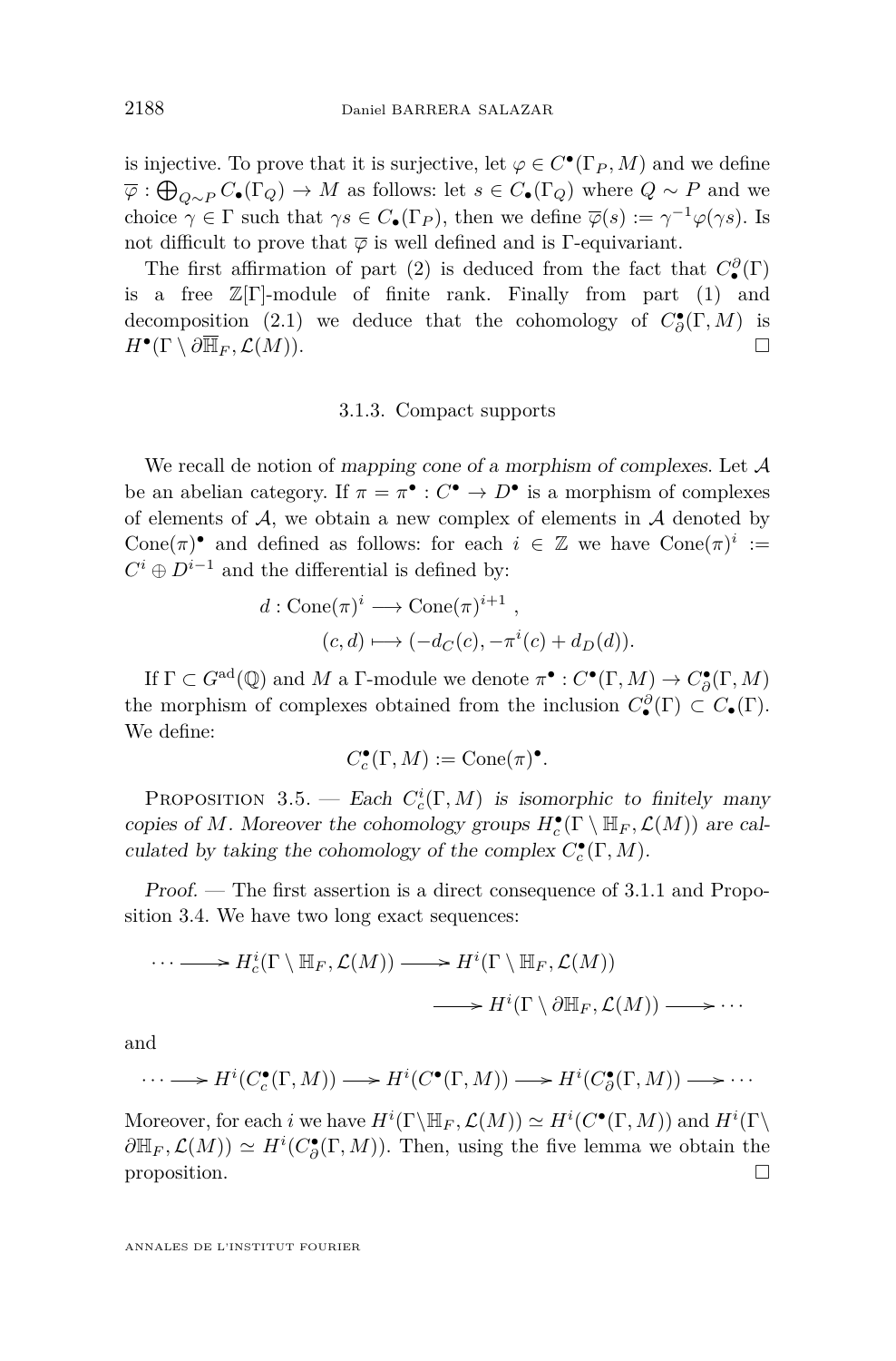is injective. To prove that it is surjective, let $\varphi \in C^\bullet(\Gamma_P, M)$ and we define $\overline{\varphi} : \bigoplus_{Q\sim P} C_\bullet(\Gamma_Q) \to M$ as follows: let $s \in C_\bullet(\Gamma_Q)$ where $Q \sim P$ and we choice $\gamma \in \Gamma$ such that $\gamma s \in C_\bullet(\Gamma_P)$, then we define $\overline{\varphi}(s) := \gamma^{-1}\varphi(\gamma s)$. Is not difficult to prove that $\overline{\varphi}$ is well defined and is $\Gamma$-equivariant.

The first affirmation of part (2) is deduced from the fact that $C_\bullet^\partial(\Gamma)$ is a free $\mathbb{Z}[\Gamma]$-module of finite rank. Finally from part (1) and decomposition (2.1) we deduce that the cohomology of $C_\partial^\bullet(\Gamma, M)$ is $H^\bullet(\Gamma \setminus \partial\overline{\mathbb{H}}_F, \mathcal{L}(M))$. □

### 3.1.3. Compact supports

We recall de notion of *mapping cone of a morphism of complexes*. Let $\mathcal{A}$ be an abelian category. If $\pi = \pi^\bullet : C^\bullet \to D^\bullet$ is a morphism of complexes of elements of $\mathcal{A}$, we obtain a new complex of elements in $\mathcal{A}$ denoted by $\mathrm{Cone}(\pi)^\bullet$ and defined as follows: for each $i \in \mathbb{Z}$ we have $\mathrm{Cone}(\pi)^i := C^i \oplus D^{i-1}$ and the differential is defined by:

$$\begin{aligned} d : \mathrm{Cone}(\pi)^i &\longrightarrow \mathrm{Cone}(\pi)^{i+1}, \\ (c, d) &\longmapsto (-d_C(c), -\pi^i(c) + d_D(d)). \end{aligned}$$

If $\Gamma \subset G^{\mathrm{ad}}(\mathbb{Q})$ and $M$ a $\Gamma$-module we denote $\pi^\bullet : C^\bullet(\Gamma, M) \to C_\partial^\bullet(\Gamma, M)$ the morphism of complexes obtained from the inclusion $C_\bullet^\partial(\Gamma) \subset C_\bullet(\Gamma)$. We define:

$$C_c^\bullet(\Gamma, M) := \mathrm{Cone}(\pi)^\bullet.$$

Proposition 3.5. — *Each $C_c^i(\Gamma, M)$ is isomorphic to finitely many copies of $M$. Moreover the cohomology groups $H_c^\bullet(\Gamma \setminus \mathbb{H}_F, \mathcal{L}(M))$ are calculated by taking the cohomology of the complex $C_c^\bullet(\Gamma, M)$.*

*Proof.* — The first assertion is a direct consequence of 3.1.1 and Proposition 3.4. We have two long exact sequences:

$$\cdots \longrightarrow H_c^i(\Gamma \setminus \mathbb{H}_F, \mathcal{L}(M)) \longrightarrow H^i(\Gamma \setminus \mathbb{H}_F, \mathcal{L}(M)) \longrightarrow H^i(\Gamma \setminus \partial\mathbb{H}_F, \mathcal{L}(M)) \longrightarrow \cdots$$

and

$$\cdots \longrightarrow H^i(C_c^\bullet(\Gamma, M)) \longrightarrow H^i(C^\bullet(\Gamma, M)) \longrightarrow H^i(C_\partial^\bullet(\Gamma, M)) \longrightarrow \cdots$$

Moreover, for each $i$ we have $H^i(\Gamma\setminus\mathbb{H}_F, \mathcal{L}(M)) \simeq H^i(C^\bullet(\Gamma, M))$ and $H^i(\Gamma\setminus \partial\mathbb{H}_F, \mathcal{L}(M)) \simeq H^i(C_\partial^\bullet(\Gamma, M))$. Then, using the five lemma we obtain the proposition. □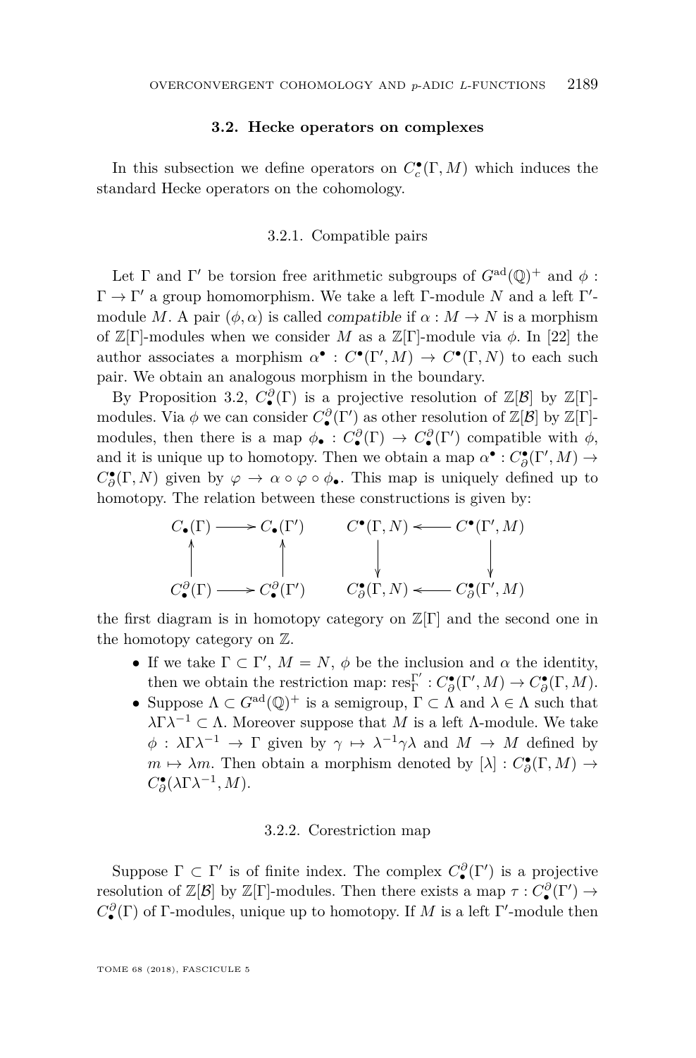### 3.2. Hecke operators on complexes

In this subsection we define operators on $C_c^\bullet(\Gamma, M)$ which induces the standard Hecke operators on the cohomology.

#### 3.2.1. Compatible pairs

Let $\Gamma$ and $\Gamma'$ be torsion free arithmetic subgroups of $G^{\mathrm{ad}}(\mathbb{Q})^+$ and $\phi : \Gamma \to \Gamma'$ a group homomorphism. We take a left $\Gamma$-module $N$ and a left $\Gamma'$-module $M$. A pair $(\phi, \alpha)$ is called *compatible* if $\alpha : M \to N$ is a morphism of $\mathbb{Z}[\Gamma]$-modules when we consider $M$ as a $\mathbb{Z}[\Gamma]$-module via $\phi$. In [22] the author associates a morphism $\alpha^\bullet : C^\bullet(\Gamma', M) \to C^\bullet(\Gamma, N)$ to each such pair. We obtain an analogous morphism in the boundary.

By Proposition 3.2, $C_\bullet^\partial(\Gamma)$ is a projective resolution of $\mathbb{Z}[\mathcal{B}]$ by $\mathbb{Z}[\Gamma]$-modules. Via $\phi$ we can consider $C_\bullet^\partial(\Gamma')$ as other resolution of $\mathbb{Z}[\mathcal{B}]$ by $\mathbb{Z}[\Gamma]$-modules, then there is a map $\phi_\bullet : C_\bullet^\partial(\Gamma) \to C_\bullet^\partial(\Gamma')$ compatible with $\phi$, and it is unique up to homotopy. Then we obtain a map $\alpha^\bullet : C_\partial^\bullet(\Gamma', M) \to C_\partial^\bullet(\Gamma, N)$ given by $\varphi \to \alpha \circ \varphi \circ \phi_\bullet$. This map is uniquely defined up to homotopy. The relation between these constructions is given by:

$$\begin{array}{ccc} C_\bullet(\Gamma) & \longrightarrow & C_\bullet(\Gamma') \\ \uparrow & & \uparrow \\ C_\bullet^\partial(\Gamma) & \longrightarrow & C_\bullet^\partial(\Gamma') \end{array} \qquad \begin{array}{ccc} C^\bullet(\Gamma, N) & \longleftarrow & C^\bullet(\Gamma', M) \\ \downarrow & & \downarrow \\ C_\partial^\bullet(\Gamma, N) & \longleftarrow & C_\partial^\bullet(\Gamma', M) \end{array}$$

the first diagram is in homotopy category on $\mathbb{Z}[\Gamma]$ and the second one in the homotopy category on $\mathbb{Z}$.

- If we take $\Gamma \subset \Gamma'$, $M = N$, $\phi$ be the inclusion and $\alpha$ the identity, then we obtain the restriction map: $\mathrm{res}_\Gamma^{\Gamma'} : C_\partial^\bullet(\Gamma', M) \to C_\partial^\bullet(\Gamma, M)$.
- Suppose $\Lambda \subset G^{\mathrm{ad}}(\mathbb{Q})^+$ is a semigroup, $\Gamma \subset \Lambda$ and $\lambda \in \Lambda$ such that $\lambda\Gamma\lambda^{-1} \subset \Lambda$. Moreover suppose that $M$ is a left $\Lambda$-module. We take $\phi : \lambda\Gamma\lambda^{-1} \to \Gamma$ given by $\gamma \mapsto \lambda^{-1}\gamma\lambda$ and $M \to M$ defined by $m \mapsto \lambda m$. Then obtain a morphism denoted by $[\lambda] : C_\partial^\bullet(\Gamma, M) \to C_\partial^\bullet(\lambda\Gamma\lambda^{-1}, M)$.

#### 3.2.2. Corestriction map

Suppose $\Gamma \subset \Gamma'$ is of finite index. The complex $C_\bullet^\partial(\Gamma')$ is a projective resolution of $\mathbb{Z}[\mathcal{B}]$ by $\mathbb{Z}[\Gamma]$-modules. Then there exists a map $\tau : C_\bullet^\partial(\Gamma') \to C_\bullet^\partial(\Gamma)$ of $\Gamma$-modules, unique up to homotopy. If $M$ is a left $\Gamma'$-module then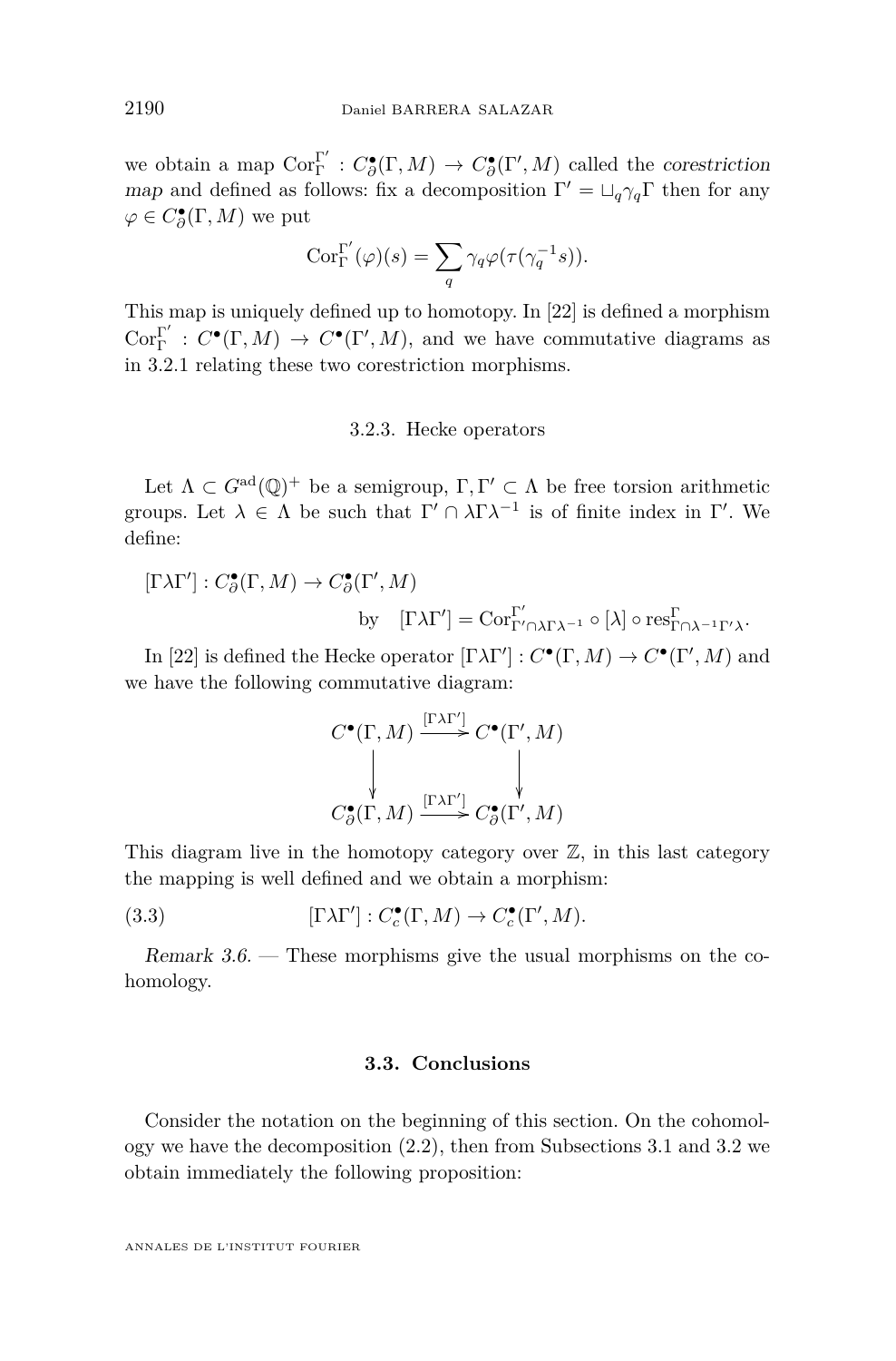we obtain a map $\mathrm{Cor}_{\Gamma}^{\Gamma'} : C_{\partial}^{\bullet}(\Gamma, M) \to C_{\partial}^{\bullet}(\Gamma', M)$ called the *corestriction map* and defined as follows: fix a decomposition $\Gamma' = \sqcup_q \gamma_q \Gamma$ then for any $\varphi \in C_{\partial}^{\bullet}(\Gamma, M)$ we put

$$\mathrm{Cor}_{\Gamma}^{\Gamma'}(\varphi)(s) = \sum_q \gamma_q \varphi(\tau(\gamma_q^{-1} s)).$$

This map is uniquely defined up to homotopy. In [22] is defined a morphism $\mathrm{Cor}_{\Gamma}^{\Gamma'} : C^{\bullet}(\Gamma, M) \to C^{\bullet}(\Gamma', M)$, and we have commutative diagrams as in 3.2.1 relating these two corestriction morphisms.

### 3.2.3. Hecke operators

Let $\Lambda \subset G^{\mathrm{ad}}(\mathbb{Q})^+$ be a semigroup, $\Gamma, \Gamma' \subset \Lambda$ be free torsion arithmetic groups. Let $\lambda \in \Lambda$ be such that $\Gamma' \cap \lambda \Gamma \lambda^{-1}$ is of finite index in $\Gamma'$. We define:

$$[\Gamma \lambda \Gamma'] : C_{\partial}^{\bullet}(\Gamma, M) \to C_{\partial}^{\bullet}(\Gamma', M)$$
$$\text{by} \quad [\Gamma \lambda \Gamma'] = \mathrm{Cor}_{\Gamma' \cap \lambda \Gamma \lambda^{-1}}^{\Gamma'} \circ [\lambda] \circ \mathrm{res}_{\Gamma \cap \lambda^{-1} \Gamma' \lambda}^{\Gamma}.$$

In [22] is defined the Hecke operator $[\Gamma \lambda \Gamma'] : C^{\bullet}(\Gamma, M) \to C^{\bullet}(\Gamma', M)$ and we have the following commutative diagram:

$$\begin{array}{ccc} C^{\bullet}(\Gamma, M) & \xrightarrow{[\Gamma\lambda\Gamma']} & C^{\bullet}(\Gamma', M) \\ \downarrow & & \downarrow \\ C_{\partial}^{\bullet}(\Gamma, M) & \xrightarrow{[\Gamma\lambda\Gamma']} & C_{\partial}^{\bullet}(\Gamma', M) \end{array}$$

This diagram live in the homotopy category over $\mathbb{Z}$, in this last category the mapping is well defined and we obtain a morphism:

$$[\Gamma \lambda \Gamma'] : C_c^{\bullet}(\Gamma, M) \to C_c^{\bullet}(\Gamma', M). \tag{3.3}$$

*Remark 3.6.* — These morphisms give the usual morphisms on the cohomology.

## 3.3. Conclusions

Consider the notation on the beginning of this section. On the cohomology we have the decomposition (2.2), then from Subsections 3.1 and 3.2 we obtain immediately the following proposition: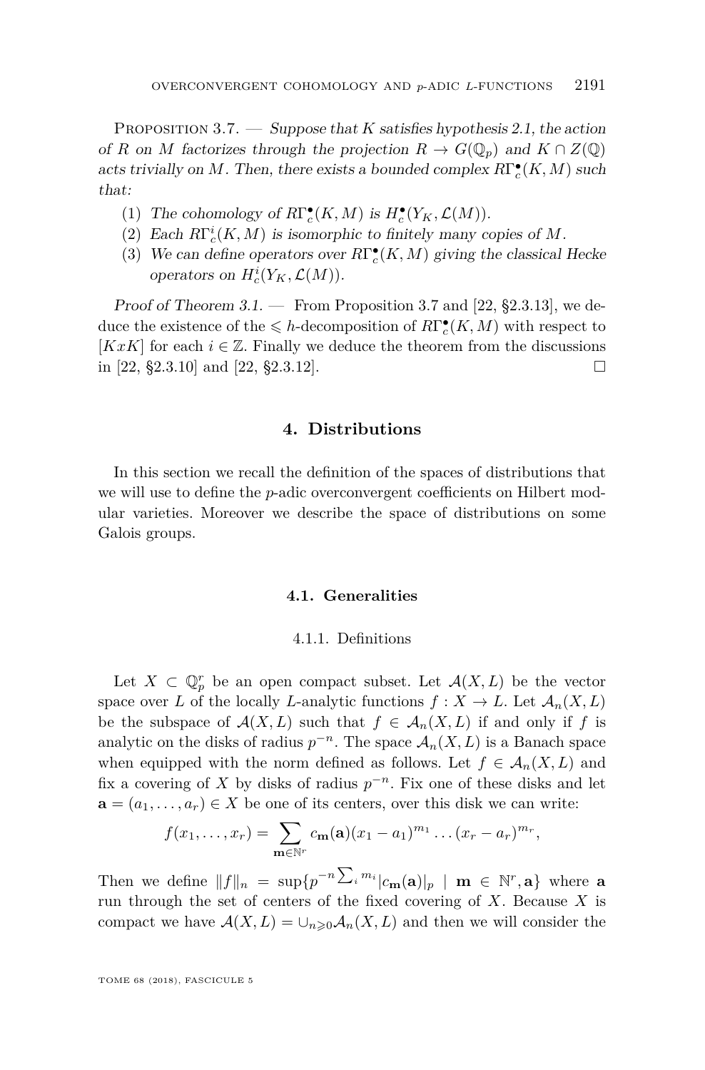Proposition 3.7. — *Suppose that $K$ satisfies hypothesis 2.1, the action of $R$ on $M$ factorizes through the projection $R \to G(\mathbb{Q}_p)$ and $K \cap Z(\mathbb{Q})$ acts trivially on $M$. Then, there exists a bounded complex $R\Gamma_c^\bullet(K, M)$ such that:*

1. *The cohomology of $R\Gamma_c^\bullet(K, M)$ is $H_c^\bullet(Y_K, \mathcal{L}(M))$.*
2. *Each $R\Gamma_c^i(K, M)$ is isomorphic to finitely many copies of $M$.*
3. *We can define operators over $R\Gamma_c^\bullet(K, M)$ giving the classical Hecke operators on $H_c^i(Y_K, \mathcal{L}(M))$.*

*Proof of Theorem 3.1.* — From Proposition 3.7 and [22, §2.3.13], we deduce the existence of the $\leqslant h$-decomposition of $R\Gamma_c^\bullet(K, M)$ with respect to $[KxK]$ for each $i \in \mathbb{Z}$. Finally we deduce the theorem from the discussions in [22, §2.3.10] and [22, §2.3.12]. □

## 4. Distributions

In this section we recall the definition of the spaces of distributions that we will use to define the $p$-adic overconvergent coefficients on Hilbert modular varieties. Moreover we describe the space of distributions on some Galois groups.

### 4.1. Generalities

#### 4.1.1. Definitions

Let $X \subset \mathbb{Q}_p^r$ be an open compact subset. Let $\mathcal{A}(X, L)$ be the vector space over $L$ of the locally $L$-analytic functions $f : X \to L$. Let $\mathcal{A}_n(X, L)$ be the subspace of $\mathcal{A}(X, L)$ such that $f \in \mathcal{A}_n(X, L)$ if and only if $f$ is analytic on the disks of radius $p^{-n}$. The space $\mathcal{A}_n(X, L)$ is a Banach space when equipped with the norm defined as follows. Let $f \in \mathcal{A}_n(X, L)$ and fix a covering of $X$ by disks of radius $p^{-n}$. Fix one of these disks and let $\mathbf{a} = (a_1, \ldots, a_r) \in X$ be one of its centers, over this disk we can write:

$$f(x_1, \ldots, x_r) = \sum_{\mathbf{m} \in \mathbb{N}^r} c_{\mathbf{m}}(\mathbf{a})(x_1 - a_1)^{m_1} \ldots (x_r - a_r)^{m_r},$$

Then we define $\|f\|_n = \sup\{p^{-n\sum_i m_i}|c_{\mathbf{m}}(\mathbf{a})|_p \mid \mathbf{m} \in \mathbb{N}^r, \mathbf{a}\}$ where $\mathbf{a}$ run through the set of centers of the fixed covering of $X$. Because $X$ is compact we have $\mathcal{A}(X, L) = \cup_{n \geqslant 0} \mathcal{A}_n(X, L)$ and then we will consider the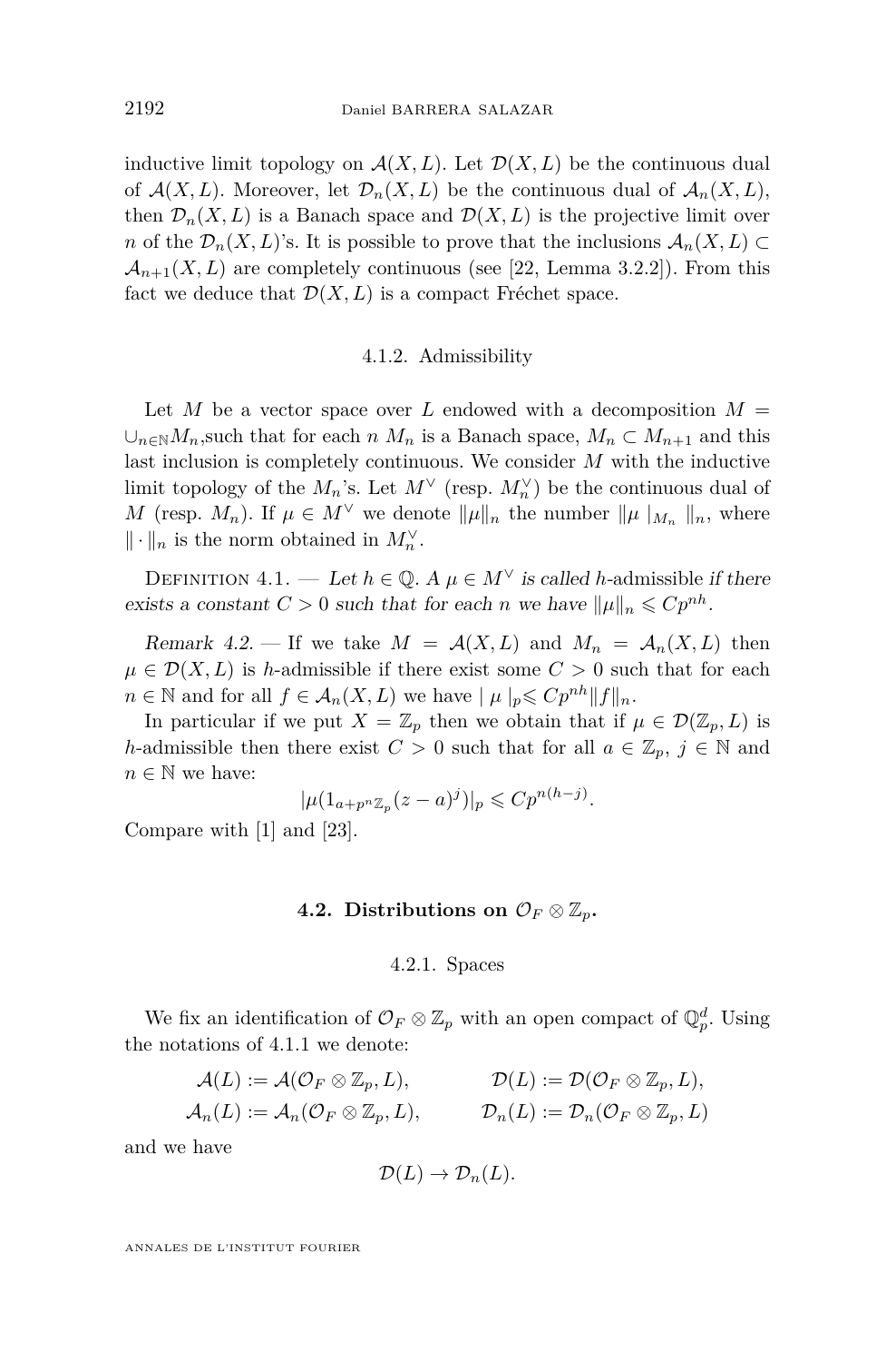inductive limit topology on $\mathcal{A}(X, L)$. Let $\mathcal{D}(X, L)$ be the continuous dual of $\mathcal{A}(X, L)$. Moreover, let $\mathcal{D}_n(X, L)$ be the continuous dual of $\mathcal{A}_n(X, L)$, then $\mathcal{D}_n(X, L)$ is a Banach space and $\mathcal{D}(X, L)$ is the projective limit over $n$ of the $\mathcal{D}_n(X, L)$'s. It is possible to prove that the inclusions $\mathcal{A}_n(X, L) \subset \mathcal{A}_{n+1}(X, L)$ are completely continuous (see [22, Lemma 3.2.2]). From this fact we deduce that $\mathcal{D}(X, L)$ is a compact Fréchet space.

#### 4.1.2. Admissibility

Let $M$ be a vector space over $L$ endowed with a decomposition $M = \cup_{n \in \mathbb{N}} M_n$,such that for each $n$ $M_n$ is a Banach space, $M_n \subset M_{n+1}$ and this last inclusion is completely continuous. We consider $M$ with the inductive limit topology of the $M_n$'s. Let $M^\vee$ (resp. $M_n^\vee$) be the continuous dual of $M$ (resp. $M_n$). If $\mu \in M^\vee$ we denote $\|\mu\|_n$ the number $\|\mu\mid_{M_n}\|_n$, where $\|\cdot\|_n$ is the norm obtained in $M_n^\vee$.

Definition 4.1. — *Let $h \in \mathbb{Q}$. A $\mu \in M^\vee$ is called $h$-admissible if there exists a constant $C > 0$ such that for each $n$ we have $\|\mu\|_n \leqslant Cp^{nh}$.*

*Remark 4.2.* — If we take $M = \mathcal{A}(X, L)$ and $M_n = \mathcal{A}_n(X, L)$ then $\mu \in \mathcal{D}(X, L)$ is $h$-admissible if there exist some $C > 0$ such that for each $n \in \mathbb{N}$ and for all $f \in \mathcal{A}_n(X, L)$ we have $\mid \mu \mid_p \leqslant Cp^{nh}\|f\|_n$.

In particular if we put $X = \mathbb{Z}_p$ then we obtain that if $\mu \in \mathcal{D}(\mathbb{Z}_p, L)$ is $h$-admissible then there exist $C > 0$ such that for all $a \in \mathbb{Z}_p$, $j \in \mathbb{N}$ and $n \in \mathbb{N}$ we have:

$$|\mu(1_{a+p^n\mathbb{Z}_p}(z-a)^j)|_p \leqslant Cp^{n(h-j)}.$$

Compare with [1] and [23].

### 4.2. Distributions on $\mathcal{O}_F \otimes \mathbb{Z}_p$.

#### 4.2.1. Spaces

We fix an identification of $\mathcal{O}_F \otimes \mathbb{Z}_p$ with an open compact of $\mathbb{Q}_p^d$. Using the notations of 4.1.1 we denote:

$$\mathcal{A}(L) := \mathcal{A}(\mathcal{O}_F \otimes \mathbb{Z}_p, L), \qquad \mathcal{D}(L) := \mathcal{D}(\mathcal{O}_F \otimes \mathbb{Z}_p, L),$$
$$\mathcal{A}_n(L) := \mathcal{A}_n(\mathcal{O}_F \otimes \mathbb{Z}_p, L), \qquad \mathcal{D}_n(L) := \mathcal{D}_n(\mathcal{O}_F \otimes \mathbb{Z}_p, L)$$

and we have

$$\mathcal{D}(L) \to \mathcal{D}_n(L).$$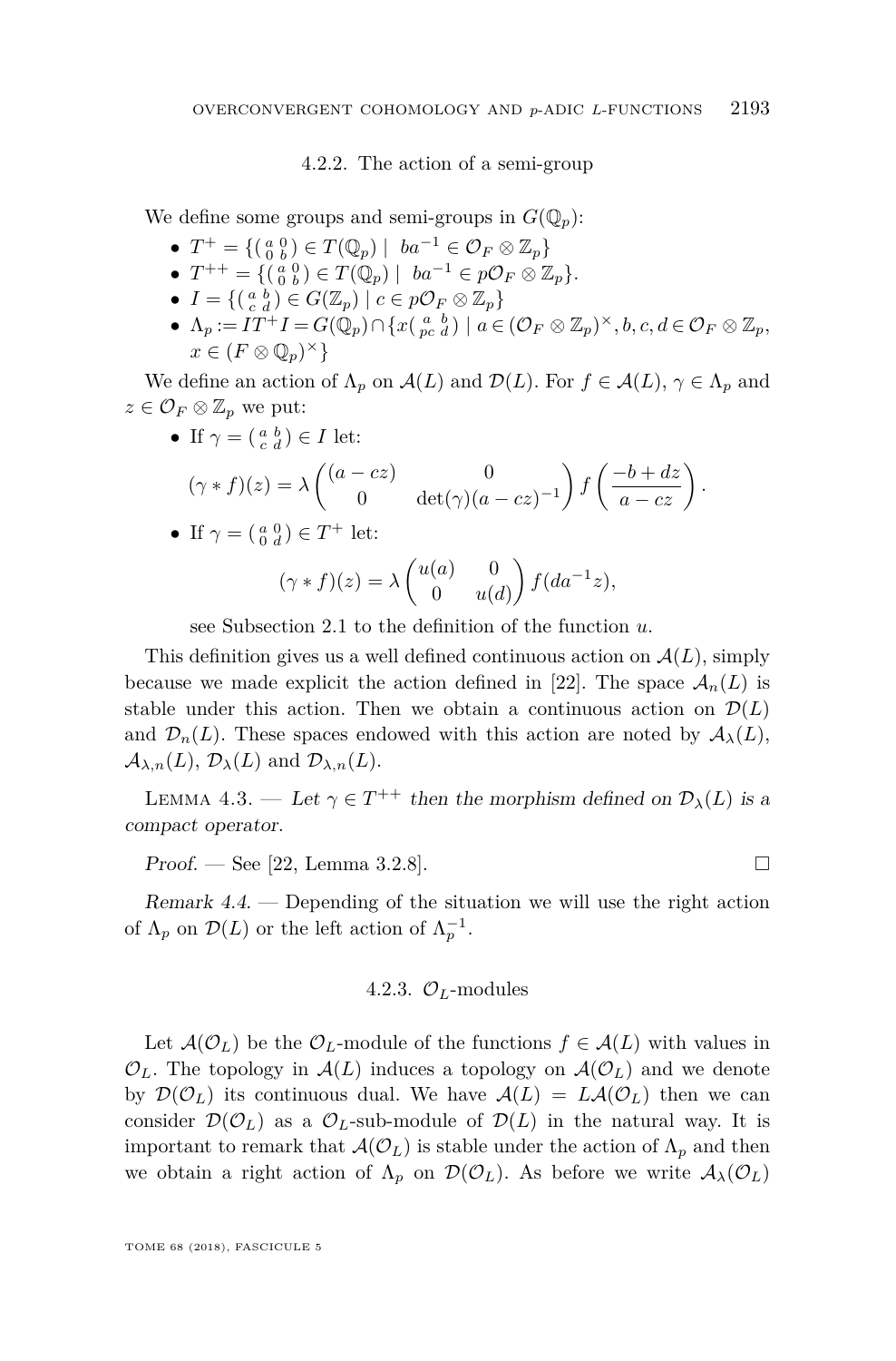### 4.2.2. The action of a semi-group

We define some groups and semi-groups in $G(\mathbb{Q}_p)$:

- $T^+ = \{\left(\begin{smallmatrix} a & 0 \\ 0 & b \end{smallmatrix}\right) \in T(\mathbb{Q}_p) \mid \ ba^{-1} \in \mathcal{O}_F \otimes \mathbb{Z}_p\}$
- $T^{++} = \{\left(\begin{smallmatrix} a & 0 \\ 0 & b \end{smallmatrix}\right) \in T(\mathbb{Q}_p) \mid \ ba^{-1} \in p\mathcal{O}_F \otimes \mathbb{Z}_p\}$.
- $I = \{\left(\begin{smallmatrix} a & b \\ c & d \end{smallmatrix}\right) \in G(\mathbb{Z}_p) \mid c \in p\mathcal{O}_F \otimes \mathbb{Z}_p\}$
- $\Lambda_p := IT^+I = G(\mathbb{Q}_p) \cap \{x\left(\begin{smallmatrix} a & b \\ pc & d \end{smallmatrix}\right) \mid a \in (\mathcal{O}_F \otimes \mathbb{Z}_p)^\times, b, c, d \in \mathcal{O}_F \otimes \mathbb{Z}_p,$ $x \in (F \otimes \mathbb{Q}_p)^\times\}$

We define an action of $\Lambda_p$ on $\mathcal{A}(L)$ and $\mathcal{D}(L)$. For $f \in \mathcal{A}(L)$, $\gamma \in \Lambda_p$ and $z \in \mathcal{O}_F \otimes \mathbb{Z}_p$ we put:

- If $\gamma = \left(\begin{smallmatrix} a & b \\ c & d \end{smallmatrix}\right) \in I$ let:
$$(\gamma * f)(z) = \lambda \begin{pmatrix} (a-cz) & 0 \\ 0 & \det(\gamma)(a-cz)^{-1} \end{pmatrix} f\left(\frac{-b+dz}{a-cz}\right).$$
- If $\gamma = \left(\begin{smallmatrix} a & 0 \\ 0 & d \end{smallmatrix}\right) \in T^+$ let:
$$(\gamma * f)(z) = \lambda \begin{pmatrix} u(a) & 0 \\ 0 & u(d) \end{pmatrix} f(da^{-1}z),$$
see Subsection 2.1 to the definition of the function $u$.

This definition gives us a well defined continuous action on $\mathcal{A}(L)$, simply because we made explicit the action defined in [22]. The space $\mathcal{A}_n(L)$ is stable under this action. Then we obtain a continuous action on $\mathcal{D}(L)$ and $\mathcal{D}_n(L)$. These spaces endowed with this action are noted by $\mathcal{A}_\lambda(L)$, $\mathcal{A}_{\lambda,n}(L)$, $\mathcal{D}_\lambda(L)$ and $\mathcal{D}_{\lambda,n}(L)$.

Lemma 4.3. — *Let $\gamma \in T^{++}$ then the morphism defined on $\mathcal{D}_\lambda(L)$ is a compact operator.*

*Proof.* — See [22, Lemma 3.2.8]. □

*Remark 4.4.* — Depending of the situation we will use the right action of $\Lambda_p$ on $\mathcal{D}(L)$ or the left action of $\Lambda_p^{-1}$.

### 4.2.3. $\mathcal{O}_L$-modules

Let $\mathcal{A}(\mathcal{O}_L)$ be the $\mathcal{O}_L$-module of the functions $f \in \mathcal{A}(L)$ with values in $\mathcal{O}_L$. The topology in $\mathcal{A}(L)$ induces a topology on $\mathcal{A}(\mathcal{O}_L)$ and we denote by $\mathcal{D}(\mathcal{O}_L)$ its continuous dual. We have $\mathcal{A}(L) = L\mathcal{A}(\mathcal{O}_L)$ then we can consider $\mathcal{D}(\mathcal{O}_L)$ as a $\mathcal{O}_L$-sub-module of $\mathcal{D}(L)$ in the natural way. It is important to remark that $\mathcal{A}(\mathcal{O}_L)$ is stable under the action of $\Lambda_p$ and then we obtain a right action of $\Lambda_p$ on $\mathcal{D}(\mathcal{O}_L)$. As before we write $\mathcal{A}_\lambda(\mathcal{O}_L)$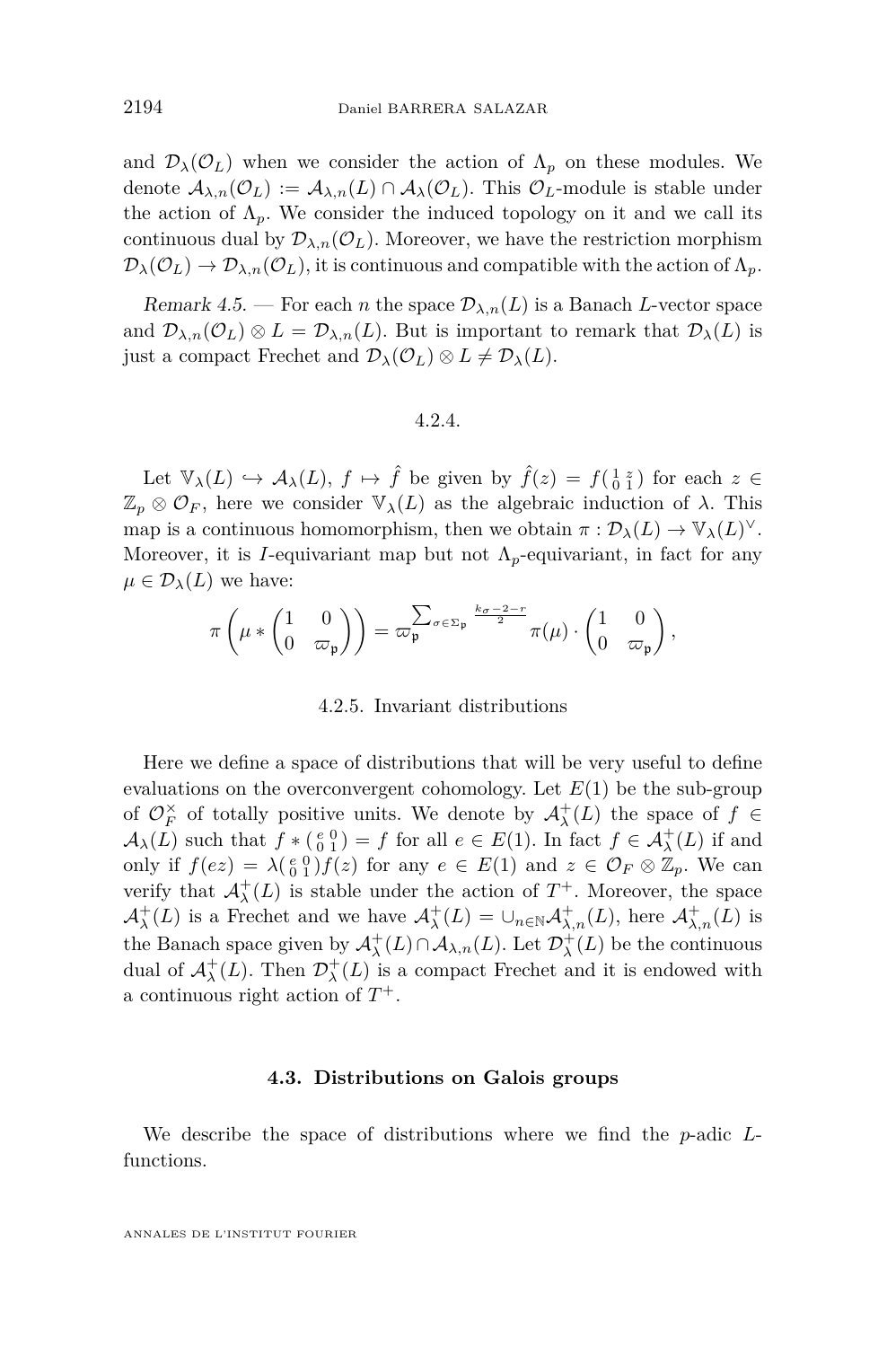and $\mathcal{D}_\lambda(\mathcal{O}_L)$ when we consider the action of $\Lambda_p$ on these modules. We denote $\mathcal{A}_{\lambda,n}(\mathcal{O}_L) := \mathcal{A}_{\lambda,n}(L) \cap \mathcal{A}_\lambda(\mathcal{O}_L)$. This $\mathcal{O}_L$-module is stable under the action of $\Lambda_p$. We consider the induced topology on it and we call its continuous dual by $\mathcal{D}_{\lambda,n}(\mathcal{O}_L)$. Moreover, we have the restriction morphism $\mathcal{D}_\lambda(\mathcal{O}_L) \to \mathcal{D}_{\lambda,n}(\mathcal{O}_L)$, it is continuous and compatible with the action of $\Lambda_p$.

*Remark 4.5.* — For each $n$ the space $\mathcal{D}_{\lambda,n}(L)$ is a Banach $L$-vector space and $\mathcal{D}_{\lambda,n}(\mathcal{O}_L) \otimes L = \mathcal{D}_{\lambda,n}(L)$. But is important to remark that $\mathcal{D}_\lambda(L)$ is just a compact Frechet and $\mathcal{D}_\lambda(\mathcal{O}_L) \otimes L \neq \mathcal{D}_\lambda(L)$.

#### 4.2.4.

Let $\mathbb{V}_\lambda(L) \hookrightarrow \mathcal{A}_\lambda(L)$, $f \mapsto \hat{f}$ be given by $\hat{f}(z) = f\left(\begin{smallmatrix} 1 & z \\ 0 & 1 \end{smallmatrix}\right)$ for each $z \in \mathbb{Z}_p \otimes \mathcal{O}_F$, here we consider $\mathbb{V}_\lambda(L)$ as the algebraic induction of $\lambda$. This map is a continuous homomorphism, then we obtain $\pi : \mathcal{D}_\lambda(L) \to \mathbb{V}_\lambda(L)^\vee$. Moreover, it is $I$-equivariant map but not $\Lambda_p$-equivariant, in fact for any $\mu \in \mathcal{D}_\lambda(L)$ we have:

$$\pi\left(\mu * \begin{pmatrix} 1 & 0 \\ 0 & \varpi_\mathfrak{p} \end{pmatrix}\right) = \varpi_\mathfrak{p}^{\sum_{\sigma \in \Sigma_\mathfrak{p}} \frac{k_\sigma - 2 - r}{2}} \pi(\mu) \cdot \begin{pmatrix} 1 & 0 \\ 0 & \varpi_\mathfrak{p} \end{pmatrix},$$

#### 4.2.5. Invariant distributions

Here we define a space of distributions that will be very useful to define evaluations on the overconvergent cohomology. Let $E(1)$ be the sub-group of $\mathcal{O}_F^\times$ of totally positive units. We denote by $\mathcal{A}_\lambda^+(L)$ the space of $f \in \mathcal{A}_\lambda(L)$ such that $f * \left(\begin{smallmatrix} e & 0 \\ 0 & 1 \end{smallmatrix}\right) = f$ for all $e \in E(1)$. In fact $f \in \mathcal{A}_\lambda^+(L)$ if and only if $f(ez) = \lambda\left(\begin{smallmatrix} e & 0 \\ 0 & 1 \end{smallmatrix}\right) f(z)$ for any $e \in E(1)$ and $z \in \mathcal{O}_F \otimes \mathbb{Z}_p$. We can verify that $\mathcal{A}_\lambda^+(L)$ is stable under the action of $T^+$. Moreover, the space $\mathcal{A}_\lambda^+(L)$ is a Frechet and we have $\mathcal{A}_\lambda^+(L) = \cup_{n \in \mathbb{N}} \mathcal{A}_{\lambda,n}^+(L)$, here $\mathcal{A}_{\lambda,n}^+(L)$ is the Banach space given by $\mathcal{A}_\lambda^+(L) \cap \mathcal{A}_{\lambda,n}(L)$. Let $\mathcal{D}_\lambda^+(L)$ be the continuous dual of $\mathcal{A}_\lambda^+(L)$. Then $\mathcal{D}_\lambda^+(L)$ is a compact Frechet and it is endowed with a continuous right action of $T^+$.

### 4.3. Distributions on Galois groups

We describe the space of distributions where we find the $p$-adic $L$-functions.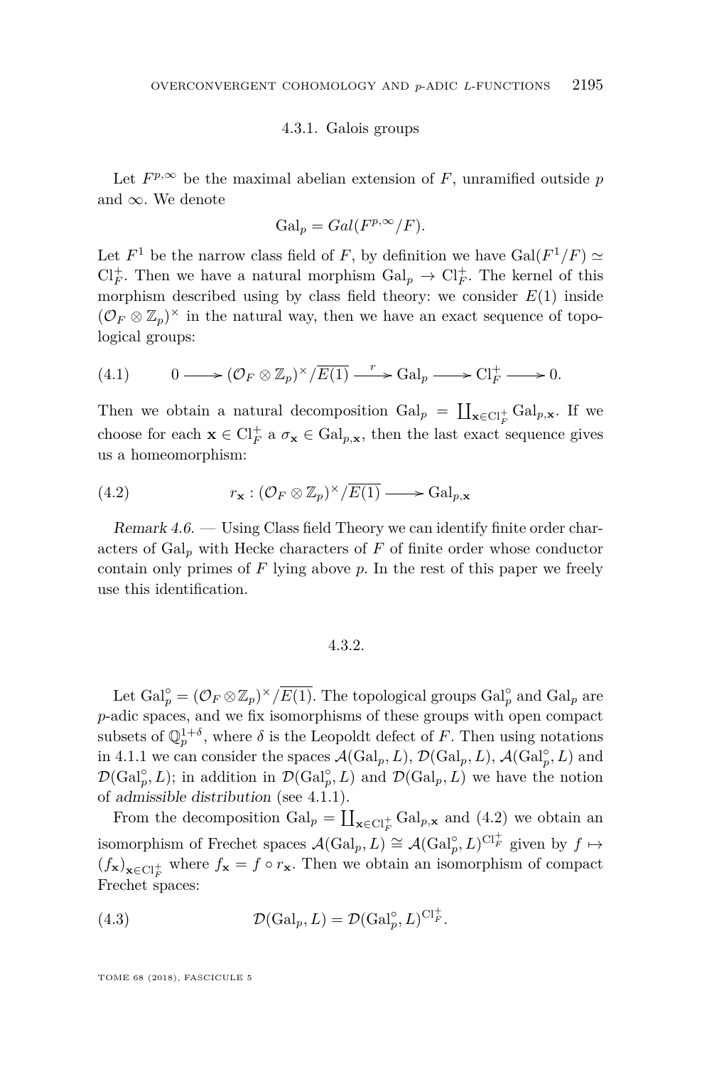#### 4.3.1. Galois groups

Let $F^{p,\infty}$ be the maximal abelian extension of $F$, unramified outside $p$ and $\infty$. We denote

$$\mathrm{Gal}_p = Gal(F^{p,\infty}/F).$$

Let $F^1$ be the narrow class field of $F$, by definition we have $\mathrm{Gal}(F^1/F) \simeq \mathrm{Cl}_F^+$. Then we have a natural morphism $\mathrm{Gal}_p \to \mathrm{Cl}_F^+$. The kernel of this morphism described using by class field theory: we consider $E(1)$ inside $(\mathcal{O}_F \otimes \mathbb{Z}_p)^\times$ in the natural way, then we have an exact sequence of topological groups:

$$0 \longrightarrow (\mathcal{O}_F \otimes \mathbb{Z}_p)^\times/\overline{E(1)} \xrightarrow{\ r\ } \mathrm{Gal}_p \longrightarrow \mathrm{Cl}_F^+ \longrightarrow 0. \tag{4.1}$$

Then we obtain a natural decomposition $\mathrm{Gal}_p = \coprod_{\mathbf{x}\in \mathrm{Cl}_F^+} \mathrm{Gal}_{p,\mathbf{x}}$. If we choose for each $\mathbf{x} \in \mathrm{Cl}_F^+$ a $\sigma_\mathbf{x} \in \mathrm{Gal}_{p,\mathbf{x}}$, then the last exact sequence gives us a homeomorphism:

$$r_\mathbf{x} : (\mathcal{O}_F \otimes \mathbb{Z}_p)^\times/\overline{E(1)} \longrightarrow \mathrm{Gal}_{p,\mathbf{x}} \tag{4.2}$$

*Remark 4.6.* — Using Class field Theory we can identify finite order characters of $\mathrm{Gal}_p$ with Hecke characters of $F$ of finite order whose conductor contain only primes of $F$ lying above $p$. In the rest of this paper we freely use this identification.

#### 4.3.2.

Let $\mathrm{Gal}_p^\circ = (\mathcal{O}_F \otimes \mathbb{Z}_p)^\times/\overline{E(1)}$. The topological groups $\mathrm{Gal}_p^\circ$ and $\mathrm{Gal}_p$ are $p$-adic spaces, and we fix isomorphisms of these groups with open compact subsets of $\mathbb{Q}_p^{1+\delta}$, where $\delta$ is the Leopoldt defect of $F$. Then using notations in 4.1.1 we can consider the spaces $\mathcal{A}(\mathrm{Gal}_p, L)$, $\mathcal{D}(\mathrm{Gal}_p, L)$, $\mathcal{A}(\mathrm{Gal}_p^\circ, L)$ and $\mathcal{D}(\mathrm{Gal}_p^\circ, L)$; in addition in $\mathcal{D}(\mathrm{Gal}_p^\circ, L)$ and $\mathcal{D}(\mathrm{Gal}_p, L)$ we have the notion of *admissible distribution* (see 4.1.1).

From the decomposition $\mathrm{Gal}_p = \coprod_{\mathbf{x}\in \mathrm{Cl}_F^+} \mathrm{Gal}_{p,\mathbf{x}}$ and (4.2) we obtain an isomorphism of Frechet spaces $\mathcal{A}(\mathrm{Gal}_p, L) \cong \mathcal{A}(\mathrm{Gal}_p^\circ, L)^{\mathrm{Cl}_F^+}$ given by $f \mapsto (f_\mathbf{x})_{\mathbf{x}\in \mathrm{Cl}_F^+}$ where $f_\mathbf{x} = f \circ r_\mathbf{x}$. Then we obtain an isomorphism of compact Frechet spaces:

$$\mathcal{D}(\mathrm{Gal}_p, L) = \mathcal{D}(\mathrm{Gal}_p^\circ, L)^{\mathrm{Cl}_F^+}. \tag{4.3}$$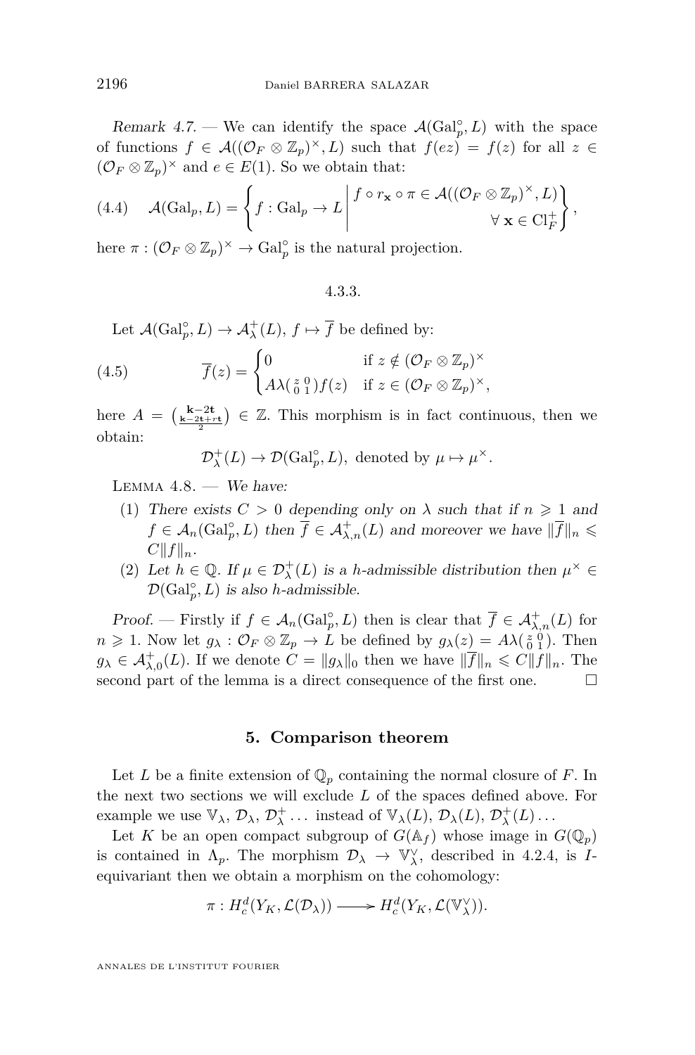*Remark 4.7.* — We can identify the space $\mathcal{A}(\mathrm{Gal}_p^\circ, L)$ with the space of functions $f \in \mathcal{A}((\mathcal{O}_F \otimes \mathbb{Z}_p)^\times, L)$ such that $f(ez) = f(z)$ for all $z \in (\mathcal{O}_F \otimes \mathbb{Z}_p)^\times$ and $e \in E(1)$. So we obtain that:

$$\mathcal{A}(\mathrm{Gal}_p, L) = \left\{ f : \mathrm{Gal}_p \to L \;\middle|\; \begin{array}{r} f \circ r_{\mathbf{x}} \circ \pi \in \mathcal{A}((\mathcal{O}_F \otimes \mathbb{Z}_p)^\times, L) \\ \forall\, \mathbf{x} \in \mathrm{Cl}_F^+ \end{array} \right\}, \tag{4.4}$$

here $\pi : (\mathcal{O}_F \otimes \mathbb{Z}_p)^\times \to \mathrm{Gal}_p^\circ$ is the natural projection.

### 4.3.3.

Let $\mathcal{A}(\mathrm{Gal}_p^\circ, L) \to \mathcal{A}_\lambda^+(L)$, $f \mapsto \overline{f}$ be defined by:

$$\overline{f}(z) = \begin{cases} 0 & \text{if } z \notin (\mathcal{O}_F \otimes \mathbb{Z}_p)^\times \\ A\lambda\left(\begin{smallmatrix} z & 0 \\ 0 & 1 \end{smallmatrix}\right) f(z) & \text{if } z \in (\mathcal{O}_F \otimes \mathbb{Z}_p)^\times, \end{cases} \tag{4.5}$$

here $A = \binom{\mathbf{k}-2\mathbf{t}}{\frac{\mathbf{k}-2\mathbf{t}+r\mathbf{t}}{2}} \in \mathbb{Z}$. This morphism is in fact continuous, then we obtain:

$$\mathcal{D}_\lambda^+(L) \to \mathcal{D}(\mathrm{Gal}_p^\circ, L), \text{ denoted by } \mu \mapsto \mu^\times.$$

Lemma 4.8. — *We have:*

1. *There exists $C > 0$ depending only on $\lambda$ such that if $n \geqslant 1$ and $f \in \mathcal{A}_n(\mathrm{Gal}_p^\circ, L)$ then $\overline{f} \in \mathcal{A}_{\lambda,n}^+(L)$ and moreover we have $\|\overline{f}\|_n \leqslant C\|f\|_n$.*
2. *Let $h \in \mathbb{Q}$. If $\mu \in \mathcal{D}_\lambda^+(L)$ is a $h$-admissible distribution then $\mu^\times \in \mathcal{D}(\mathrm{Gal}_p^\circ, L)$ is also $h$-admissible.*

*Proof.* — Firstly if $f \in \mathcal{A}_n(\mathrm{Gal}_p^\circ, L)$ then is clear that $\overline{f} \in \mathcal{A}_{\lambda,n}^+(L)$ for $n \geqslant 1$. Now let $g_\lambda : \mathcal{O}_F \otimes \mathbb{Z}_p \to L$ be defined by $g_\lambda(z) = A\lambda\left(\begin{smallmatrix} z & 0 \\ 0 & 1 \end{smallmatrix}\right)$. Then $g_\lambda \in \mathcal{A}_{\lambda,0}^+(L)$. If we denote $C = \|g_\lambda\|_0$ then we have $\|\overline{f}\|_n \leqslant C\|f\|_n$. The second part of the lemma is a direct consequence of the first one. □

## 5. Comparison theorem

Let $L$ be a finite extension of $\mathbb{Q}_p$ containing the normal closure of $F$. In the next two sections we will exclude $L$ of the spaces defined above. For example we use $\mathbb{V}_\lambda$, $\mathcal{D}_\lambda$, $\mathcal{D}_\lambda^+ \ldots$ instead of $\mathbb{V}_\lambda(L)$, $\mathcal{D}_\lambda(L)$, $\mathcal{D}_\lambda^+(L) \ldots$

Let $K$ be an open compact subgroup of $G(\mathbb{A}_f)$ whose image in $G(\mathbb{Q}_p)$ is contained in $\Lambda_p$. The morphism $\mathcal{D}_\lambda \to \mathbb{V}_\lambda^\vee$, described in 4.2.4, is $I$-equivariant then we obtain a morphism on the cohomology:

$$\pi : H_c^d(Y_K, \mathcal{L}(\mathcal{D}_\lambda)) \longrightarrow H_c^d(Y_K, \mathcal{L}(\mathbb{V}_\lambda^\vee)).$$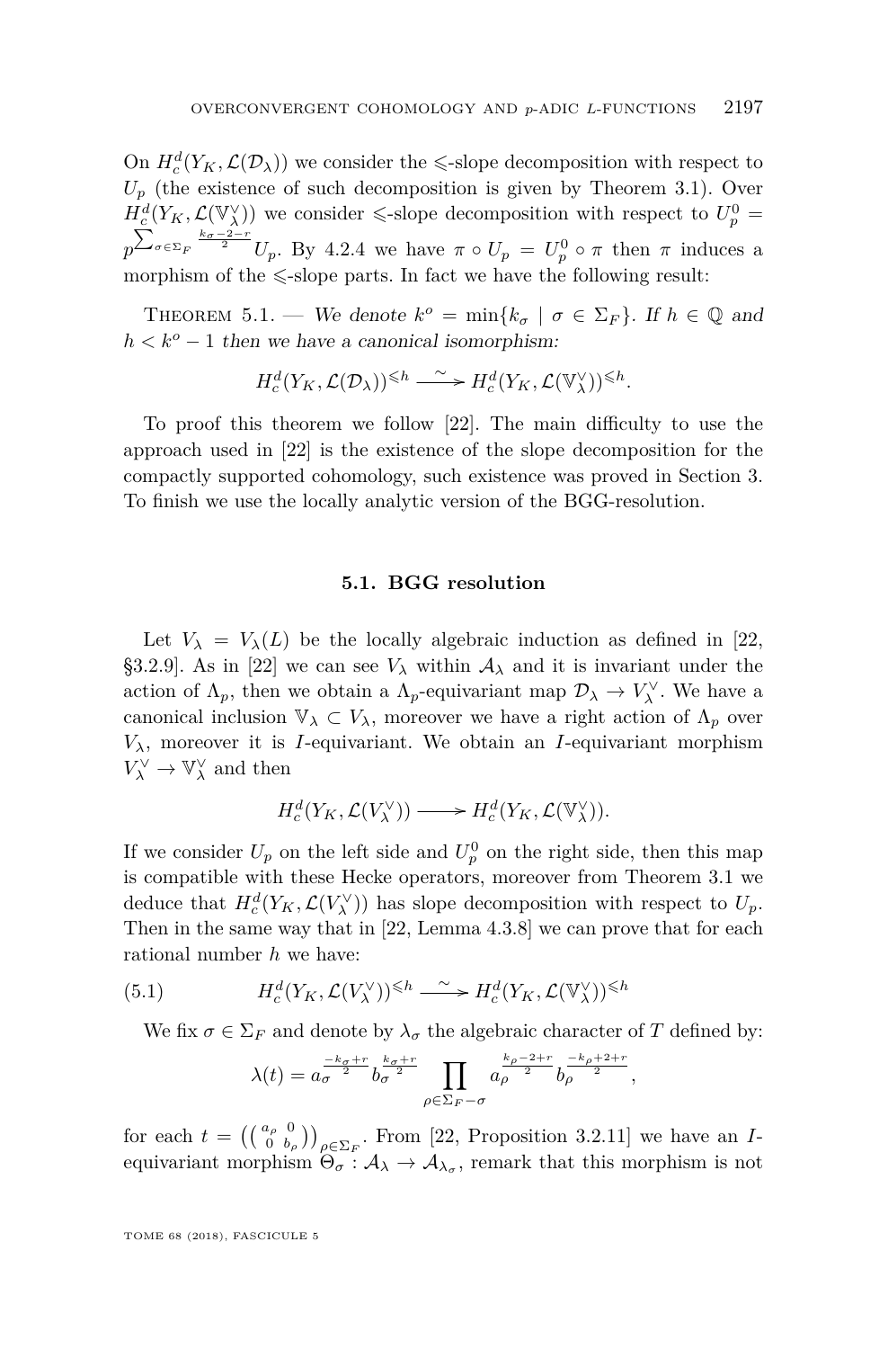On $H^d_c(Y_K, \mathcal{L}(\mathcal{D}_\lambda))$ we consider the $\leqslant$-slope decomposition with respect to $U_p$ (the existence of such decomposition is given by Theorem 3.1). Over $H^d_c(Y_K, \mathcal{L}(\mathbb{V}^\vee_\lambda))$ we consider $\leqslant$-slope decomposition with respect to $U^0_p = p^{\sum_{\sigma\in\Sigma_F}\frac{k_\sigma-2-r}{2}}U_p$. By 4.2.4 we have $\pi \circ U_p = U^0_p \circ \pi$ then $\pi$ induces a morphism of the $\leqslant$-slope parts. In fact we have the following result:

Theorem 5.1. — *We denote $k^o = \min\{k_\sigma \mid \sigma \in \Sigma_F\}$. If $h \in \mathbb{Q}$ and $h < k^o - 1$ then we have a canonical isomorphism:*

$$H^d_c(Y_K, \mathcal{L}(\mathcal{D}_\lambda))^{\leqslant h} \xrightarrow{\sim} H^d_c(Y_K, \mathcal{L}(\mathbb{V}^\vee_\lambda))^{\leqslant h}.$$

To proof this theorem we follow [22]. The main difficulty to use the approach used in [22] is the existence of the slope decomposition for the compactly supported cohomology, such existence was proved in Section 3. To finish we use the locally analytic version of the BGG-resolution.

### 5.1. BGG resolution

Let $V_\lambda = V_\lambda(L)$ be the locally algebraic induction as defined in [22, §3.2.9]. As in [22] we can see $V_\lambda$ within $\mathcal{A}_\lambda$ and it is invariant under the action of $\Lambda_p$, then we obtain a $\Lambda_p$-equivariant map $\mathcal{D}_\lambda \to V^\vee_\lambda$. We have a canonical inclusion $\mathbb{V}_\lambda \subset V_\lambda$, moreover we have a right action of $\Lambda_p$ over $V_\lambda$, moreover it is $I$-equivariant. We obtain an $I$-equivariant morphism $V^\vee_\lambda \to \mathbb{V}^\vee_\lambda$ and then

$$H^d_c(Y_K, \mathcal{L}(V^\vee_\lambda)) \longrightarrow H^d_c(Y_K, \mathcal{L}(\mathbb{V}^\vee_\lambda)).$$

If we consider $U_p$ on the left side and $U^0_p$ on the right side, then this map is compatible with these Hecke operators, moreover from Theorem 3.1 we deduce that $H^d_c(Y_K, \mathcal{L}(V^\vee_\lambda))$ has slope decomposition with respect to $U_p$. Then in the same way that in [22, Lemma 4.3.8] we can prove that for each rational number $h$ we have:

$$H^d_c(Y_K, \mathcal{L}(V^\vee_\lambda))^{\leqslant h} \xrightarrow{\sim} H^d_c(Y_K, \mathcal{L}(\mathbb{V}^\vee_\lambda))^{\leqslant h} \tag{5.1}$$

We fix $\sigma \in \Sigma_F$ and denote by $\lambda_\sigma$ the algebraic character of $T$ defined by:

$$\lambda(t) = a_\sigma^{\frac{-k_\sigma+r}{2}} b_\sigma^{\frac{k_\sigma+r}{2}} \prod_{\rho\in\Sigma_F-\sigma} a_\rho^{\frac{k_\rho-2+r}{2}} b_\rho^{\frac{-k_\rho+2+r}{2}},$$

for each $t = \left(\left(\begin{smallmatrix} a_\rho & 0 \\ 0 & b_\rho \end{smallmatrix}\right)\right)_{\rho\in\Sigma_F}$. From [22, Proposition 3.2.11] we have an $I$-equivariant morphism $\Theta_\sigma : \mathcal{A}_\lambda \to \mathcal{A}_{\lambda_\sigma}$, remark that this morphism is not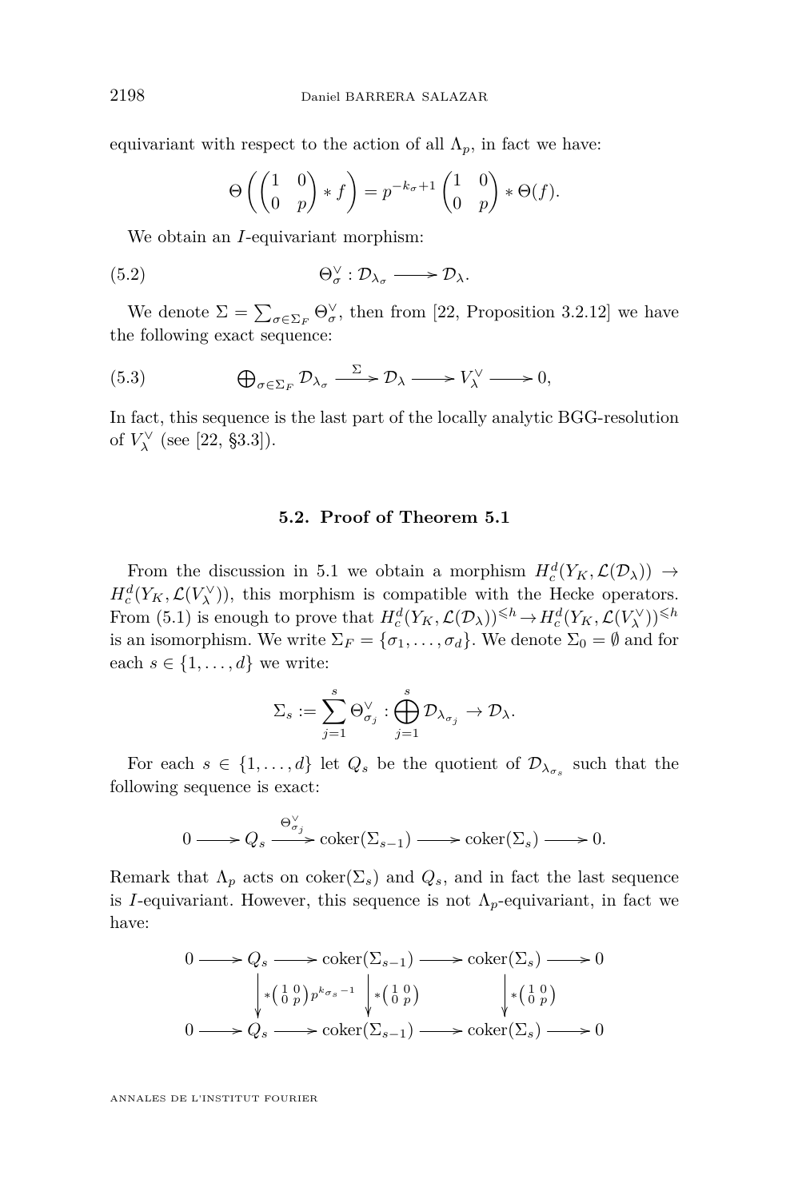equivariant with respect to the action of all $\Lambda_p$, in fact we have:

$$\Theta\left(\begin{pmatrix}1 & 0\\ 0 & p\end{pmatrix} * f\right) = p^{-k_\sigma+1}\begin{pmatrix}1 & 0\\ 0 & p\end{pmatrix} * \Theta(f).$$

We obtain an $I$-equivariant morphism:

$$\Theta_\sigma^\vee : \mathcal{D}_{\lambda_\sigma} \longrightarrow \mathcal{D}_\lambda. \tag{5.2}$$

We denote $\Sigma = \sum_{\sigma\in\Sigma_F}\Theta_\sigma^\vee$, then from [22, Proposition 3.2.12] we have the following exact sequence:

$$\bigoplus_{\sigma\in\Sigma_F}\mathcal{D}_{\lambda_\sigma} \xrightarrow{\ \Sigma\ } \mathcal{D}_\lambda \longrightarrow V_\lambda^\vee \longrightarrow 0, \tag{5.3}$$

In fact, this sequence is the last part of the locally analytic BGG-resolution of $V_\lambda^\vee$ (see [22, §3.3]).

## 5.2. Proof of Theorem 5.1

From the discussion in 5.1 we obtain a morphism $H_c^d(Y_K, \mathcal{L}(\mathcal{D}_\lambda)) \to H_c^d(Y_K, \mathcal{L}(V_\lambda^\vee))$, this morphism is compatible with the Hecke operators. From (5.1) is enough to prove that $H_c^d(Y_K, \mathcal{L}(\mathcal{D}_\lambda))^{\leqslant h} \to H_c^d(Y_K, \mathcal{L}(V_\lambda^\vee))^{\leqslant h}$ is an isomorphism. We write $\Sigma_F = \{\sigma_1, \dots, \sigma_d\}$. We denote $\Sigma_0 = \emptyset$ and for each $s \in \{1, \dots, d\}$ we write:

$$\Sigma_s := \sum_{j=1}^{s}\Theta_{\sigma_j}^\vee : \bigoplus_{j=1}^{s}\mathcal{D}_{\lambda_{\sigma_j}} \to \mathcal{D}_\lambda.$$

For each $s \in \{1, \dots, d\}$ let $Q_s$ be the quotient of $\mathcal{D}_{\lambda_{\sigma_s}}$ such that the following sequence is exact:

$$0 \longrightarrow Q_s \xrightarrow{\ \Theta_{\sigma_j}^\vee\ } \operatorname{coker}(\Sigma_{s-1}) \longrightarrow \operatorname{coker}(\Sigma_s) \longrightarrow 0.$$

Remark that $\Lambda_p$ acts on $\operatorname{coker}(\Sigma_s)$ and $Q_s$, and in fact the last sequence is $I$-equivariant. However, this sequence is not $\Lambda_p$-equivariant, in fact we have:

$$\begin{array}{ccccccccc}
0 & \longrightarrow & Q_s & \longrightarrow & \operatorname{coker}(\Sigma_{s-1}) & \longrightarrow & \operatorname{coker}(\Sigma_s) & \longrightarrow & 0\\
 & & \Big\downarrow {\scriptstyle *\left(\begin{smallmatrix}1&0\\0&p\end{smallmatrix}\right)p^{k_{\sigma_s}-1}} & & \Big\downarrow {\scriptstyle *\left(\begin{smallmatrix}1&0\\0&p\end{smallmatrix}\right)} & & \Big\downarrow {\scriptstyle *\left(\begin{smallmatrix}1&0\\0&p\end{smallmatrix}\right)} & & \\
0 & \longrightarrow & Q_s & \longrightarrow & \operatorname{coker}(\Sigma_{s-1}) & \longrightarrow & \operatorname{coker}(\Sigma_s) & \longrightarrow & 0
\end{array}$$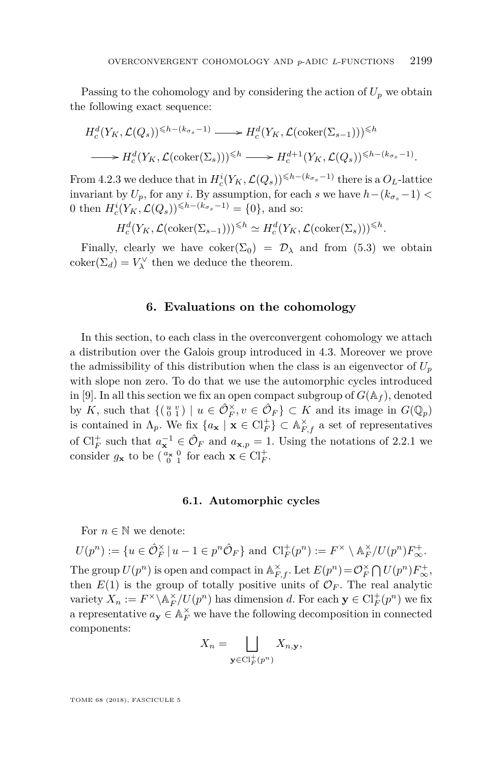Passing to the cohomology and by considering the action of $U_p$ we obtain the following exact sequence:

$$H^d_c(Y_K, \mathcal{L}(Q_s))^{\leqslant h-(k_{\sigma_s}-1)} \longrightarrow H^d_c(Y_K, \mathcal{L}(\mathrm{coker}(\Sigma_{s-1})))^{\leqslant h}$$
$$\longrightarrow H^d_c(Y_K, \mathcal{L}(\mathrm{coker}(\Sigma_s)))^{\leqslant h} \longrightarrow H^{d+1}_c(Y_K, \mathcal{L}(Q_s))^{\leqslant h-(k_{\sigma_s}-1)}.$$

From 4.2.3 we deduce that in $H^i_c(Y_K, \mathcal{L}(Q_s))^{\leqslant h-(k_{\sigma_s}-1)}$ there is a $O_L$-lattice invariant by $U_p$, for any $i$. By assumption, for each $s$ we have $h-(k_{\sigma_s}-1) < 0$ then $H^i_c(Y_K, \mathcal{L}(Q_s))^{\leqslant h-(k_{\sigma_s}-1)} = \{0\}$, and so:

$$H^d_c(Y_K, \mathcal{L}(\mathrm{coker}(\Sigma_{s-1})))^{\leqslant h} \simeq H^d_c(Y_K, \mathcal{L}(\mathrm{coker}(\Sigma_s)))^{\leqslant h}.$$

Finally, clearly we have $\mathrm{coker}(\Sigma_0) = \mathcal{D}_\lambda$ and from (5.3) we obtain $\mathrm{coker}(\Sigma_d) = V_\lambda^\vee$ then we deduce the theorem.

## 6. Evaluations on the cohomology

In this section, to each class in the overconvergent cohomology we attach a distribution over the Galois group introduced in 4.3. Moreover we prove the admissibility of this distribution when the class is an eigenvector of $U_p$ with slope non zero. To do that we use the automorphic cycles introduced in [9]. In all this section we fix an open compact subgroup of $G(\mathbb{A}_f)$, denoted by $K$, such that $\{\left(\begin{smallmatrix} u & v \\ 0 & 1 \end{smallmatrix}\right) \mid u \in \hat{\mathcal{O}}_F^\times, v \in \hat{\mathcal{O}}_F\} \subset K$ and its image in $G(\mathbb{Q}_p)$ is contained in $\Lambda_p$. We fix $\{a_{\mathbf{x}} \mid \mathbf{x} \in \mathrm{Cl}_F^+\} \subset \mathbb{A}_{F,f}^\times$ a set of representatives of $\mathrm{Cl}_F^+$ such that $a_{\mathbf{x}}^{-1} \in \hat{\mathcal{O}}_F$ and $a_{\mathbf{x},p} = 1$. Using the notations of 2.2.1 we consider $g_{\mathbf{x}}$ to be $\left(\begin{smallmatrix} a_{\mathbf{x}} & 0 \\ 0 & 1 \end{smallmatrix}\right)$ for each $\mathbf{x} \in \mathrm{Cl}_F^+$.

### 6.1. Automorphic cycles

For $n \in \mathbb{N}$ we denote:

$$U(p^n) := \{u \in \hat{\mathcal{O}}_F^\times \mid u - 1 \in p^n\hat{\mathcal{O}}_F\} \text{ and } \mathrm{Cl}_F^+(p^n) := F^\times \setminus \mathbb{A}_F^\times / U(p^n)F_\infty^+.$$

The group $U(p^n)$ is open and compact in $\mathbb{A}_{F,f}^\times$. Let $E(p^n) = \mathcal{O}_F^\times \bigcap U(p^n)F_\infty^+$, then $E(1)$ is the group of totally positive units of $\mathcal{O}_F$. The real analytic variety $X_n := F^\times \backslash \mathbb{A}_F^\times / U(p^n)$ has dimension $d$. For each $\mathbf{y} \in \mathrm{Cl}_F^+(p^n)$ we fix a representative $a_{\mathbf{y}} \in \mathbb{A}_F^\times$ we have the following decomposition in connected components:

$$X_n = \bigsqcup_{\mathbf{y} \in \mathrm{Cl}_F^+(p^n)} X_{n,\mathbf{y}},$$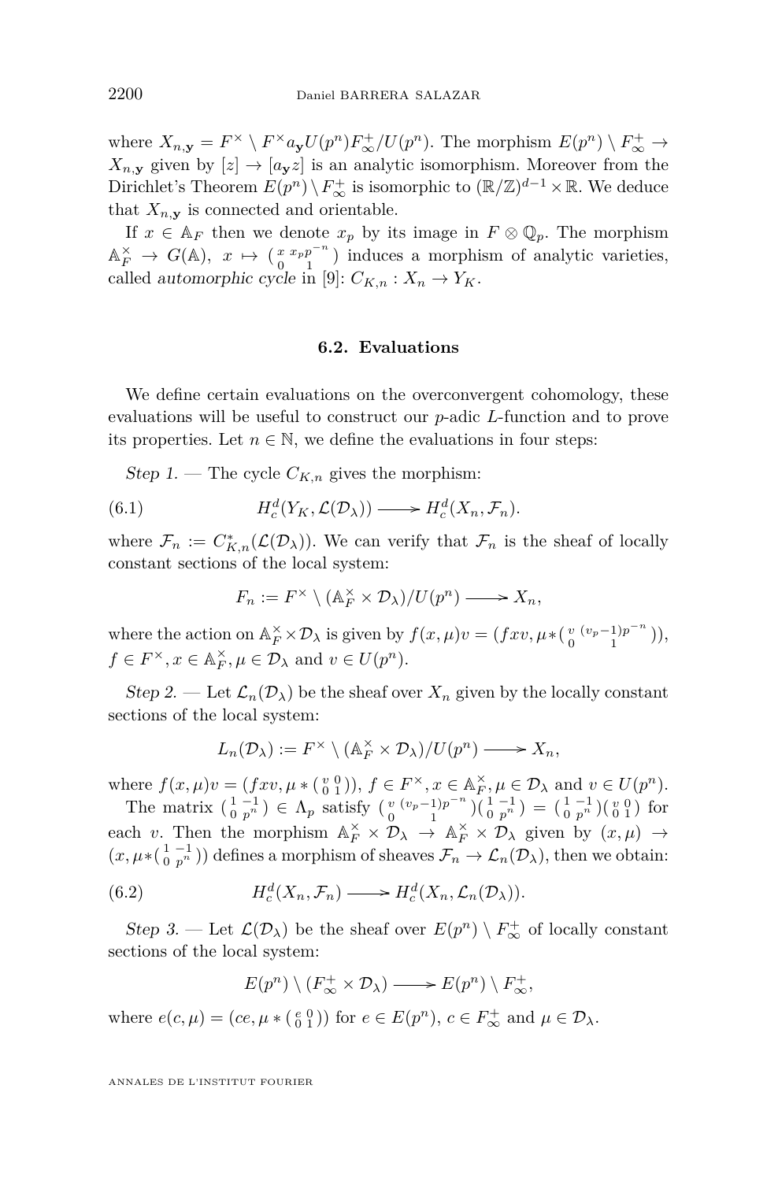where $X_{n,\mathbf{y}} = F^\times \setminus F^\times a_{\mathbf{y}} U(p^n) F_\infty^+ / U(p^n)$. The morphism $E(p^n) \setminus F_\infty^+ \to X_{n,\mathbf{y}}$ given by $[z] \to [a_{\mathbf{y}} z]$ is an analytic isomorphism. Moreover from the Dirichlet's Theorem $E(p^n) \setminus F_\infty^+$ is isomorphic to $(\mathbb{R}/\mathbb{Z})^{d-1} \times \mathbb{R}$. We deduce that $X_{n,\mathbf{y}}$ is connected and orientable.

If $x \in \mathbb{A}_F$ then we denote $x_p$ by its image in $F \otimes \mathbb{Q}_p$. The morphism $\mathbb{A}_F^\times \to G(\mathbb{A})$, $x \mapsto \left(\begin{smallmatrix} x & x_p p^{-n} \\ 0 & 1 \end{smallmatrix}\right)$ induces a morphism of analytic varieties, called *automorphic cycle* in [9]: $C_{K,n} : X_n \to Y_K$.

### 6.2. Evaluations

We define certain evaluations on the overconvergent cohomology, these evaluations will be useful to construct our $p$-adic $L$-function and to prove its properties. Let $n \in \mathbb{N}$, we define the evaluations in four steps:

*Step 1.* — The cycle $C_{K,n}$ gives the morphism:

$$H_c^d(Y_K, \mathcal{L}(\mathcal{D}_\lambda)) \longrightarrow H_c^d(X_n, \mathcal{F}_n). \tag{6.1}$$

where $\mathcal{F}_n := C_{K,n}^*(\mathcal{L}(\mathcal{D}_\lambda))$. We can verify that $\mathcal{F}_n$ is the sheaf of locally constant sections of the local system:

$$F_n := F^\times \setminus (\mathbb{A}_F^\times \times \mathcal{D}_\lambda)/U(p^n) \longrightarrow X_n,$$

where the action on $\mathbb{A}_F^\times \times \mathcal{D}_\lambda$ is given by $f(x,\mu)v = (fxv, \mu * \left(\begin{smallmatrix} v & (v_p - 1)p^{-n} \\ 0 & 1 \end{smallmatrix}\right))$, $f \in F^\times, x \in \mathbb{A}_F^\times, \mu \in \mathcal{D}_\lambda$ and $v \in U(p^n)$.

*Step 2.* — Let $\mathcal{L}_n(\mathcal{D}_\lambda)$ be the sheaf over $X_n$ given by the locally constant sections of the local system:

$$L_n(\mathcal{D}_\lambda) := F^\times \setminus (\mathbb{A}_F^\times \times \mathcal{D}_\lambda)/U(p^n) \longrightarrow X_n,$$

where $f(x,\mu)v = (fxv, \mu * \left(\begin{smallmatrix} v & 0 \\ 0 & 1 \end{smallmatrix}\right))$, $f \in F^\times, x \in \mathbb{A}_F^\times, \mu \in \mathcal{D}_\lambda$ and $v \in U(p^n)$.

The matrix $\left(\begin{smallmatrix} 1 & -1 \\ 0 & p^n \end{smallmatrix}\right) \in \Lambda_p$ satisfy $\left(\begin{smallmatrix} v & (v_p-1)p^{-n} \\ 0 & 1 \end{smallmatrix}\right)\left(\begin{smallmatrix} 1 & -1 \\ 0 & p^n \end{smallmatrix}\right) = \left(\begin{smallmatrix} 1 & -1 \\ 0 & p^n \end{smallmatrix}\right)\left(\begin{smallmatrix} v & 0 \\ 0 & 1 \end{smallmatrix}\right)$ for each $v$. Then the morphism $\mathbb{A}_F^\times \times \mathcal{D}_\lambda \to \mathbb{A}_F^\times \times \mathcal{D}_\lambda$ given by $(x,\mu) \to (x, \mu * \left(\begin{smallmatrix} 1 & -1 \\ 0 & p^n \end{smallmatrix}\right))$ defines a morphism of sheaves $\mathcal{F}_n \to \mathcal{L}_n(\mathcal{D}_\lambda)$, then we obtain:

$$H_c^d(X_n, \mathcal{F}_n) \longrightarrow H_c^d(X_n, \mathcal{L}_n(\mathcal{D}_\lambda)). \tag{6.2}$$

*Step 3.* — Let $\mathcal{L}(\mathcal{D}_\lambda)$ be the sheaf over $E(p^n) \setminus F_\infty^+$ of locally constant sections of the local system:

$$E(p^n) \setminus (F_\infty^+ \times \mathcal{D}_\lambda) \longrightarrow E(p^n) \setminus F_\infty^+,$$

where $e(c,\mu) = (ce, \mu * \left(\begin{smallmatrix} e & 0 \\ 0 & 1 \end{smallmatrix}\right))$ for $e \in E(p^n)$, $c \in F_\infty^+$ and $\mu \in \mathcal{D}_\lambda$.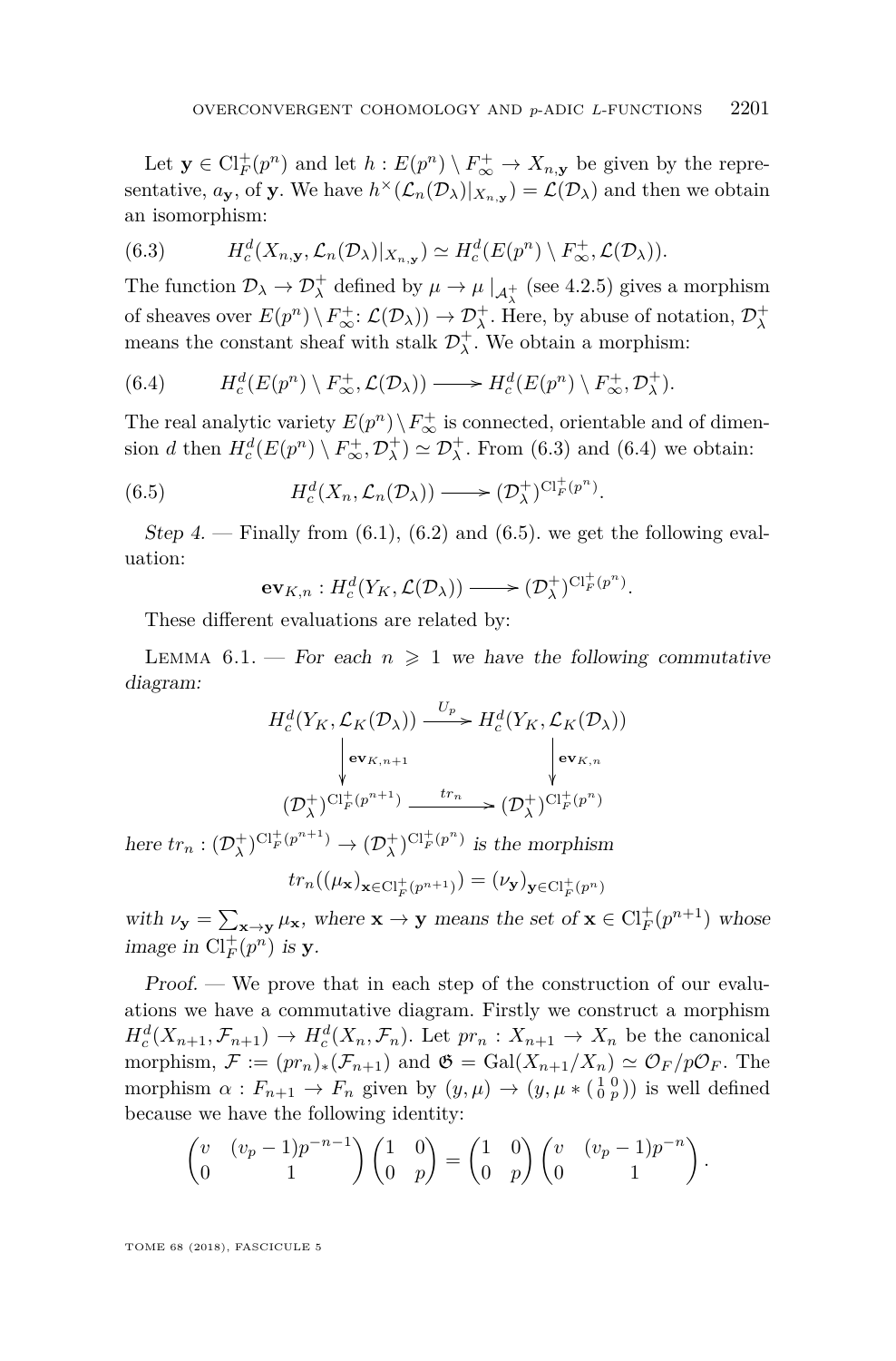Let $\mathbf{y} \in \mathrm{Cl}_F^+(p^n)$ and let $h : E(p^n) \setminus F_\infty^+ \to X_{n,\mathbf{y}}$ be given by the representative, $a_\mathbf{y}$, of $\mathbf{y}$. We have $h^\times(\mathcal{L}_n(\mathcal{D}_\lambda)|_{X_{n,\mathbf{y}}}) = \mathcal{L}(\mathcal{D}_\lambda)$ and then we obtain an isomorphism:

$$H_c^d(X_{n,\mathbf{y}}, \mathcal{L}_n(\mathcal{D}_\lambda)|_{X_{n,\mathbf{y}}}) \simeq H_c^d(E(p^n) \setminus F_\infty^+, \mathcal{L}(\mathcal{D}_\lambda)). \tag{6.3}$$

The function $\mathcal{D}_\lambda \to \mathcal{D}_\lambda^+$ defined by $\mu \to \mu\,|_{\mathcal{A}_\lambda^+}$ (see 4.2.5) gives a morphism of sheaves over $E(p^n) \setminus F_\infty^+$: $\mathcal{L}(\mathcal{D}_\lambda)) \to \mathcal{D}_\lambda^+$. Here, by abuse of notation, $\mathcal{D}_\lambda^+$ means the constant sheaf with stalk $\mathcal{D}_\lambda^+$. We obtain a morphism:

$$H_c^d(E(p^n) \setminus F_\infty^+, \mathcal{L}(\mathcal{D}_\lambda)) \longrightarrow H_c^d(E(p^n) \setminus F_\infty^+, \mathcal{D}_\lambda^+). \tag{6.4}$$

The real analytic variety $E(p^n) \setminus F_\infty^+$ is connected, orientable and of dimension $d$ then $H_c^d(E(p^n) \setminus F_\infty^+, \mathcal{D}_\lambda^+) \simeq \mathcal{D}_\lambda^+$. From (6.3) and (6.4) we obtain:

$$H_c^d(X_n, \mathcal{L}_n(\mathcal{D}_\lambda)) \longrightarrow (\mathcal{D}_\lambda^+)^{\mathrm{Cl}_F^+(p^n)}. \tag{6.5}$$

*Step 4.* — Finally from (6.1), (6.2) and (6.5). we get the following evaluation:

$$\mathbf{ev}_{K,n} : H_c^d(Y_K, \mathcal{L}(\mathcal{D}_\lambda)) \longrightarrow (\mathcal{D}_\lambda^+)^{\mathrm{Cl}_F^+(p^n)}.$$

These different evaluations are related by:

Lemma 6.1. — *For each $n \geqslant 1$ we have the following commutative diagram:*

$$\begin{array}{ccc} H_c^d(Y_K, \mathcal{L}_K(\mathcal{D}_\lambda)) & \xrightarrow{U_p} & H_c^d(Y_K, \mathcal{L}_K(\mathcal{D}_\lambda)) \\ \downarrow{\scriptstyle \mathbf{ev}_{K,n+1}} & & \downarrow{\scriptstyle \mathbf{ev}_{K,n}} \\ (\mathcal{D}_\lambda^+)^{\mathrm{Cl}_F^+(p^{n+1})} & \xrightarrow{tr_n} & (\mathcal{D}_\lambda^+)^{\mathrm{Cl}_F^+(p^n)} \end{array}$$

*here $tr_n : (\mathcal{D}_\lambda^+)^{\mathrm{Cl}_F^+(p^{n+1})} \to (\mathcal{D}_\lambda^+)^{\mathrm{Cl}_F^+(p^n)}$ is the morphism*

$$tr_n((\mu_\mathbf{x})_{\mathbf{x} \in \mathrm{Cl}_F^+(p^{n+1})}) = (\nu_\mathbf{y})_{\mathbf{y} \in \mathrm{Cl}_F^+(p^n)}$$

*with $\nu_\mathbf{y} = \sum_{\mathbf{x} \to \mathbf{y}} \mu_\mathbf{x}$, where $\mathbf{x} \to \mathbf{y}$ means the set of $\mathbf{x} \in \mathrm{Cl}_F^+(p^{n+1})$ whose image in $\mathrm{Cl}_F^+(p^n)$ is $\mathbf{y}$.*

*Proof.* — We prove that in each step of the construction of our evaluations we have a commutative diagram. Firstly we construct a morphism $H_c^d(X_{n+1}, \mathcal{F}_{n+1}) \to H_c^d(X_n, \mathcal{F}_n)$. Let $pr_n : X_{n+1} \to X_n$ be the canonical morphism, $\mathcal{F} := (pr_n)_*(\mathcal{F}_{n+1})$ and $\mathfrak{G} = \mathrm{Gal}(X_{n+1}/X_n) \simeq \mathcal{O}_F/p\mathcal{O}_F$. The morphism $\alpha : F_{n+1} \to F_n$ given by $(y, \mu) \to (y, \mu * \left(\begin{smallmatrix} 1 & 0 \\ 0 & p \end{smallmatrix}\right))$ is well defined because we have the following identity:

$$\begin{pmatrix} v & (v_p - 1)p^{-n-1} \\ 0 & 1 \end{pmatrix} \begin{pmatrix} 1 & 0 \\ 0 & p \end{pmatrix} = \begin{pmatrix} 1 & 0 \\ 0 & p \end{pmatrix} \begin{pmatrix} v & (v_p - 1)p^{-n} \\ 0 & 1 \end{pmatrix}.$$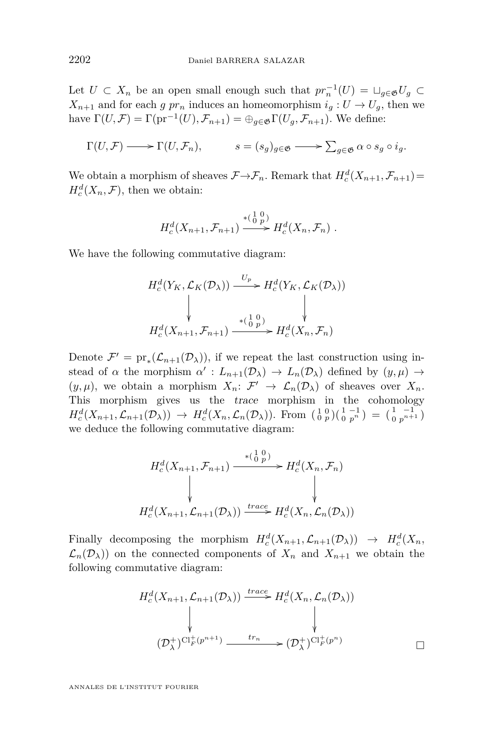Let $U \subset X_n$ be an open small enough such that $pr_n^{-1}(U) = \sqcup_{g\in\mathfrak{G}} U_g \subset X_{n+1}$ and for each $g$ $pr_n$ induces an homeomorphism $i_g : U \to U_g$, then we have $\Gamma(U,\mathcal{F}) = \Gamma(\mathrm{pr}^{-1}(U),\mathcal{F}_{n+1}) = \oplus_{g\in\mathfrak{G}}\Gamma(U_g,\mathcal{F}_{n+1})$. We define:

$$\Gamma(U,\mathcal{F}) \longrightarrow \Gamma(U,\mathcal{F}_n), \qquad s = (s_g)_{g\in\mathfrak{G}} \longrightarrow \textstyle\sum_{g\in\mathfrak{G}} \alpha\circ s_g \circ i_g.$$

We obtain a morphism of sheaves $\mathcal{F}\to\mathcal{F}_n$. Remark that $H_c^d(X_{n+1},\mathcal{F}_{n+1}) = H_c^d(X_n,\mathcal{F})$, then we obtain:

$$H_c^d(X_{n+1},\mathcal{F}_{n+1}) \xrightarrow{*\left(\begin{smallmatrix}1&0\\0&p\end{smallmatrix}\right)} H_c^d(X_n,\mathcal{F}_n)\ .$$

We have the following commutative diagram:

$$\begin{array}{ccc}
H_c^d(Y_K,\mathcal{L}_K(\mathcal{D}_\lambda)) & \xrightarrow{U_p} & H_c^d(Y_K,\mathcal{L}_K(\mathcal{D}_\lambda)) \\
\downarrow & & \downarrow \\
H_c^d(X_{n+1},\mathcal{F}_{n+1}) & \xrightarrow{*\left(\begin{smallmatrix}1&0\\0&p\end{smallmatrix}\right)} & H_c^d(X_n,\mathcal{F}_n)
\end{array}$$

Denote $\mathcal{F}' = \mathrm{pr}_*(\mathcal{L}_{n+1}(\mathcal{D}_\lambda))$, if we repeat the last construction using instead of $\alpha$ the morphism $\alpha' : L_{n+1}(\mathcal{D}_\lambda) \to L_n(\mathcal{D}_\lambda)$ defined by $(y,\mu) \to (y,\mu)$, we obtain a morphism $X_n$: $\mathcal{F}' \to \mathcal{L}_n(\mathcal{D}_\lambda)$ of sheaves over $X_n$. This morphism gives us the *trace* morphism in the cohomology $H_c^d(X_{n+1},\mathcal{L}_{n+1}(\mathcal{D}_\lambda)) \to H_c^d(X_n,\mathcal{L}_n(\mathcal{D}_\lambda))$. From $\left(\begin{smallmatrix}1&0\\0&p\end{smallmatrix}\right)\left(\begin{smallmatrix}1&-1\\0&p^n\end{smallmatrix}\right) = \left(\begin{smallmatrix}1&-1\\0&p^{n+1}\end{smallmatrix}\right)$ we deduce the following commutative diagram:

$$\begin{array}{ccc}
H_c^d(X_{n+1},\mathcal{F}_{n+1}) & \xrightarrow{*\left(\begin{smallmatrix}1&0\\0&p\end{smallmatrix}\right)} & H_c^d(X_n,\mathcal{F}_n) \\
\downarrow & & \downarrow \\
H_c^d(X_{n+1},\mathcal{L}_{n+1}(\mathcal{D}_\lambda)) & \xrightarrow{trace} & H_c^d(X_n,\mathcal{L}_n(\mathcal{D}_\lambda))
\end{array}$$

Finally decomposing the morphism $H_c^d(X_{n+1},\mathcal{L}_{n+1}(\mathcal{D}_\lambda)) \to H_c^d(X_n,\mathcal{L}_n(\mathcal{D}_\lambda))$ on the connected components of $X_n$ and $X_{n+1}$ we obtain the following commutative diagram:

$$\begin{array}{ccc}
H_c^d(X_{n+1},\mathcal{L}_{n+1}(\mathcal{D}_\lambda)) & \xrightarrow{trace} & H_c^d(X_n,\mathcal{L}_n(\mathcal{D}_\lambda)) \\
\downarrow & & \downarrow \\
(\mathcal{D}_\lambda^+)^{\mathrm{Cl}_F^+(p^{n+1})} & \xrightarrow{tr_n} & (\mathcal{D}_\lambda^+)^{\mathrm{Cl}_F^+(p^n)}
\end{array}$$

□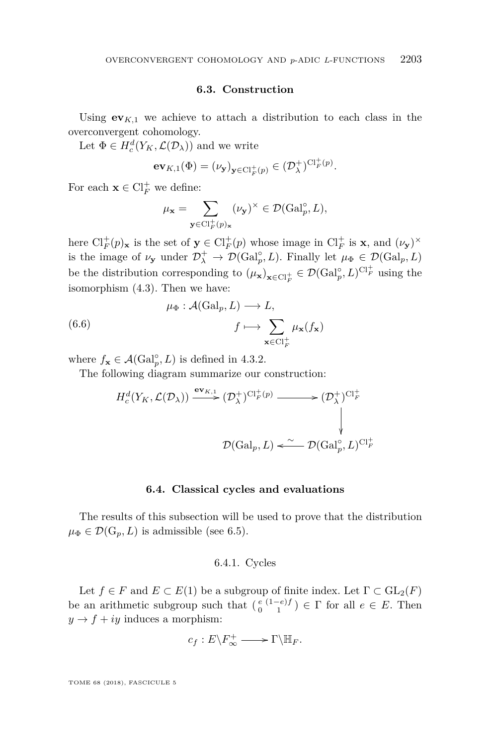### 6.3. Construction

Using $\mathbf{ev}_{K,1}$ we achieve to attach a distribution to each class in the overconvergent cohomology.

Let $\Phi \in H^d_c(Y_K, \mathcal{L}(\mathcal{D}_\lambda))$ and we write

$$\mathbf{ev}_{K,1}(\Phi) = (\nu_{\mathbf{y}})_{\mathbf{y}\in \mathrm{Cl}_F^+(p)} \in (\mathcal{D}_\lambda^+)^{\mathrm{Cl}_F^+(p)}.$$

For each $\mathbf{x} \in \mathrm{Cl}_F^+$ we define:

$$\mu_{\mathbf{x}} = \sum_{\mathbf{y}\in \mathrm{Cl}_F^+(p)_{\mathbf{x}}} (\nu_{\mathbf{y}})^\times \in \mathcal{D}(\mathrm{Gal}_p^\circ, L),$$

here $\mathrm{Cl}_F^+(p)_{\mathbf{x}}$ is the set of $\mathbf{y} \in \mathrm{Cl}_F^+(p)$ whose image in $\mathrm{Cl}_F^+$ is $\mathbf{x}$, and $(\nu_{\mathbf{y}})^\times$ is the image of $\nu_{\mathbf{y}}$ under $\mathcal{D}_\lambda^+ \to \mathcal{D}(\mathrm{Gal}_p^\circ, L)$. Finally let $\mu_\Phi \in \mathcal{D}(\mathrm{Gal}_p, L)$ be the distribution corresponding to $(\mu_{\mathbf{x}})_{\mathbf{x}\in \mathrm{Cl}_F^+} \in \mathcal{D}(\mathrm{Gal}_p^\circ, L)^{\mathrm{Cl}_F^+}$ using the isomorphism (4.3). Then we have:

$$\begin{aligned} \mu_\Phi : \mathcal{A}(\mathrm{Gal}_p, L) &\longrightarrow L, \\ f &\longmapsto \sum_{\mathbf{x}\in \mathrm{Cl}_F^+} \mu_{\mathbf{x}}(f_{\mathbf{x}}) \end{aligned} \tag{6.6}$$

where $f_{\mathbf{x}} \in \mathcal{A}(\mathrm{Gal}_p^\circ, L)$ is defined in 4.3.2.

The following diagram summarize our construction:

$$\begin{array}{ccccc} H^d_c(Y_K, \mathcal{L}(\mathcal{D}_\lambda)) & \xrightarrow{\mathbf{ev}_{K,1}} & (\mathcal{D}_\lambda^+)^{\mathrm{Cl}_F^+(p)} & \longrightarrow & (\mathcal{D}_\lambda^+)^{\mathrm{Cl}_F^+} \\ & & & & \downarrow \\ & & \mathcal{D}(\mathrm{Gal}_p, L) & \xleftarrow{\sim} & \mathcal{D}(\mathrm{Gal}_p^\circ, L)^{\mathrm{Cl}_F^+} \end{array}$$

### 6.4. Classical cycles and evaluations

The results of this subsection will be used to prove that the distribution $\mu_\Phi \in \mathcal{D}(\mathrm{G}_p, L)$ is admissible (see 6.5).

#### 6.4.1. Cycles

Let $f \in F$ and $E \subset E(1)$ be a subgroup of finite index. Let $\Gamma \subset \mathrm{GL}_2(F)$ be an arithmetic subgroup such that $\left(\begin{smallmatrix} e & (1-e)f \\ 0 & 1 \end{smallmatrix}\right) \in \Gamma$ for all $e \in E$. Then $y \to f + iy$ induces a morphism:

$$c_f : E\backslash F_\infty^+ \longrightarrow \Gamma\backslash \mathbb{H}_F.$$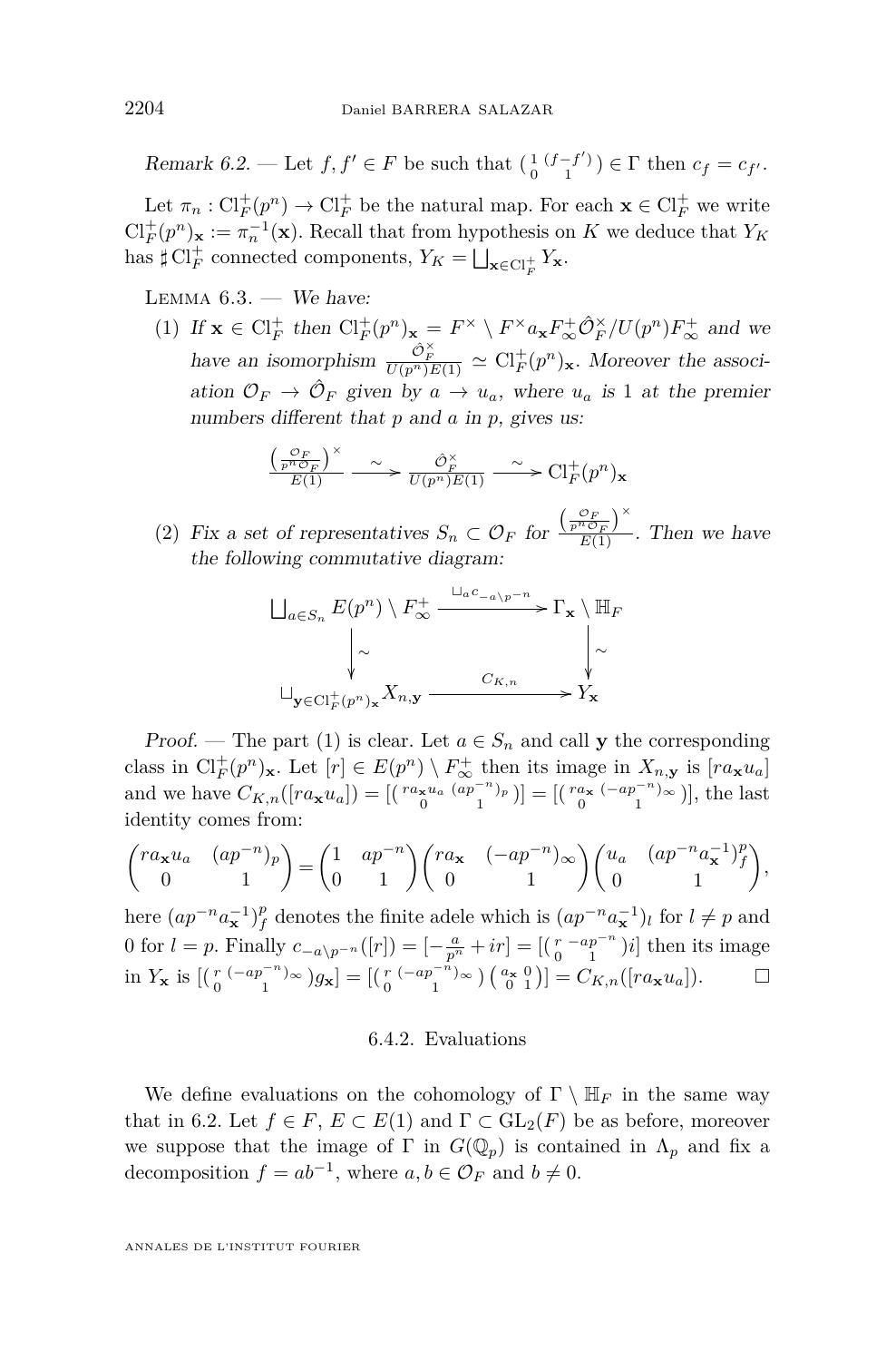*Remark 6.2.* — Let $f, f' \in F$ be such that $\left(\begin{smallmatrix} 1 & (f-f') \\ 0 & 1 \end{smallmatrix}\right) \in \Gamma$ then $c_f = c_{f'}$.

Let $\pi_n : \mathrm{Cl}_F^+(p^n) \to \mathrm{Cl}_F^+$ be the natural map. For each $\mathbf{x} \in \mathrm{Cl}_F^+$ we write $\mathrm{Cl}_F^+(p^n)_{\mathbf{x}} := \pi_n^{-1}(\mathbf{x})$. Recall that from hypothesis on $K$ we deduce that $Y_K$ has $\sharp\,\mathrm{Cl}_F^+$ connected components, $Y_K = \bigsqcup_{\mathbf{x}\in \mathrm{Cl}_F^+} Y_{\mathbf{x}}$.

Lemma 6.3. — *We have:*

(1) *If $\mathbf{x} \in \mathrm{Cl}_F^+$ then $\mathrm{Cl}_F^+(p^n)_{\mathbf{x}} = F^\times \setminus F^\times a_{\mathbf{x}} F_\infty^+ \hat{\mathcal{O}}_F^\times / U(p^n) F_\infty^+$ and we have an isomorphism $\frac{\hat{\mathcal{O}}_F^\times}{U(p^n)E(1)} \simeq \mathrm{Cl}_F^+(p^n)_{\mathbf{x}}$. Moreover the association $\mathcal{O}_F \to \hat{\mathcal{O}}_F$ given by $a \to u_a$, where $u_a$ is 1 at the premier numbers different that $p$ and $a$ in $p$, gives us:*

$$\frac{\left(\frac{\mathcal{O}_F}{p^n\mathcal{O}_F}\right)^\times}{E(1)} \xrightarrow{\ \sim\ } \frac{\hat{\mathcal{O}}_F^\times}{U(p^n)E(1)} \xrightarrow{\ \sim\ } \mathrm{Cl}_F^+(p^n)_{\mathbf{x}}$$

(2) *Fix a set of representatives $S_n \subset \mathcal{O}_F$ for $\frac{\left(\frac{\mathcal{O}_F}{p^n\mathcal{O}_F}\right)^\times}{E(1)}$. Then we have the following commutative diagram:*

$$\begin{array}{ccc}
\bigsqcup_{a\in S_n} E(p^n)\setminus F_\infty^+ & \xrightarrow{\ \sqcup_a c_{-a\setminus p^{-n}}\ } & \Gamma_{\mathbf{x}} \setminus \mathbb{H}_F \\
\downarrow \wr & & \downarrow \wr \\
\sqcup_{\mathbf{y}\in \mathrm{Cl}_F^+(p^n)_{\mathbf{x}}} X_{n,\mathbf{y}} & \xrightarrow{\ \ C_{K,n}\ \ } & Y_{\mathbf{x}}
\end{array}$$

*Proof.* — The part (1) is clear. Let $a \in S_n$ and call $\mathbf{y}$ the corresponding class in $\mathrm{Cl}_F^+(p^n)_{\mathbf{x}}$. Let $[r] \in E(p^n)\setminus F_\infty^+$ then its image in $X_{n,\mathbf{y}}$ is $[r a_{\mathbf{x}} u_a]$ and we have $C_{K,n}([r a_{\mathbf{x}} u_a]) = [\left(\begin{smallmatrix} r a_{\mathbf{x}} u_a & (ap^{-n})_p \\ 0 & 1 \end{smallmatrix}\right)] = [\left(\begin{smallmatrix} r a_{\mathbf{x}} & (-ap^{-n})_\infty \\ 0 & 1 \end{smallmatrix}\right)]$, the last identity comes from:

$$\begin{pmatrix} r a_{\mathbf{x}} u_a & (ap^{-n})_p \\ 0 & 1 \end{pmatrix} = \begin{pmatrix} 1 & ap^{-n} \\ 0 & 1 \end{pmatrix}\begin{pmatrix} r a_{\mathbf{x}} & (-ap^{-n})_\infty \\ 0 & 1 \end{pmatrix}\begin{pmatrix} u_a & (ap^{-n}a_{\mathbf{x}}^{-1})_f^p \\ 0 & 1 \end{pmatrix},$$

here $(ap^{-n}a_{\mathbf{x}}^{-1})_f^p$ denotes the finite adele which is $(ap^{-n}a_{\mathbf{x}}^{-1})_l$ for $l \neq p$ and 0 for $l = p$. Finally $c_{-a\setminus p^{-n}}([r]) = [-\frac{a}{p^n} + ir] = [\left(\begin{smallmatrix} r & -ap^{-n} \\ 0 & 1 \end{smallmatrix}\right) i]$ then its image in $Y_{\mathbf{x}}$ is $[\left(\begin{smallmatrix} r & (-ap^{-n})_\infty \\ 0 & 1 \end{smallmatrix}\right) g_{\mathbf{x}}] = [\left(\begin{smallmatrix} r & (-ap^{-n})_\infty \\ 0 & 1 \end{smallmatrix}\right)\left(\begin{smallmatrix} a_{\mathbf{x}} & 0 \\ 0 & 1 \end{smallmatrix}\right)] = C_{K,n}([r a_{\mathbf{x}} u_a])$. $\square$

### 6.4.2. Evaluations

We define evaluations on the cohomology of $\Gamma \setminus \mathbb{H}_F$ in the same way that in 6.2. Let $f \in F$, $E \subset E(1)$ and $\Gamma \subset \mathrm{GL}_2(F)$ be as before, moreover we suppose that the image of $\Gamma$ in $G(\mathbb{Q}_p)$ is contained in $\Lambda_p$ and fix a decomposition $f = ab^{-1}$, where $a, b \in \mathcal{O}_F$ and $b \neq 0$.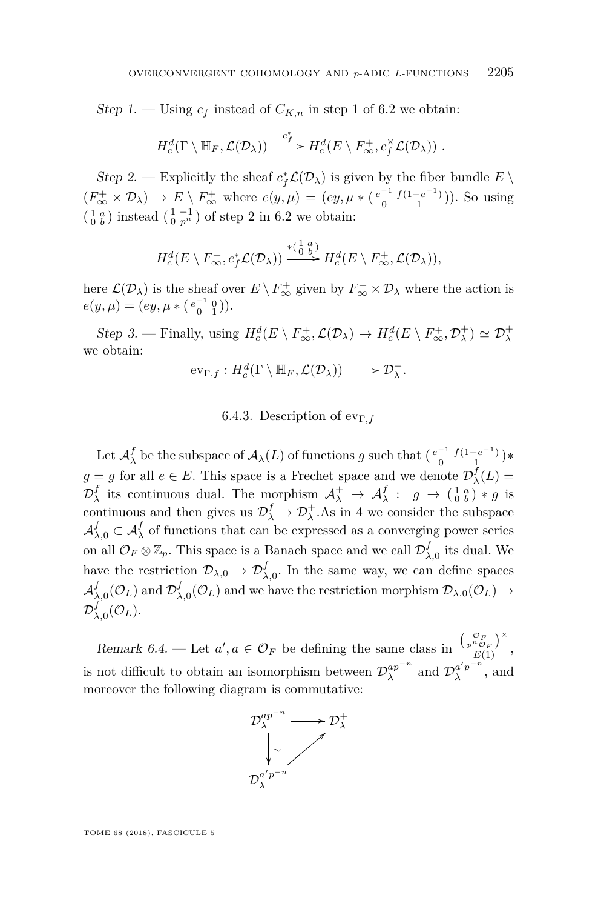*Step 1.* — Using $c_f$ instead of $C_{K,n}$ in step 1 of 6.2 we obtain:

$$H_c^d(\Gamma \setminus \mathbb{H}_F, \mathcal{L}(\mathcal{D}_\lambda)) \xrightarrow{c_f^*} H_c^d(E \setminus F_\infty^+, c_f^\times \mathcal{L}(\mathcal{D}_\lambda)) .$$

*Step 2.* — Explicitly the sheaf $c_f^* \mathcal{L}(\mathcal{D}_\lambda)$ is given by the fiber bundle $E \setminus (F_\infty^+ \times \mathcal{D}_\lambda) \to E \setminus F_\infty^+$ where $e(y, \mu) = (ey, \mu * \left(\begin{smallmatrix} e^{-1} & f(1-e^{-1}) \\ 0 & 1 \end{smallmatrix}\right))$. So using $\left(\begin{smallmatrix} 1 & a \\ 0 & b \end{smallmatrix}\right)$ instead $\left(\begin{smallmatrix} 1 & -1 \\ 0 & p^n \end{smallmatrix}\right)$ of step 2 in 6.2 we obtain:

$$H_c^d(E \setminus F_\infty^+, c_f^* \mathcal{L}(\mathcal{D}_\lambda)) \xrightarrow{*\left(\begin{smallmatrix} 1 & a \\ 0 & b \end{smallmatrix}\right)} H_c^d(E \setminus F_\infty^+, \mathcal{L}(\mathcal{D}_\lambda)),$$

here $\mathcal{L}(\mathcal{D}_\lambda)$ is the sheaf over $E \setminus F_\infty^+$ given by $F_\infty^+ \times \mathcal{D}_\lambda$ where the action is $e(y, \mu) = (ey, \mu * \left(\begin{smallmatrix} e^{-1} & 0 \\ 0 & 1 \end{smallmatrix}\right))$.

*Step 3.* — Finally, using $H_c^d(E \setminus F_\infty^+, \mathcal{L}(\mathcal{D}_\lambda) \to H_c^d(E \setminus F_\infty^+, \mathcal{D}_\lambda^+) \simeq \mathcal{D}_\lambda^+$ we obtain:

$$\mathrm{ev}_{\Gamma,f} : H_c^d(\Gamma \setminus \mathbb{H}_F, \mathcal{L}(\mathcal{D}_\lambda)) \longrightarrow \mathcal{D}_\lambda^+.$$

### 6.4.3. Description of $\mathrm{ev}_{\Gamma,f}$

Let $\mathcal{A}_\lambda^f$ be the subspace of $\mathcal{A}_\lambda(L)$ of functions $g$ such that $\left(\begin{smallmatrix} e^{-1} & f(1-e^{-1}) \\ 0 & 1 \end{smallmatrix}\right) * g = g$ for all $e \in E$. This space is a Frechet space and we denote $\mathcal{D}_\lambda^f(L) = \mathcal{D}_\lambda^f$ its continuous dual. The morphism $\mathcal{A}_\lambda^+ \to \mathcal{A}_\lambda^f : \; g \to \left(\begin{smallmatrix} 1 & a \\ 0 & b \end{smallmatrix}\right) * g$ is continuous and then gives us $\mathcal{D}_\lambda^f \to \mathcal{D}_\lambda^+$.As in 4 we consider the subspace $\mathcal{A}_{\lambda,0}^f \subset \mathcal{A}_\lambda^f$ of functions that can be expressed as a converging power series on all $\mathcal{O}_F \otimes \mathbb{Z}_p$. This space is a Banach space and we call $\mathcal{D}_{\lambda,0}^f$ its dual. We have the restriction $\mathcal{D}_{\lambda,0} \to \mathcal{D}_{\lambda,0}^f$. In the same way, we can define spaces $\mathcal{A}_{\lambda,0}^f(\mathcal{O}_L)$ and $\mathcal{D}_{\lambda,0}^f(\mathcal{O}_L)$ and we have the restriction morphism $\mathcal{D}_{\lambda,0}(\mathcal{O}_L) \to \mathcal{D}_{\lambda,0}^f(\mathcal{O}_L)$.

*Remark 6.4.* — Let $a', a \in \mathcal{O}_F$ be defining the same class in $\frac{\left(\frac{\mathcal{O}_F}{p^n \mathcal{O}_F}\right)^\times}{E(1)}$, is not difficult to obtain an isomorphism between $\mathcal{D}_\lambda^{ap^{-n}}$ and $\mathcal{D}_\lambda^{a'p^{-n}}$, and moreover the following diagram is commutative:

$$\begin{array}{ccc} \mathcal{D}_\lambda^{ap^{-n}} & \longrightarrow & \mathcal{D}_\lambda^+ \\ \big\downarrow \wr & \nearrow & \\ \mathcal{D}_\lambda^{a'p^{-n}} & & \end{array}$$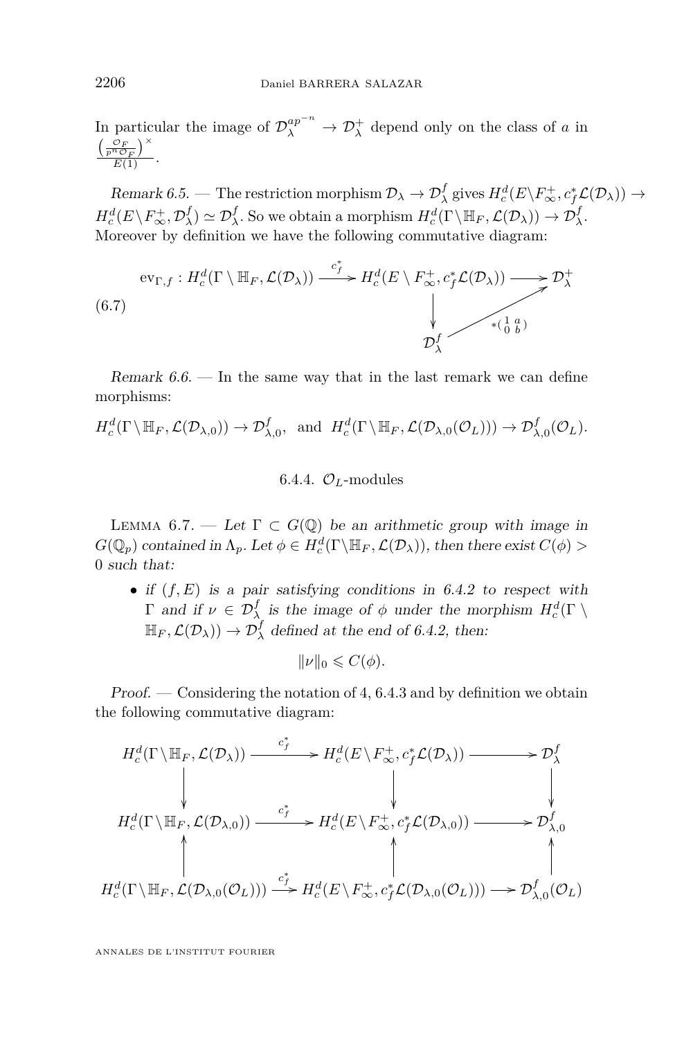In particular the image of $\mathcal{D}_\lambda^{ap^{-n}} \to \mathcal{D}_\lambda^+$ depend only on the class of $a$ in $\frac{\left(\frac{\mathcal{O}_F}{p^n\mathcal{O}_F}\right)^\times}{E(1)}$.

*Remark 6.5.* — The restriction morphism $\mathcal{D}_\lambda \to \mathcal{D}_\lambda^f$ gives $H_c^d(E\backslash F_\infty^+, c_f^*\mathcal{L}(\mathcal{D}_\lambda)) \to H_c^d(E\backslash F_\infty^+, \mathcal{D}_\lambda^f) \simeq \mathcal{D}_\lambda^f$. So we obtain a morphism $H_c^d(\Gamma\backslash\mathbb{H}_F, \mathcal{L}(\mathcal{D}_\lambda)) \to \mathcal{D}_\lambda^f$. Moreover by definition we have the following commutative diagram:

$$\begin{array}{ccccc}
\mathrm{ev}_{\Gamma,f} : H_c^d(\Gamma \setminus \mathbb{H}_F, \mathcal{L}(\mathcal{D}_\lambda)) & \xrightarrow{c_f^*} & H_c^d(E \setminus F_\infty^+, c_f^*\mathcal{L}(\mathcal{D}_\lambda)) & \longrightarrow & \mathcal{D}_\lambda^+ \\
 & & \downarrow & \nearrow_{*\left(\begin{smallmatrix}1 & a\\ 0 & b\end{smallmatrix}\right)} & \\
 & & \mathcal{D}_\lambda^f & &
\end{array} \tag{6.7}$$

*Remark 6.6.* — In the same way that in the last remark we can define morphisms:

$$H_c^d(\Gamma\backslash\mathbb{H}_F, \mathcal{L}(\mathcal{D}_{\lambda,0})) \to \mathcal{D}_{\lambda,0}^f, \quad \text{and} \quad H_c^d(\Gamma\backslash\mathbb{H}_F, \mathcal{L}(\mathcal{D}_{\lambda,0}(\mathcal{O}_L))) \to \mathcal{D}_{\lambda,0}^f(\mathcal{O}_L).$$

### 6.4.4. $\mathcal{O}_L$-modules

LEMMA 6.7. — *Let $\Gamma \subset G(\mathbb{Q})$ be an arithmetic group with image in $G(\mathbb{Q}_p)$ contained in $\Lambda_p$. Let $\phi \in H_c^d(\Gamma\backslash\mathbb{H}_F, \mathcal{L}(\mathcal{D}_\lambda))$, then there exist $C(\phi) > 0$ such that:*

- *if $(f, E)$ is a pair satisfying conditions in 6.4.2 to respect with $\Gamma$ and if $\nu \in \mathcal{D}_\lambda^f$ is the image of $\phi$ under the morphism $H_c^d(\Gamma \setminus \mathbb{H}_F, \mathcal{L}(\mathcal{D}_\lambda)) \to \mathcal{D}_\lambda^f$ defined at the end of 6.4.2, then:*

$$\|\nu\|_0 \leqslant C(\phi).$$

*Proof.* — Considering the notation of 4, 6.4.3 and by definition we obtain the following commutative diagram:

$$\begin{array}{ccccc}
H_c^d(\Gamma\backslash\mathbb{H}_F, \mathcal{L}(\mathcal{D}_\lambda)) & \xrightarrow{c_f^*} & H_c^d(E\backslash F_\infty^+, c_f^*\mathcal{L}(\mathcal{D}_\lambda)) & \longrightarrow & \mathcal{D}_\lambda^f \\
\downarrow & & \downarrow & & \downarrow \\
H_c^d(\Gamma\backslash\mathbb{H}_F, \mathcal{L}(\mathcal{D}_{\lambda,0})) & \xrightarrow{c_f^*} & H_c^d(E\backslash F_\infty^+, c_f^*\mathcal{L}(\mathcal{D}_{\lambda,0})) & \longrightarrow & \mathcal{D}_{\lambda,0}^f \\
\uparrow & & \uparrow & & \uparrow \\
H_c^d(\Gamma\backslash\mathbb{H}_F, \mathcal{L}(\mathcal{D}_{\lambda,0}(\mathcal{O}_L))) & \xrightarrow{c_f^*} & H_c^d(E\backslash F_\infty^+, c_f^*\mathcal{L}(\mathcal{D}_{\lambda,0}(\mathcal{O}_L))) & \longrightarrow & \mathcal{D}_{\lambda,0}^f(\mathcal{O}_L)
\end{array}$$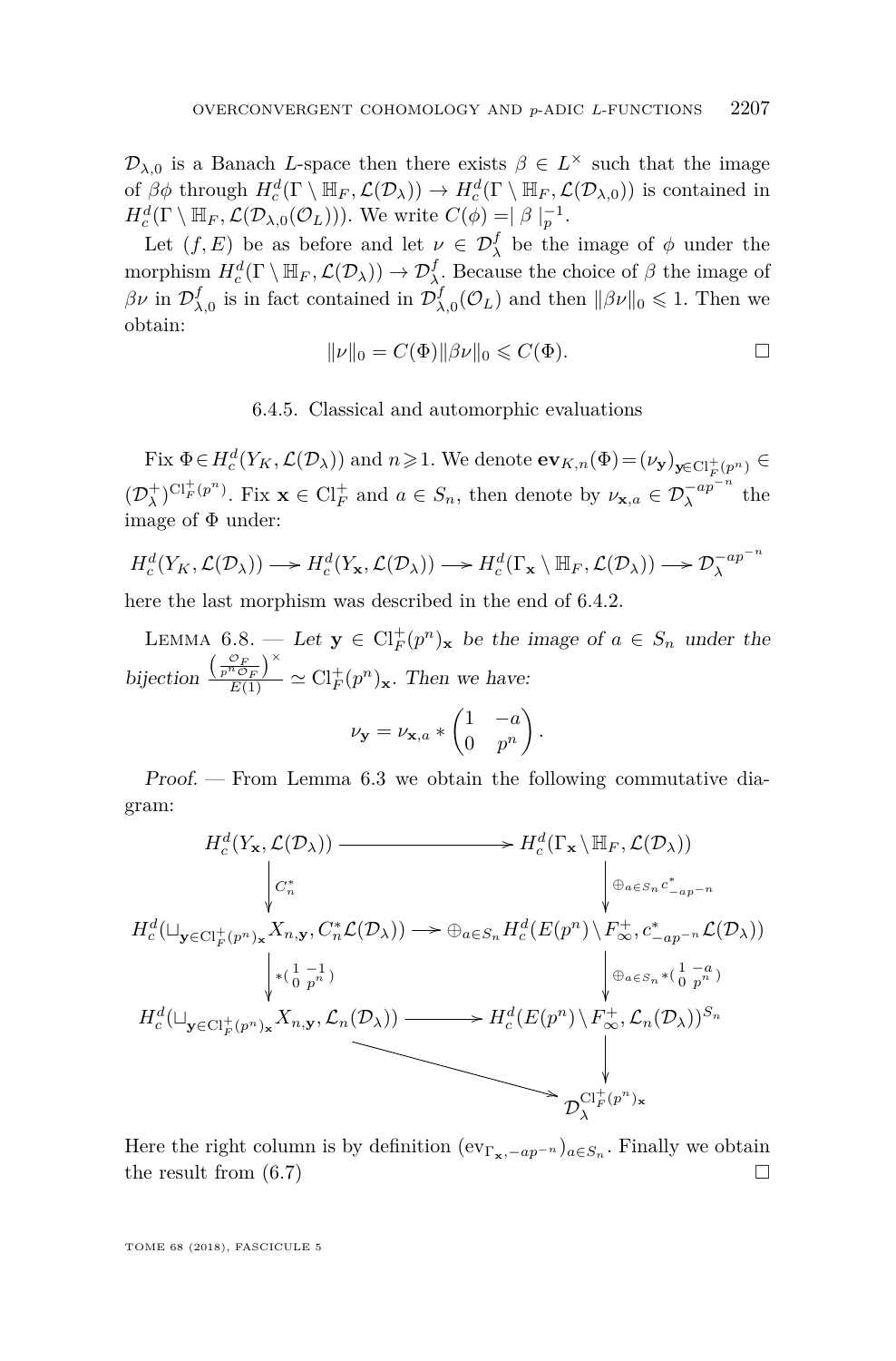$\mathcal{D}_{\lambda,0}$ is a Banach $L$-space then there exists $\beta \in L^\times$ such that the image of $\beta\phi$ through $H_c^d(\Gamma \setminus \mathbb{H}_F, \mathcal{L}(\mathcal{D}_\lambda)) \to H_c^d(\Gamma \setminus \mathbb{H}_F, \mathcal{L}(\mathcal{D}_{\lambda,0}))$ is contained in $H_c^d(\Gamma \setminus \mathbb{H}_F, \mathcal{L}(\mathcal{D}_{\lambda,0}(\mathcal{O}_L)))$. We write $C(\phi) = \mid \beta \mid_p^{-1}$.

Let $(f, E)$ be as before and let $\nu \in \mathcal{D}_\lambda^f$ be the image of $\phi$ under the morphism $H_c^d(\Gamma \setminus \mathbb{H}_F, \mathcal{L}(\mathcal{D}_\lambda)) \to \mathcal{D}_\lambda^f$. Because the choice of $\beta$ the image of $\beta\nu$ in $\mathcal{D}_{\lambda,0}^f$ is in fact contained in $\mathcal{D}_{\lambda,0}^f(\mathcal{O}_L)$ and then $\|\beta\nu\|_0 \leqslant 1$. Then we obtain:

$$\|\nu\|_0 = C(\Phi)\|\beta\nu\|_0 \leqslant C(\Phi). \qquad \square$$

### 6.4.5. Classical and automorphic evaluations

Fix $\Phi \in H_c^d(Y_K, \mathcal{L}(\mathcal{D}_\lambda))$ and $n \geqslant 1$. We denote $\mathbf{ev}_{K,n}(\Phi) = (\nu_{\mathbf{y}})_{\mathbf{y} \in \mathrm{Cl}_F^+(p^n)} \in (\mathcal{D}_\lambda^+)^{\mathrm{Cl}_F^+(p^n)}$. Fix $\mathbf{x} \in \mathrm{Cl}_F^+$ and $a \in S_n$, then denote by $\nu_{\mathbf{x},a} \in \mathcal{D}_\lambda^{-ap^{-n}}$ the image of $\Phi$ under:

$$H_c^d(Y_K, \mathcal{L}(\mathcal{D}_\lambda)) \longrightarrow H_c^d(Y_{\mathbf{x}}, \mathcal{L}(\mathcal{D}_\lambda)) \longrightarrow H_c^d(\Gamma_{\mathbf{x}} \setminus \mathbb{H}_F, \mathcal{L}(\mathcal{D}_\lambda)) \longrightarrow \mathcal{D}_\lambda^{-ap^{-n}}$$

here the last morphism was described in the end of 6.4.2.

Lemma 6.8. — *Let $\mathbf{y} \in \mathrm{Cl}_F^+(p^n)_{\mathbf{x}}$ be the image of $a \in S_n$ under the bijection $\frac{\left(\frac{\mathcal{O}_F}{p^n\mathcal{O}_F}\right)^\times}{E(1)} \simeq \mathrm{Cl}_F^+(p^n)_{\mathbf{x}}$. Then we have:*

$$\nu_{\mathbf{y}} = \nu_{\mathbf{x},a} * \begin{pmatrix} 1 & -a \\ 0 & p^n \end{pmatrix}.$$

*Proof.* — From Lemma 6.3 we obtain the following commutative diagram:

$$\begin{array}{ccc}
H_c^d(Y_{\mathbf{x}}, \mathcal{L}(\mathcal{D}_\lambda)) & \longrightarrow & H_c^d(\Gamma_{\mathbf{x}} \setminus \mathbb{H}_F, \mathcal{L}(\mathcal{D}_\lambda)) \\
\downarrow {\scriptstyle C_n^*} & & \downarrow {\scriptstyle \oplus_{a \in S_n} c^*_{-ap^{-n}}} \\
H_c^d(\sqcup_{\mathbf{y} \in \mathrm{Cl}_F^+(p^n)_{\mathbf{x}}} X_{n,\mathbf{y}}, C_n^*\mathcal{L}(\mathcal{D}_\lambda)) & \longrightarrow & \oplus_{a \in S_n} H_c^d(E(p^n) \setminus F_\infty^+, c^*_{-ap^{-n}}\mathcal{L}(\mathcal{D}_\lambda)) \\
\downarrow {\scriptstyle *\left(\begin{smallmatrix} 1 & -1 \\ 0 & p^n \end{smallmatrix}\right)} & & \downarrow {\scriptstyle \oplus_{a \in S_n} *\left(\begin{smallmatrix} 1 & -a \\ 0 & p^n \end{smallmatrix}\right)} \\
H_c^d(\sqcup_{\mathbf{y} \in \mathrm{Cl}_F^+(p^n)_{\mathbf{x}}} X_{n,\mathbf{y}}, \mathcal{L}_n(\mathcal{D}_\lambda)) & \longrightarrow & H_c^d(E(p^n) \setminus F_\infty^+, \mathcal{L}_n(\mathcal{D}_\lambda))^{S_n} \\
& \searrow & \downarrow \\
& & \mathcal{D}_\lambda^{\mathrm{Cl}_F^+(p^n)_{\mathbf{x}}}
\end{array}$$

Here the right column is by definition $(\mathrm{ev}_{\Gamma_{\mathbf{x}}, -ap^{-n}})_{a \in S_n}$. Finally we obtain the result from (6.7) $\square$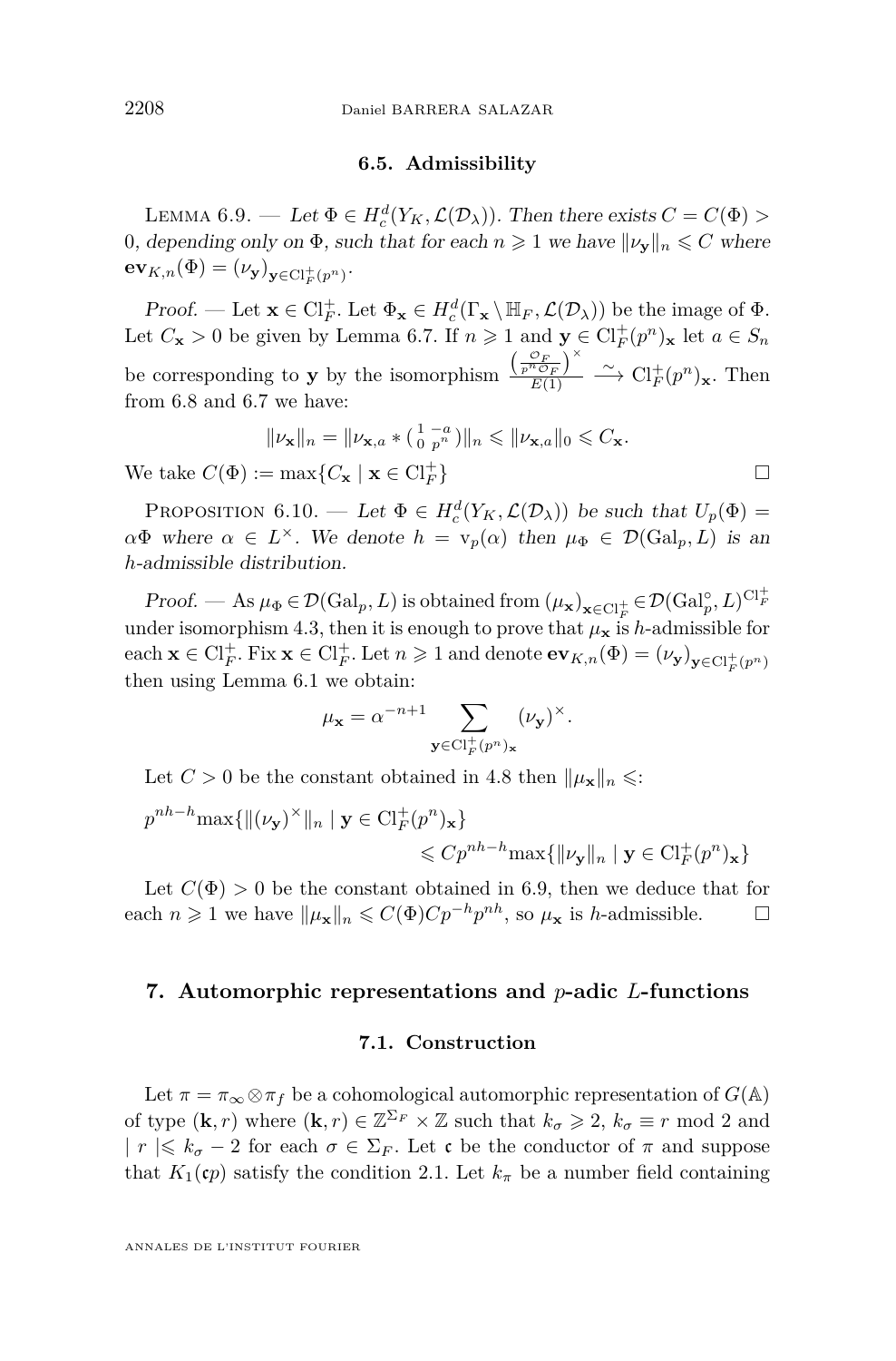### 6.5. Admissibility

Lemma 6.9. — *Let $\Phi \in H_c^d(Y_K, \mathcal{L}(\mathcal{D}_\lambda))$. Then there exists $C = C(\Phi) > 0$, depending only on $\Phi$, such that for each $n \geqslant 1$ we have $\|\nu_{\mathbf{y}}\|_n \leqslant C$ where $\mathbf{ev}_{K,n}(\Phi) = (\nu_{\mathbf{y}})_{\mathbf{y}\in \mathrm{Cl}_F^+(p^n)}$.*

*Proof.* — Let $\mathbf{x} \in \mathrm{Cl}_F^+$. Let $\Phi_{\mathbf{x}} \in H_c^d(\Gamma_{\mathbf{x}} \setminus \mathbb{H}_F, \mathcal{L}(\mathcal{D}_\lambda))$ be the image of $\Phi$. Let $C_{\mathbf{x}} > 0$ be given by Lemma 6.7. If $n \geqslant 1$ and $\mathbf{y} \in \mathrm{Cl}_F^+(p^n)_{\mathbf{x}}$ let $a \in S_n$ be corresponding to $\mathbf{y}$ by the isomorphism $\frac{\left(\frac{\mathcal{O}_F}{p^n\mathcal{O}_F}\right)^\times}{E(1)} \xrightarrow{\sim} \mathrm{Cl}_F^+(p^n)_{\mathbf{x}}$. Then from 6.8 and 6.7 we have:

$$\|\nu_{\mathbf{x}}\|_n = \|\nu_{\mathbf{x},a} * \left(\begin{smallmatrix} 1 & -a \\ 0 & p^n \end{smallmatrix}\right)\|_n \leqslant \|\nu_{\mathbf{x},a}\|_0 \leqslant C_{\mathbf{x}}.$$

We take $C(\Phi) := \max\{C_{\mathbf{x}} \mid \mathbf{x} \in \mathrm{Cl}_F^+\}$ □

Proposition 6.10. — *Let $\Phi \in H_c^d(Y_K, \mathcal{L}(\mathcal{D}_\lambda))$ be such that $U_p(\Phi) = \alpha\Phi$ where $\alpha \in L^\times$. We denote $h = \mathrm{v}_p(\alpha)$ then $\mu_\Phi \in \mathcal{D}(\mathrm{Gal}_p, L)$ is an $h$-admissible distribution.*

*Proof.* — As $\mu_\Phi \in \mathcal{D}(\mathrm{Gal}_p, L)$ is obtained from $(\mu_{\mathbf{x}})_{\mathbf{x}\in\mathrm{Cl}_F^+} \in \mathcal{D}(\mathrm{Gal}_p^\circ, L)^{\mathrm{Cl}_F^+}$ under isomorphism 4.3, then it is enough to prove that $\mu_{\mathbf{x}}$ is $h$-admissible for each $\mathbf{x} \in \mathrm{Cl}_F^+$. Fix $\mathbf{x} \in \mathrm{Cl}_F^+$. Let $n \geqslant 1$ and denote $\mathbf{ev}_{K,n}(\Phi) = (\nu_{\mathbf{y}})_{\mathbf{y}\in\mathrm{Cl}_F^+(p^n)}$ then using Lemma 6.1 we obtain:

$$\mu_{\mathbf{x}} = \alpha^{-n+1} \sum_{\mathbf{y}\in\mathrm{Cl}_F^+(p^n)_{\mathbf{x}}} (\nu_{\mathbf{y}})^\times.$$

Let $C > 0$ be the constant obtained in 4.8 then $\|\mu_{\mathbf{x}}\|_n \leqslant$:

$$p^{nh-h}\max\{\|(\nu_{\mathbf{y}})^\times\|_n \mid \mathbf{y} \in \mathrm{Cl}_F^+(p^n)_{\mathbf{x}}\} \leqslant Cp^{nh-h}\max\{\|\nu_{\mathbf{y}}\|_n \mid \mathbf{y} \in \mathrm{Cl}_F^+(p^n)_{\mathbf{x}}\}$$

Let $C(\Phi) > 0$ be the constant obtained in 6.9, then we deduce that for each $n \geqslant 1$ we have $\|\mu_{\mathbf{x}}\|_n \leqslant C(\Phi)Cp^{-h}p^{nh}$, so $\mu_{\mathbf{x}}$ is $h$-admissible. □

## 7. Automorphic representations and $p$-adic $L$-functions

### 7.1. Construction

Let $\pi = \pi_\infty \otimes \pi_f$ be a cohomological automorphic representation of $G(\mathbb{A})$ of type $(\mathbf{k}, r)$ where $(\mathbf{k}, r) \in \mathbb{Z}^{\Sigma_F} \times \mathbb{Z}$ such that $k_\sigma \geqslant 2$, $k_\sigma \equiv r \bmod 2$ and $|\, r \,| \leqslant k_\sigma - 2$ for each $\sigma \in \Sigma_F$. Let $\mathfrak{c}$ be the conductor of $\pi$ and suppose that $K_1(\mathfrak{c}p)$ satisfy the condition 2.1. Let $k_\pi$ be a number field containing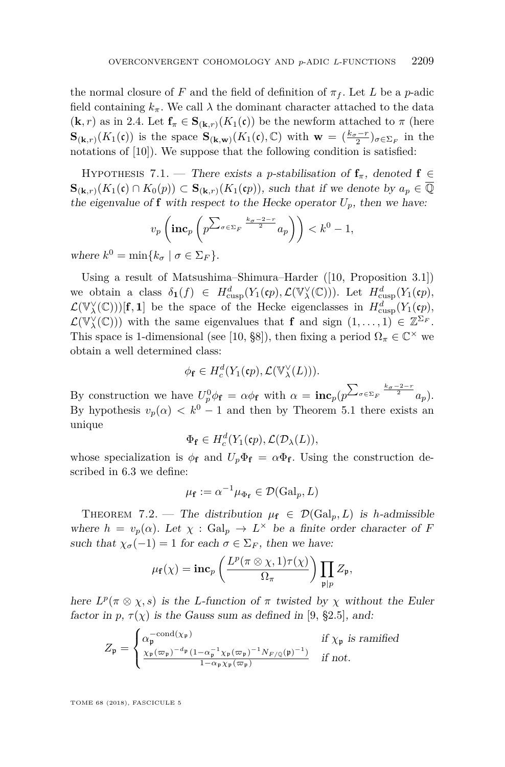the normal closure of $F$ and the field of definition of $\pi_f$. Let $L$ be a $p$-adic field containing $k_\pi$. We call $\lambda$ the dominant character attached to the data $(\mathbf{k}, r)$ as in 2.4. Let $\mathbf{f}_\pi \in \mathbf{S}_{(\mathbf{k},r)}(K_1(\mathfrak{c}))$ be the newform attached to $\pi$ (here $\mathbf{S}_{(\mathbf{k},r)}(K_1(\mathfrak{c}))$ is the space $\mathbf{S}_{(\mathbf{k},\mathbf{w})}(K_1(\mathfrak{c}), \mathbb{C})$ with $\mathbf{w} = (\frac{k_\sigma - r}{2})_{\sigma\in\Sigma_F}$ in the notations of [10]). We suppose that the following condition is satisfied:

Hypothesis 7.1. — *There exists a $p$-stabilisation of $\mathbf{f}_\pi$, denoted $\mathbf{f} \in \mathbf{S}_{(\mathbf{k},r)}(K_1(\mathfrak{c}) \cap K_0(p)) \subset \mathbf{S}_{(\mathbf{k},r)}(K_1(\mathfrak{c}p))$, such that if we denote by $a_p \in \overline{\mathbb{Q}}$ the eigenvalue of $\mathbf{f}$ with respect to the Hecke operator $U_p$, then we have:*

$$v_p\left(\mathbf{inc}_p\left(p^{\sum_{\sigma\in\Sigma_F}\frac{k_\sigma-2-r}{2}}a_p\right)\right) < k^0 - 1,$$

*where $k^0 = \min\{k_\sigma \mid \sigma \in \Sigma_F\}$.*

Using a result of Matsushima–Shimura–Harder ([10, Proposition 3.1]) we obtain a class $\delta_{\mathbf{1}}(f) \in H^d_{\mathrm{cusp}}(Y_1(\mathfrak{c}p), \mathcal{L}(\mathbb{V}^\vee_\lambda(\mathbb{C})))$. Let $H^d_{\mathrm{cusp}}(Y_1(\mathfrak{c}p), \mathcal{L}(\mathbb{V}^\vee_\lambda(\mathbb{C})))[\mathbf{f}, \mathbf{1}]$ be the space of the Hecke eigenclasses in $H^d_{\mathrm{cusp}}(Y_1(\mathfrak{c}p), \mathcal{L}(\mathbb{V}^\vee_\lambda(\mathbb{C})))$ with the same eigenvalues that $\mathbf{f}$ and sign $(1,\ldots,1) \in \mathbb{Z}^{\Sigma_F}$. This space is 1-dimensional (see [10, §8]), then fixing a period $\Omega_\pi \in \mathbb{C}^\times$ we obtain a well determined class:

$$\phi_{\mathbf{f}} \in H^d_c(Y_1(\mathfrak{c}p), \mathcal{L}(\mathbb{V}^\vee_\lambda(L))).$$

By construction we have $U^0_p\phi_{\mathbf{f}} = \alpha\phi_{\mathbf{f}}$ with $\alpha = \mathbf{inc}_p(p^{\sum_{\sigma\in\Sigma_F}\frac{k_\sigma-2-r}{2}}a_p)$. By hypothesis $v_p(\alpha) < k^0 - 1$ and then by Theorem 5.1 there exists an unique

$$\Phi_{\mathbf{f}} \in H^d_c(Y_1(\mathfrak{c}p), \mathcal{L}(\mathcal{D}_\lambda(L)),$$

whose specialization is $\phi_{\mathbf{f}}$ and $U_p\Phi_{\mathbf{f}} = \alpha\Phi_{\mathbf{f}}$. Using the construction described in 6.3 we define:

$$\mu_{\mathbf{f}} := \alpha^{-1}\mu_{\Phi_{\mathbf{f}}} \in \mathcal{D}(\mathrm{Gal}_p, L)$$

Theorem 7.2. — *The distribution $\mu_{\mathbf{f}} \in \mathcal{D}(\mathrm{Gal}_p, L)$ is $h$-admissible where $h = v_p(\alpha)$. Let $\chi : \mathrm{Gal}_p \to L^\times$ be a finite order character of $F$ such that $\chi_\sigma(-1) = 1$ for each $\sigma \in \Sigma_F$, then we have:*

$$\mu_{\mathbf{f}}(\chi) = \mathbf{inc}_p\left(\frac{L^p(\pi\otimes\chi, 1)\tau(\chi)}{\Omega_\pi}\right)\prod_{\mathfrak{p}\mid p} Z_{\mathfrak{p}},$$

*here $L^p(\pi\otimes\chi, s)$ is the $L$-function of $\pi$ twisted by $\chi$ without the Euler factor in $p$, $\tau(\chi)$ is the Gauss sum as defined in [9, §2.5], and:*

$$Z_{\mathfrak{p}} = \begin{cases} \alpha_{\mathfrak{p}}^{-\mathrm{cond}(\chi_{\mathfrak{p}})} & \text{if } \chi_{\mathfrak{p}} \text{ is ramified} \\ \frac{\chi_{\mathfrak{p}}(\varpi_{\mathfrak{p}})^{-d_{\mathfrak{p}}}(1-\alpha_{\mathfrak{p}}^{-1}\chi_{\mathfrak{p}}(\varpi_{\mathfrak{p}})^{-1}N_{F/\mathbb{Q}}(\mathfrak{p})^{-1})}{1-\alpha_{\mathfrak{p}}\chi_{\mathfrak{p}}(\varpi_{\mathfrak{p}})} & \text{if not.} \end{cases}$$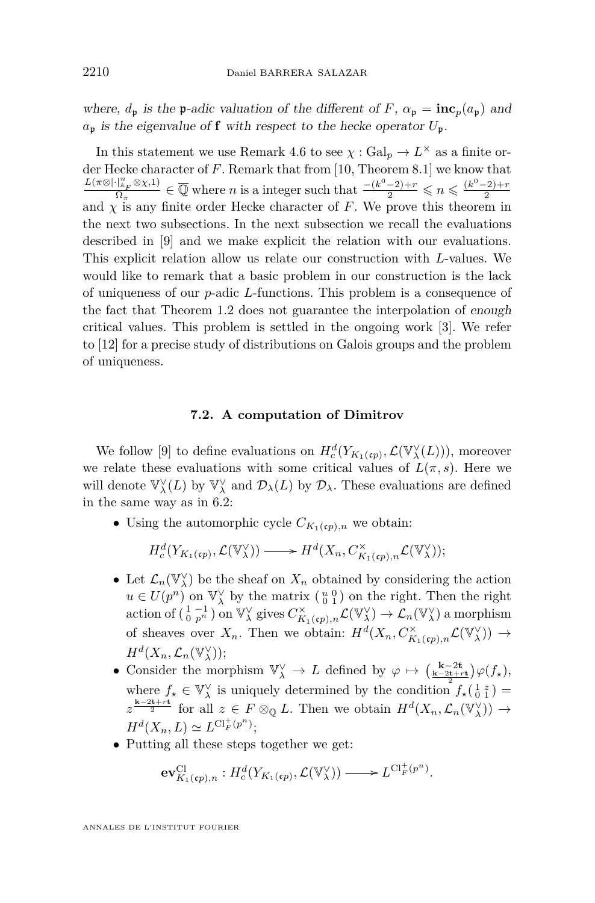*where, $d_{\mathfrak{p}}$ is the $\mathfrak{p}$-adic valuation of the different of $F$, $\alpha_{\mathfrak{p}} = \mathbf{inc}_p(a_{\mathfrak{p}})$ and $a_{\mathfrak{p}}$ is the eigenvalue of $\mathbf{f}$ with respect to the hecke operator $U_{\mathfrak{p}}$.*

In this statement we use Remark 4.6 to see $\chi : \mathrm{Gal}_p \to L^\times$ as a finite order Hecke character of $F$. Remark that from [10, Theorem 8.1] we know that $\frac{L(\pi\otimes|\cdot|^n_{\mathbb{A}_F}\otimes\chi,1)}{\Omega_\pi} \in \overline{\mathbb{Q}}$ where $n$ is a integer such that $\frac{-(k^0-2)+r}{2} \leqslant n \leqslant \frac{(k^0-2)+r}{2}$ and $\chi$ is any finite order Hecke character of $F$. We prove this theorem in the next two subsections. In the next subsection we recall the evaluations described in [9] and we make explicit the relation with our evaluations. This explicit relation allow us relate our construction with $L$-values. We would like to remark that a basic problem in our construction is the lack of uniqueness of our $p$-adic $L$-functions. This problem is a consequence of the fact that Theorem 1.2 does not guarantee the interpolation of *enough* critical values. This problem is settled in the ongoing work [3]. We refer to [12] for a precise study of distributions on Galois groups and the problem of uniqueness.

### 7.2. A computation of Dimitrov

We follow [9] to define evaluations on $H^d_c(Y_{K_1(\mathfrak{c}p)}, \mathcal{L}(\mathbb{V}^\vee_\lambda(L)))$, moreover we relate these evaluations with some critical values of $L(\pi, s)$. Here we will denote $\mathbb{V}^\vee_\lambda(L)$ by $\mathbb{V}^\vee_\lambda$ and $\mathcal{D}_\lambda(L)$ by $\mathcal{D}_\lambda$. These evaluations are defined in the same way as in 6.2:

- Using the automorphic cycle $C_{K_1(\mathfrak{c}p),n}$ we obtain:
$$H^d_c(Y_{K_1(\mathfrak{c}p)}, \mathcal{L}(\mathbb{V}^\vee_\lambda)) \longrightarrow H^d(X_n, C^\times_{K_1(\mathfrak{c}p),n}\mathcal{L}(\mathbb{V}^\vee_\lambda));$$
- Let $\mathcal{L}_n(\mathbb{V}^\vee_\lambda)$ be the sheaf on $X_n$ obtained by considering the action $u \in U(p^n)$ on $\mathbb{V}^\vee_\lambda$ by the matrix $\left(\begin{smallmatrix} u & 0 \\ 0 & 1 \end{smallmatrix}\right)$ on the right. Then the right action of $\left(\begin{smallmatrix} 1 & -1 \\ 0 & p^n \end{smallmatrix}\right)$ on $\mathbb{V}^\vee_\lambda$ gives $C^\times_{K_1(\mathfrak{c}p),n}\mathcal{L}(\mathbb{V}^\vee_\lambda) \to \mathcal{L}_n(\mathbb{V}^\vee_\lambda)$ a morphism of sheaves over $X_n$. Then we obtain: $H^d(X_n, C^\times_{K_1(\mathfrak{c}p),n}\mathcal{L}(\mathbb{V}^\vee_\lambda)) \to H^d(X_n, \mathcal{L}_n(\mathbb{V}^\vee_\lambda))$;
- Consider the morphism $\mathbb{V}^\vee_\lambda \to L$ defined by $\varphi \mapsto \binom{\mathbf{k}-2\mathbf{t}}{\frac{\mathbf{k}-2\mathbf{t}+r\mathbf{t}}{2}}\varphi(f_\star)$, where $f_\star \in \mathbb{V}^\vee_\lambda$ is uniquely determined by the condition $f_\star\left(\begin{smallmatrix} 1 & z \\ 0 & 1 \end{smallmatrix}\right) = z^{\frac{\mathbf{k}-2\mathbf{t}+r\mathbf{t}}{2}}$ for all $z \in F \otimes_{\mathbb{Q}} L$. Then we obtain $H^d(X_n, \mathcal{L}_n(\mathbb{V}^\vee_\lambda)) \to H^d(X_n, L) \simeq L^{\mathrm{Cl}^+_F(p^n)}$;
- Putting all these steps together we get:
$$\mathbf{ev}^{\mathrm{Cl}}_{K_1(\mathfrak{c}p),n} : H^d_c(Y_{K_1(\mathfrak{c}p)}, \mathcal{L}(\mathbb{V}^\vee_\lambda)) \longrightarrow L^{\mathrm{Cl}^+_F(p^n)}.$$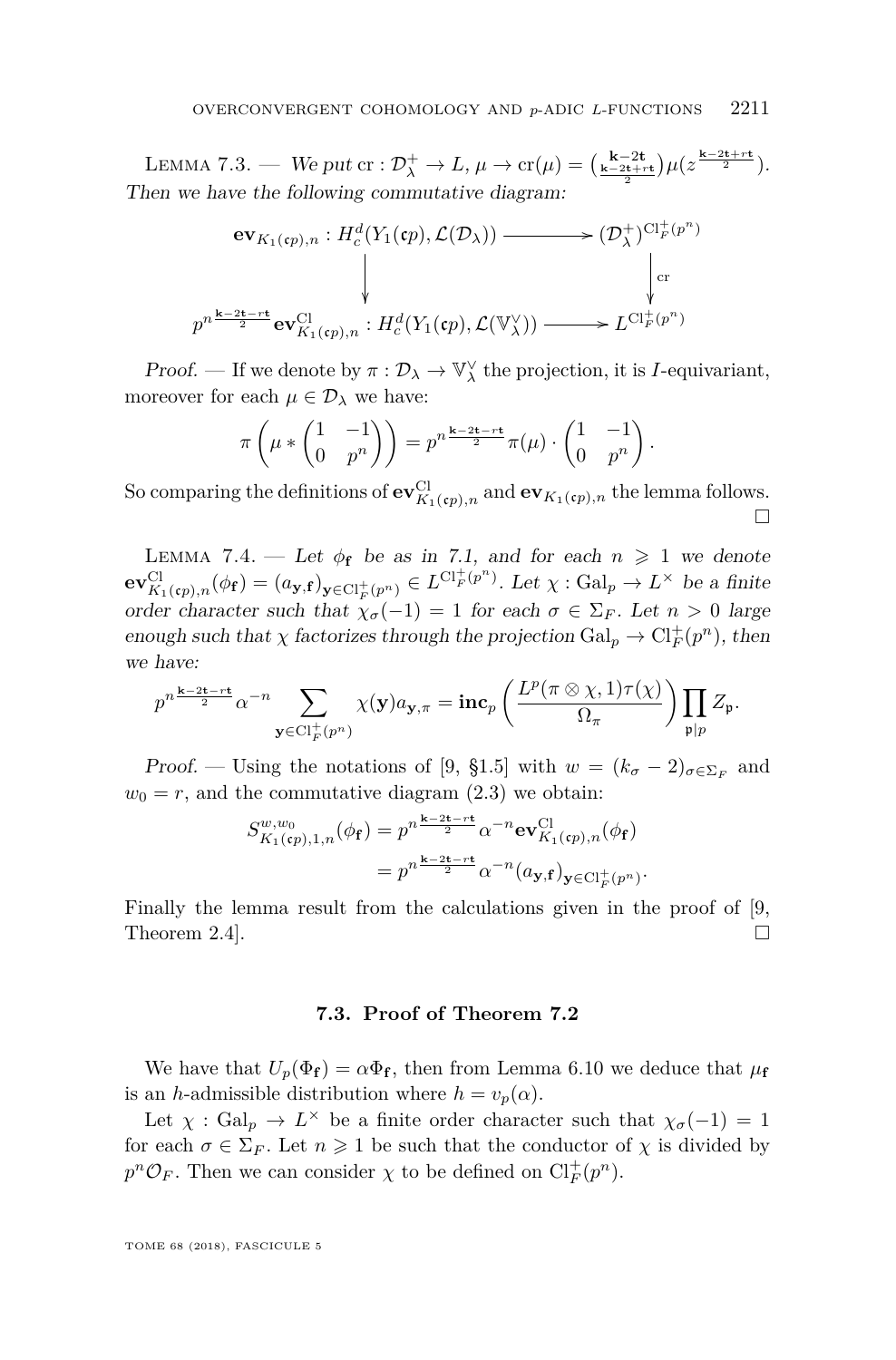Lemma 7.3. — *We put* $\mathrm{cr} : \mathcal{D}_\lambda^+ \to L$, $\mu \to \mathrm{cr}(\mu) = \binom{\mathbf{k}-2\mathbf{t}}{\frac{\mathbf{k}-2\mathbf{t}+r\mathbf{t}}{2}}\mu(z^{\frac{\mathbf{k}-2\mathbf{t}+r\mathbf{t}}{2}})$. *Then we have the following commutative diagram:*

$$\begin{array}{ccc}
\mathbf{ev}_{K_1(\mathfrak{c}p),n} : H_c^d(Y_1(\mathfrak{c}p), \mathcal{L}(\mathcal{D}_\lambda)) & \longrightarrow & (\mathcal{D}_\lambda^+)^{\mathrm{Cl}_F^+(p^n)} \\
\big\downarrow & & \big\downarrow \mathrm{cr} \\
p^{n\frac{\mathbf{k}-2\mathbf{t}-r\mathbf{t}}{2}}\mathbf{ev}^{\mathrm{Cl}}_{K_1(\mathfrak{c}p),n} : H_c^d(Y_1(\mathfrak{c}p), \mathcal{L}(\mathbb{V}_\lambda^\vee)) & \longrightarrow & L^{\mathrm{Cl}_F^+(p^n)}
\end{array}$$

*Proof.* — If we denote by $\pi : \mathcal{D}_\lambda \to \mathbb{V}_\lambda^\vee$ the projection, it is $I$-equivariant, moreover for each $\mu \in \mathcal{D}_\lambda$ we have:

$$\pi\left(\mu * \begin{pmatrix} 1 & -1 \\ 0 & p^n \end{pmatrix}\right) = p^{n\frac{\mathbf{k}-2\mathbf{t}-r\mathbf{t}}{2}}\pi(\mu)\cdot\begin{pmatrix} 1 & -1 \\ 0 & p^n \end{pmatrix}.$$

So comparing the definitions of $\mathbf{ev}^{\mathrm{Cl}}_{K_1(\mathfrak{c}p),n}$ and $\mathbf{ev}_{K_1(\mathfrak{c}p),n}$ the lemma follows. □

Lemma 7.4. — *Let $\phi_{\mathbf{f}}$ be as in 7.1, and for each $n \geqslant 1$ we denote $\mathbf{ev}^{\mathrm{Cl}}_{K_1(\mathfrak{c}p),n}(\phi_{\mathbf{f}}) = (a_{\mathbf{y},\mathbf{f}})_{\mathbf{y}\in\mathrm{Cl}_F^+(p^n)} \in L^{\mathrm{Cl}_F^+(p^n)}$. Let $\chi : \mathrm{Gal}_p \to L^\times$ be a finite order character such that $\chi_\sigma(-1) = 1$ for each $\sigma \in \Sigma_F$. Let $n > 0$ large enough such that $\chi$ factorizes through the projection $\mathrm{Gal}_p \to \mathrm{Cl}_F^+(p^n)$, then we have:*

$$p^{n\frac{\mathbf{k}-2\mathbf{t}}{2}}\alpha^{-n}\sum_{\mathbf{y}\in\mathrm{Cl}_F^+(p^n)}\chi(\mathbf{y})a_{\mathbf{y},\pi} = \mathbf{inc}_p\left(\frac{L^p(\pi\otimes\chi,1)\tau(\chi)}{\Omega_\pi}\right)\prod_{\mathfrak{p}|p}Z_{\mathfrak{p}}.$$

*Proof.* — Using the notations of [9, §1.5] with $w = (k_\sigma - 2)_{\sigma\in\Sigma_F}$ and $w_0 = r$, and the commutative diagram (2.3) we obtain:

$$\begin{aligned}
S^{w,w_0}_{K_1(\mathfrak{c}p),1,n}(\phi_{\mathbf{f}}) &= p^{n\frac{\mathbf{k}-2\mathbf{t}-r\mathbf{t}}{2}}\alpha^{-n}\mathbf{ev}^{\mathrm{Cl}}_{K_1(\mathfrak{c}p),n}(\phi_{\mathbf{f}}) \\
&= p^{n\frac{\mathbf{k}-2\mathbf{t}-r\mathbf{t}}{2}}\alpha^{-n}(a_{\mathbf{y},\mathbf{f}})_{\mathbf{y}\in\mathrm{Cl}_F^+(p^n)}.
\end{aligned}$$

Finally the lemma result from the calculations given in the proof of [9, Theorem 2.4]. □

### 7.3. Proof of Theorem 7.2

We have that $U_p(\Phi_{\mathbf{f}}) = \alpha\Phi_{\mathbf{f}}$, then from Lemma 6.10 we deduce that $\mu_{\mathbf{f}}$ is an $h$-admissible distribution where $h = v_p(\alpha)$.

Let $\chi : \mathrm{Gal}_p \to L^\times$ be a finite order character such that $\chi_\sigma(-1) = 1$ for each $\sigma \in \Sigma_F$. Let $n \geqslant 1$ be such that the conductor of $\chi$ is divided by $p^n\mathcal{O}_F$. Then we can consider $\chi$ to be defined on $\mathrm{Cl}_F^+(p^n)$.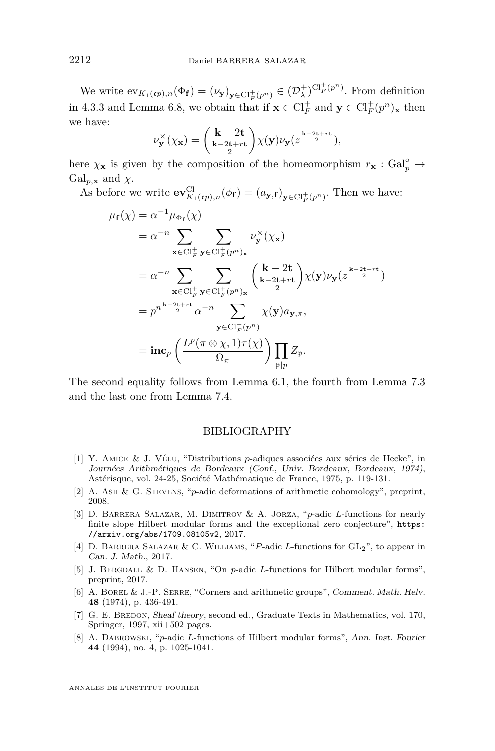We write $\mathrm{ev}_{K_1(\mathfrak{c}p),n}(\Phi_{\mathbf{f}}) = (\nu_{\mathbf{y}})_{\mathbf{y}\in \mathrm{Cl}_F^+(p^n)} \in (\mathcal{D}_\lambda^+)^{\mathrm{Cl}_F^+(p^n)}$. From definition in 4.3.3 and Lemma 6.8, we obtain that if $\mathbf{x}\in \mathrm{Cl}_F^+$ and $\mathbf{y}\in \mathrm{Cl}_F^+(p^n)_{\mathbf{x}}$ then we have:

$$\nu_{\mathbf{y}}^\times(\chi_{\mathbf{x}}) = \binom{\mathbf{k}-2\mathbf{t}}{\frac{\mathbf{k}-2\mathbf{t}+r\mathbf{t}}{2}}\chi(\mathbf{y})\nu_{\mathbf{y}}(z^{\frac{\mathbf{k}-2\mathbf{t}+r\mathbf{t}}{2}}),$$

here $\chi_{\mathbf{x}}$ is given by the composition of the homeomorphism $r_{\mathbf{x}} : \mathrm{Gal}_p^\circ \to \mathrm{Gal}_{p,\mathbf{x}}$ and $\chi$.

As before we write $\mathbf{ev}^{\mathrm{Cl}}_{K_1(\mathfrak{c}p),n}(\phi_{\mathbf{f}}) = (a_{\mathbf{y},\mathbf{f}})_{\mathbf{y}\in \mathrm{Cl}_F^+(p^n)}$. Then we have:

$$\begin{aligned}
\mu_{\mathbf{f}}(\chi) &= \alpha^{-1}\mu_{\Phi_{\mathbf{f}}}(\chi)\\
&= \alpha^{-n}\sum_{\mathbf{x}\in \mathrm{Cl}_F^+}\sum_{\mathbf{y}\in \mathrm{Cl}_F^+(p^n)_{\mathbf{x}}} \nu_{\mathbf{y}}^\times(\chi_{\mathbf{x}})\\
&= \alpha^{-n}\sum_{\mathbf{x}\in \mathrm{Cl}_F^+}\sum_{\mathbf{y}\in \mathrm{Cl}_F^+(p^n)_{\mathbf{x}}} \binom{\mathbf{k}-2\mathbf{t}}{\frac{\mathbf{k}-2\mathbf{t}+r\mathbf{t}}{2}}\chi(\mathbf{y})\nu_{\mathbf{y}}(z^{\frac{\mathbf{k}-2\mathbf{t}+r\mathbf{t}}{2}})\\
&= p^{n\frac{\mathbf{k}-2\mathbf{t}+r\mathbf{t}}{2}}\alpha^{-n}\sum_{\mathbf{y}\in \mathrm{Cl}_F^+(p^n)}\chi(\mathbf{y})a_{\mathbf{y},\pi},\\
&= \mathbf{inc}_p\left(\frac{L^p(\pi\otimes\chi,1)\tau(\chi)}{\Omega_\pi}\right)\prod_{\mathfrak{p}\mid p} Z_{\mathfrak{p}}.
\end{aligned}$$

The second equality follows from Lemma 6.1, the fourth from Lemma 7.3 and the last one from Lemma 7.4.

## BIBLIOGRAPHY

[1] Y. Amice & J. Vélu, "Distributions $p$-adiques associées aux séries de Hecke", in *Journées Arithmétiques de Bordeaux (Conf., Univ. Bordeaux, Bordeaux, 1974)*, Astérisque, vol. 24-25, Société Mathématique de France, 1975, p. 119-131.

[2] A. Ash & G. Stevens, "$p$-adic deformations of arithmetic cohomology", preprint, 2008.

[3] D. Barrera Salazar, M. Dimitrov & A. Jorza, "$p$-adic $L$-functions for nearly finite slope Hilbert modular forms and the exceptional zero conjecture", `https://arxiv.org/abs/1709.08105v2`, 2017.

[4] D. Barrera Salazar & C. Williams, "$P$-adic $L$-functions for $\mathrm{GL}_2$", to appear in *Can. J. Math.*, 2017.

[5] J. Bergdall & D. Hansen, "On $p$-adic $L$-functions for Hilbert modular forms", preprint, 2017.

[6] A. Borel & J.-P. Serre, "Corners and arithmetic groups", *Comment. Math. Helv.* **48** (1974), p. 436-491.

[7] G. E. Bredon, *Sheaf theory*, second ed., Graduate Texts in Mathematics, vol. 170, Springer, 1997, xii+502 pages.

[8] A. Dabrowski, "$p$-adic $L$-functions of Hilbert modular forms", *Ann. Inst. Fourier* **44** (1994), no. 4, p. 1025-1041.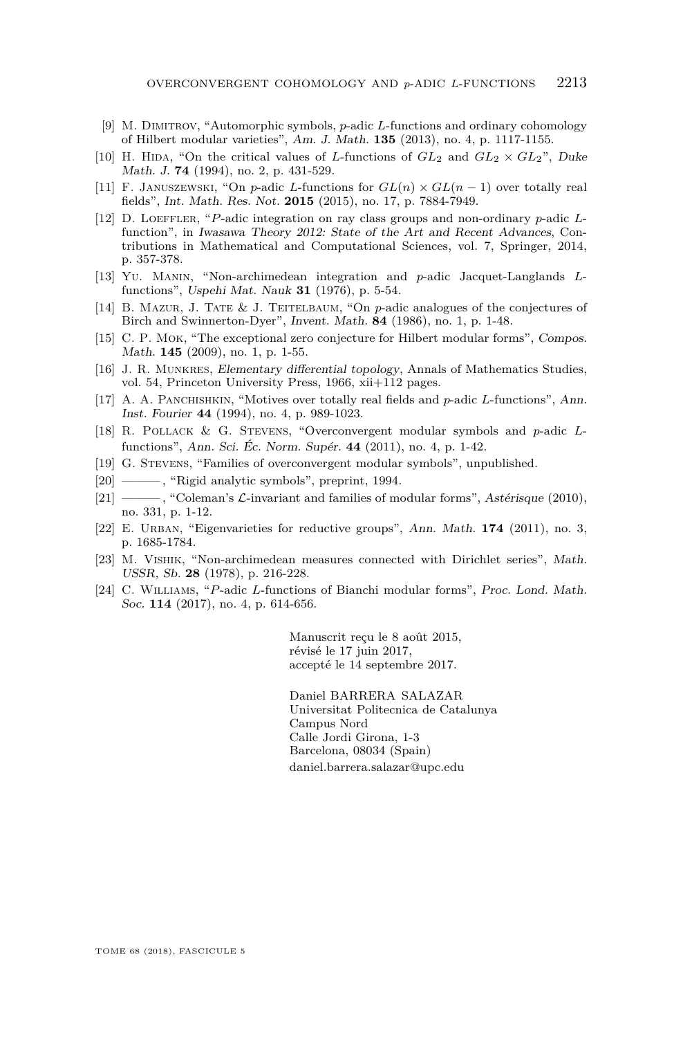[9] M. Dimitrov, "Automorphic symbols, $p$-adic $L$-functions and ordinary cohomology of Hilbert modular varieties", *Am. J. Math.* **135** (2013), no. 4, p. 1117-1155.

[10] H. Hida, "On the critical values of $L$-functions of $GL_2$ and $GL_2 \times GL_2$", *Duke Math. J.* **74** (1994), no. 2, p. 431-529.

[11] F. Januszewski, "On $p$-adic $L$-functions for $GL(n) \times GL(n-1)$ over totally real fields", *Int. Math. Res. Not.* **2015** (2015), no. 17, p. 7884-7949.

[12] D. Loeffler, "$P$-adic integration on ray class groups and non-ordinary $p$-adic $L$-function", in *Iwasawa Theory 2012: State of the Art and Recent Advances*, Contributions in Mathematical and Computational Sciences, vol. 7, Springer, 2014, p. 357-378.

[13] Yu. Manin, "Non-archimedean integration and $p$-adic Jacquet-Langlands $L$-functions", *Uspehi Mat. Nauk* **31** (1976), p. 5-54.

[14] B. Mazur, J. Tate & J. Teitelbaum, "On $p$-adic analogues of the conjectures of Birch and Swinnerton-Dyer", *Invent. Math.* **84** (1986), no. 1, p. 1-48.

[15] C. P. Mok, "The exceptional zero conjecture for Hilbert modular forms", *Compos. Math.* **145** (2009), no. 1, p. 1-55.

[16] J. R. Munkres, *Elementary differential topology*, Annals of Mathematics Studies, vol. 54, Princeton University Press, 1966, xii+112 pages.

[17] A. A. Panchishkin, "Motives over totally real fields and $p$-adic $L$-functions", *Ann. Inst. Fourier* **44** (1994), no. 4, p. 989-1023.

[18] R. Pollack & G. Stevens, "Overconvergent modular symbols and $p$-adic $L$-functions", *Ann. Sci. Éc. Norm. Supér.* **44** (2011), no. 4, p. 1-42.

[19] G. Stevens, "Families of overconvergent modular symbols", unpublished.

[20] ———, "Rigid analytic symbols", preprint, 1994.

[21] ———, "Coleman's $\mathcal{L}$-invariant and families of modular forms", *Astérisque* (2010), no. 331, p. 1-12.

[22] E. Urban, "Eigenvarieties for reductive groups", *Ann. Math.* **174** (2011), no. 3, p. 1685-1784.

[23] M. Vishik, "Non-archimedean measures connected with Dirichlet series", *Math. USSR, Sb.* **28** (1978), p. 216-228.

[24] C. Williams, "$P$-adic $L$-functions of Bianchi modular forms", *Proc. Lond. Math. Soc.* **114** (2017), no. 4, p. 614-656.

Manuscrit reçu le 8 août 2015,
révisé le 17 juin 2017,
accepté le 14 septembre 2017.

Daniel BARRERA SALAZAR
Universitat Politecnica de Catalunya
Campus Nord
Calle Jordi Girona, 1-3
Barcelona, 08034 (Spain)
daniel.barrera.salazar@upc.edu